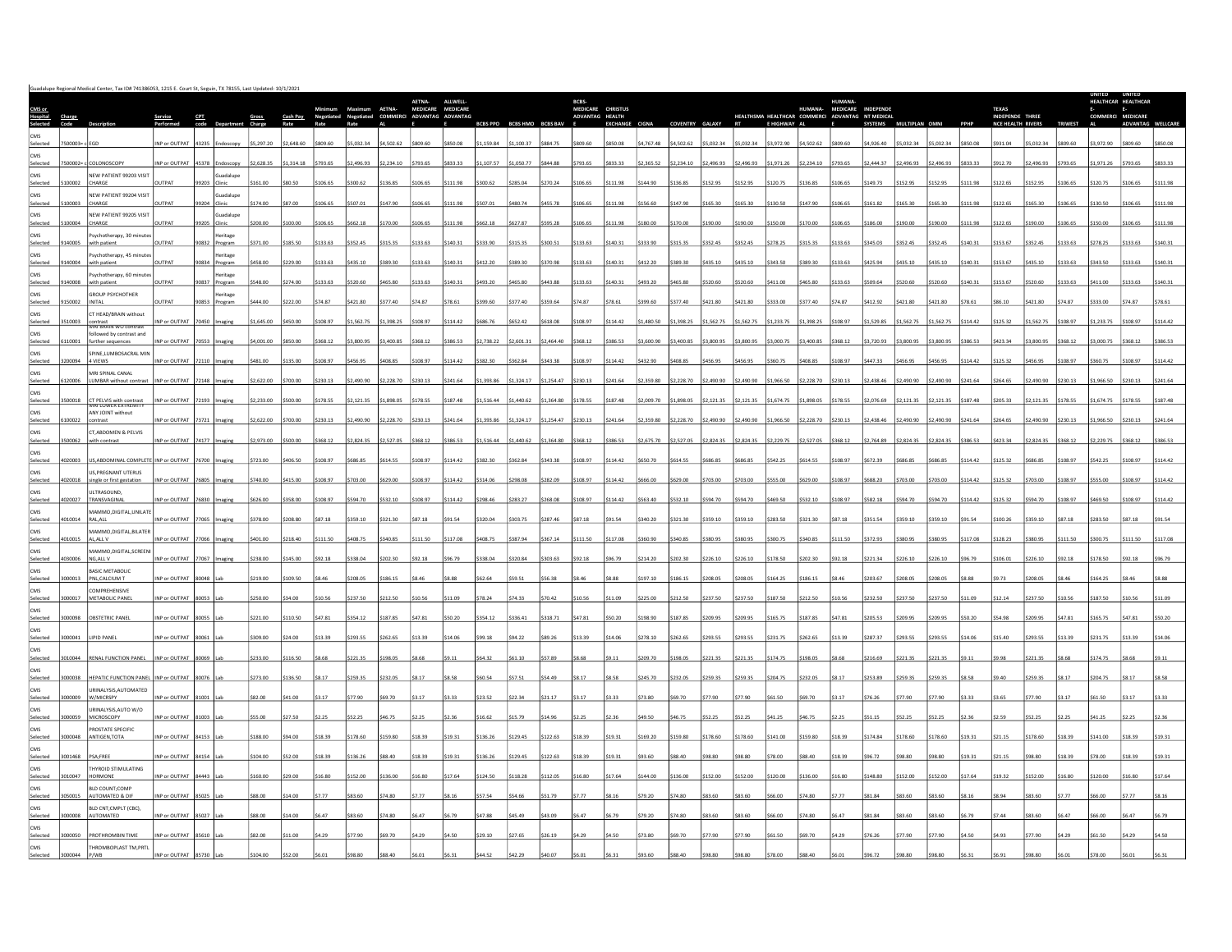Guadalupe Regional Medical Center, Tax ID# 741386053, 1215 E. Court St, Seguin, TX 78155, Last Updated: 10/1/2021

| CMS or Hospital Selected | Charge Code | Description | Service Performed | CPT code | Department | Gross Charge | Cash Pay Rate | Minimum Negotiated Rate | Maximum Negotiated Rate | AETNA-COMMERCIAL | AETNA-MEDICARE ADVANTAGE | ALLWELL-MEDICARE ADVANTAGE | BCBS PPO | BCBS HMO | BCBS BAV | BCBS-MEDICARE ADVANTAGE | CHRISTUS HEALTH EXCHANGE | CIGNA | COVENTRY | GALAXY | HEALTHSMART | HEALTHCARE HIGHWAY | HUMANA-COMMERCIAL | HUMANA-MEDICARE ADVANTAGE | INDEPENDENT MEDICAL SYSTEMS | MULTIPLAN | OMNI | PPHP | TEXAS INDEPENDENCE HEALTH | THREE RIVERS | TRIWEST | UNITED HEALTHCARE-COMMERCIAL | UNITED HEALTHCARE-MEDICARE ADVANTAGE | WELLCARE |
|---|---|---|---|---|---|---|---|---|---|---|---|---|---|---|---|---|---|---|---|---|---|---|---|---|---|---|---|---|---|---|---|---|---|---|
| CMS Selected | 7500003-c | EGD | INP or OUTPAT | 43235 | Endoscopy | $5,297.20 | $2,648.60 | $809.60 | $5,032.34 | $4,502.62 | $809.60 | $850.08 | $1,159.84 | $1,100.37 | $884.75 | $809.60 | $850.08 | $4,767.48 | $4,502.62 | $5,032.34 | $5,032.34 | $3,972.90 | $4,502.62 | $809.60 | $4,926.40 | $5,032.34 | $5,032.34 | $850.08 | $931.04 | $5,032.34 | $809.60 | $3,972.90 | $809.60 | $850.08 |
| CMS Selected | 7500002-c | COLONOSCOPY | INP or OUTPAT | 45378 | Endoscopy | $2,628.35 | $1,314.18 | $793.65 | $2,496.93 | $2,234.10 | $793.65 | $833.33 | $1,107.57 | $1,050.77 | $844.88 | $793.65 | $833.33 | $2,365.52 | $2,234.10 | $2,496.93 | $2,496.93 | $1,971.26 | $2,234.10 | $793.65 | $2,444.37 | $2,496.93 | $2,496.93 | $833.33 | $912.70 | $2,496.93 | $793.65 | $1,971.26 | $793.65 | $833.33 |
| CMS Selected | 5100002 | NEW PATIENT 99203 VISIT CHARGE | OUTPAT | 99203 | Guadalupe Clinic | $161.00 | $80.50 | $106.65 | $300.62 | $136.85 | $106.65 | $111.98 | $300.62 | $285.04 | $270.24 | $106.65 | $111.98 | $144.90 | $136.85 | $152.95 | $152.95 | $120.75 | $136.85 | $106.65 | $149.73 | $152.95 | $152.95 | $111.98 | $122.65 | $152.95 | $106.65 | $120.75 | $106.65 | $111.98 |
| CMS Selected | 5100003 | NEW PATIENT 99204 VISIT CHARGE | OUTPAT | 99204 | Guadalupe Clinic | $174.00 | $87.00 | $106.65 | $507.01 | $147.90 | $106.65 | $111.98 | $507.01 | $480.74 | $455.78 | $106.65 | $111.98 | $156.60 | $147.90 | $165.30 | $165.30 | $130.50 | $147.90 | $106.65 | $161.82 | $165.30 | $165.30 | $111.98 | $122.65 | $165.30 | $106.65 | $130.50 | $106.65 | $111.98 |
| CMS Selected | 5100004 | NEW PATIENT 99205 VISIT CHARGE | OUTPAT | 99205 | Guadalupe Clinic | $200.00 | $100.00 | $106.65 | $662.18 | $170.00 | $106.65 | $111.98 | $662.18 | $627.87 | $595.28 | $106.65 | $111.98 | $180.00 | $170.00 | $190.00 | $190.00 | $150.00 | $170.00 | $106.65 | $186.00 | $190.00 | $190.00 | $111.98 | $122.65 | $190.00 | $106.65 | $150.00 | $106.65 | $111.98 |
| CMS Selected | 9140005 | Psychotherapy, 30 minutes with patient | OUTPAT | 90832 | Heritage Program | $371.00 | $185.50 | $133.63 | $352.45 | $315.35 | $133.63 | $140.31 | $333.90 | $315.35 | $300.51 | $133.63 | $140.31 | $333.90 | $315.35 | $352.45 | $352.45 | $278.25 | $315.35 | $133.63 | $345.03 | $352.45 | $352.45 | $140.31 | $153.67 | $352.45 | $133.63 | $278.25 | $133.63 | $140.31 |
| CMS Selected | 9140004 | Psychotherapy, 45 minutes with patient | OUTPAT | 90834 | Heritage Program | $458.00 | $229.00 | $133.63 | $435.10 | $389.30 | $133.63 | $140.31 | $412.20 | $389.30 | $370.98 | $133.63 | $140.31 | $412.20 | $389.30 | $435.10 | $435.10 | $343.50 | $389.30 | $133.63 | $425.94 | $435.10 | $435.10 | $140.31 | $153.67 | $435.10 | $133.63 | $343.50 | $133.63 | $140.31 |
| CMS Selected | 9140008 | Psychotherapy, 60 minutes with patient | OUTPAT | 90837 | Heritage Program | $548.00 | $274.00 | $133.63 | $520.60 | $465.80 | $133.63 | $140.31 | $493.20 | $465.80 | $443.88 | $133.63 | $140.31 | $493.20 | $465.80 | $520.60 | $520.60 | $411.00 | $465.80 | $133.63 | $509.64 | $520.60 | $520.60 | $140.31 | $153.67 | $520.60 | $133.63 | $411.00 | $133.63 | $140.31 |
| CMS Selected | 9150002 | GROUP PSYCHOTHER INITAL | OUTPAT | 90853 | Heritage Program | $444.00 | $222.00 | $74.87 | $421.80 | $377.40 | $74.87 | $78.61 | $399.60 | $377.40 | $359.64 | $74.87 | $78.61 | $399.60 | $377.40 | $421.80 | $421.80 | $333.00 | $377.40 | $74.87 | $412.92 | $421.80 | $421.80 | $78.61 | $86.10 | $421.80 | $74.87 | $333.00 | $74.87 | $78.61 |
| CMS Selected | 3510003 | CT HEAD/BRAIN without contrast | OUTPAT | 70450 | Imaging | $1,645.00 | $450.00 | $108.97 | $1,562.75 | $1,398.25 | $108.97 | $114.42 | $686.76 | $652.42 | $618.08 | $108.97 | $114.42 | $1,480.50 | $1,398.25 | $1,562.75 | $1,562.75 | $1,233.75 | $1,398.25 | $108.97 | $1,529.85 | $1,562.75 | $1,562.75 | $114.42 | $125.32 | $1,562.75 | $108.97 | $1,233.75 | $108.97 | $114.42 |
| CMS Selected | 6110001 | MRI BRAIN W/O contrast followed by contrast and further sequences | INP or OUTPAT | 70553 | Imaging | $4,001.00 | $850.00 | $368.12 | $3,800.95 | $3,400.85 | $368.12 | $386.53 | $2,738.22 | $2,601.31 | $2,464.40 | $368.12 | $386.53 | $3,600.90 | $3,400.85 | $3,800.95 | $3,800.95 | $3,000.75 | $3,400.85 | $368.12 | $3,720.93 | $3,800.95 | $3,800.95 | $386.53 | $423.34 | $3,800.95 | $368.12 | $3,000.75 | $368.12 | $386.53 |
| CMS Selected | 3200094 | SPINE,LUMBOSACRAL MIN 4 VIEWS | INP or OUTPAT | 72110 | Imaging | $481.00 | $135.00 | $108.97 | $456.95 | $408.85 | $108.97 | $114.42 | $382.30 | $362.84 | $343.38 | $108.97 | $114.42 | $432.90 | $408.85 | $456.95 | $456.95 | $360.75 | $408.85 | $108.97 | $447.33 | $456.95 | $456.95 | $114.42 | $125.32 | $456.95 | $108.97 | $360.75 | $108.97 | $114.42 |
| CMS Selected | 6120006 | MRI SPINAL CANAL LUMBAR without contrast | INP or OUTPAT | 72148 | Imaging | $2,622.00 | $700.00 | $230.13 | $2,490.90 | $2,228.70 | $230.13 | $241.64 | $1,393.86 | $1,324.17 | $1,254.47 | $230.13 | $241.64 | $2,359.80 | $2,228.70 | $2,490.90 | $2,490.90 | $1,966.50 | $2,228.70 | $230.13 | $2,438.46 | $2,490.90 | $2,490.90 | $241.64 | $264.65 | $2,490.90 | $230.13 | $1,966.50 | $230.13 | $241.64 |
| CMS Selected | 3500018 | CT PELVIS with contrast | INP or OUTPAT | 72193 | Imaging | $2,233.00 | $500.00 | $178.55 | $2,121.35 | $1,898.05 | $178.55 | $187.48 | $1,516.44 | $1,440.62 | $1,364.80 | $178.55 | $187.48 | $2,009.70 | $1,898.05 | $2,121.35 | $2,121.35 | $1,674.75 | $1,898.05 | $178.55 | $2,076.69 | $2,121.35 | $2,121.35 | $187.48 | $205.33 | $2,121.35 | $178.55 | $1,674.75 | $178.55 | $187.48 |
| CMS Selected | 6100022 | MRI LOWER EXTREMITY ANY JOINT without contrast | INP or OUTPAT | 73721 | Imaging | $2,622.00 | $700.00 | $230.13 | $2,490.90 | $2,228.70 | $230.13 | $241.64 | $1,393.86 | $1,324.17 | $1,254.47 | $230.13 | $241.64 | $2,359.80 | $2,228.70 | $2,490.90 | $2,490.90 | $1,966.50 | $2,228.70 | $230.13 | $2,438.46 | $2,490.90 | $2,490.90 | $241.64 | $264.65 | $2,490.90 | $230.13 | $1,966.50 | $230.13 | $241.64 |
| CMS Selected | 3500062 | CT,ABDOMEN & PELVIS with contrast | INP or OUTPAT | 74177 | Imaging | $2,973.00 | $500.00 | $368.12 | $2,824.35 | $2,527.05 | $368.12 | $386.53 | $1,516.44 | $1,440.62 | $1,364.80 | $368.12 | $386.53 | $2,675.70 | $2,527.05 | $2,824.35 | $2,824.35 | $2,229.75 | $2,527.05 | $368.12 | $2,764.89 | $2,824.35 | $2,824.35 | $386.53 | $423.34 | $2,824.35 | $368.12 | $2,229.75 | $368.12 | $386.53 |
| CMS Selected | 4020003 | US,ABDOMINAL COMPLETE | INP or OUTPAT | 76700 | Imaging | $723.00 | $406.50 | $108.97 | $686.85 | $614.55 | $108.97 | $114.42 | $382.30 | $362.84 | $343.38 | $108.97 | $114.42 | $650.70 | $614.55 | $686.85 | $686.85 | $542.25 | $614.55 | $108.97 | $672.39 | $686.85 | $686.85 | $114.42 | $125.32 | $686.85 | $108.97 | $542.25 | $108.97 | $114.42 |
| CMS Selected | 4020018 | US,PREGNANT UTERUS single or first gestation | INP or OUTPAT | 76805 | Imaging | $740.00 | $415.00 | $108.97 | $703.00 | $629.00 | $108.97 | $114.42 | $314.06 | $298.08 | $282.09 | $108.97 | $114.42 | $666.00 | $629.00 | $703.00 | $703.00 | $555.00 | $629.00 | $108.97 | $688.20 | $703.00 | $703.00 | $114.42 | $125.32 | $703.00 | $108.97 | $555.00 | $108.97 | $114.42 |
| CMS Selected | 4020027 | ULTRASOUND, TRANSVAGINAL | INP or OUTPAT | 76830 | Imaging | $626.00 | $358.00 | $108.97 | $594.70 | $532.10 | $108.97 | $114.42 | $298.46 | $283.27 | $268.08 | $108.97 | $114.42 | $563.40 | $532.10 | $594.70 | $594.70 | $469.50 | $532.10 | $108.97 | $582.18 | $594.70 | $594.70 | $114.42 | $125.32 | $594.70 | $108.97 | $469.50 | $108.97 | $114.42 |
| CMS Selected | 4010014 | MAMMO,DIGITAL,UNILATERAL,ALL | INP or OUTPAT | 77065 | Imaging | $378.00 | $208.80 | $87.18 | $359.10 | $321.30 | $87.18 | $91.54 | $320.04 | $303.75 | $287.46 | $87.18 | $91.54 | $340.20 | $321.30 | $359.10 | $359.10 | $283.50 | $321.30 | $87.18 | $351.54 | $359.10 | $359.10 | $91.54 | $100.26 | $359.10 | $87.18 | $283.50 | $87.18 | $91.54 |
| CMS Selected | 4010015 | MAMMO,DIGITAL,BILATERAL,ALL V | INP or OUTPAT | 77066 | Imaging | $401.00 | $218.40 | $111.50 | $408.75 | $340.85 | $111.50 | $117.08 | $408.75 | $387.94 | $367.14 | $111.50 | $117.08 | $360.90 | $340.85 | $380.95 | $380.95 | $300.75 | $340.85 | $111.50 | $372.93 | $380.95 | $380.95 | $117.08 | $128.23 | $380.95 | $111.50 | $300.75 | $111.50 | $117.08 |
| CMS Selected | 4030006 | MAMMO,DIGITAL,SCREENING,ALL V | INP or OUTPAT | 77067 | Imaging | $238.00 | $145.00 | $92.18 | $338.04 | $202.30 | $92.18 | $96.79 | $338.04 | $320.84 | $303.63 | $92.18 | $96.79 | $214.20 | $202.30 | $226.10 | $226.10 | $178.50 | $202.30 | $92.18 | $221.34 | $226.10 | $226.10 | $96.79 | $106.01 | $226.10 | $92.18 | $178.50 | $92.18 | $96.79 |
| CMS Selected | 3000013 | BASIC METABOLIC PNL,CALCIUM T | INP or OUTPAT | 80048 | Lab | $219.00 | $109.50 | $8.46 | $208.05 | $186.15 | $8.46 | $8.88 | $62.64 | $59.51 | $56.38 | $8.46 | $8.88 | $197.10 | $186.15 | $208.05 | $208.05 | $164.25 | $186.15 | $8.46 | $203.67 | $208.05 | $208.05 | $8.88 | $9.73 | $208.05 | $8.46 | $164.25 | $8.46 | $8.88 |
| CMS Selected | 3000017 | COMPREHENSIVE METABOLIC PANEL | INP or OUTPAT | 80053 | Lab | $250.00 | $34.00 | $10.56 | $237.50 | $212.50 | $10.56 | $11.09 | $78.24 | $74.33 | $70.42 | $10.56 | $11.09 | $225.00 | $212.50 | $237.50 | $237.50 | $187.50 | $212.50 | $10.56 | $232.50 | $237.50 | $237.50 | $11.09 | $12.14 | $237.50 | $10.56 | $187.50 | $10.56 | $11.09 |
| CMS Selected | 3000098 | OBSTETRIC PANEL | INP or OUTPAT | 80055 | Lab | $221.00 | $110.50 | $47.81 | $354.12 | $187.85 | $47.81 | $50.20 | $354.12 | $336.41 | $318.71 | $47.81 | $50.20 | $198.90 | $187.85 | $209.95 | $209.95 | $165.75 | $187.85 | $47.81 | $205.53 | $209.95 | $209.95 | $50.20 | $54.98 | $209.95 | $47.81 | $165.75 | $47.81 | $50.20 |
| CMS Selected | 3000041 | LIPID PANEL | INP or OUTPAT | 80061 | Lab | $309.00 | $24.00 | $13.39 | $293.55 | $262.65 | $13.39 | $14.06 | $99.18 | $94.22 | $89.26 | $13.39 | $14.06 | $278.10 | $262.65 | $293.55 | $293.55 | $231.75 | $262.65 | $13.39 | $287.37 | $293.55 | $293.55 | $14.06 | $15.40 | $293.55 | $13.39 | $231.75 | $13.39 | $14.06 |
| CMS Selected | 3010044 | RENAL FUNCTION PANEL | INP or OUTPAT | 80069 | Lab | $233.00 | $116.50 | $8.68 | $221.35 | $198.05 | $8.68 | $9.11 | $64.32 | $61.10 | $57.89 | $8.68 | $9.11 | $209.70 | $198.05 | $221.35 | $221.35 | $174.75 | $198.05 | $8.68 | $216.69 | $221.35 | $221.35 | $9.11 | $9.98 | $221.35 | $8.68 | $174.75 | $8.68 | $9.11 |
| CMS Selected | 3000038 | HEPATIC FUNCTION PANEL | INP or OUTPAT | 80076 | Lab | $273.00 | $136.50 | $8.17 | $259.35 | $232.05 | $8.17 | $8.58 | $60.54 | $57.51 | $54.49 | $8.17 | $8.58 | $245.70 | $232.05 | $259.35 | $259.35 | $204.75 | $232.05 | $8.17 | $253.89 | $259.35 | $259.35 | $8.58 | $9.40 | $259.35 | $8.17 | $204.75 | $8.17 | $8.58 |
| CMS Selected | 3000009 | URINALYSIS,AUTOMATED W/MICRSPY | INP or OUTPAT | 81001 | Lab | $82.00 | $41.00 | $3.17 | $77.90 | $69.70 | $3.17 | $3.33 | $23.52 | $22.34 | $21.17 | $3.17 | $3.33 | $73.80 | $69.70 | $77.90 | $77.90 | $61.50 | $69.70 | $3.17 | $76.26 | $77.90 | $77.90 | $3.33 | $3.65 | $77.90 | $3.17 | $61.50 | $3.17 | $3.33 |
| CMS Selected | 3000059 | URINALYSIS,AUTO W/O MICROSCPY | INP or OUTPAT | 81003 | Lab | $55.00 | $27.50 | $2.25 | $52.25 | $46.75 | $2.25 | $2.36 | $16.62 | $15.79 | $14.96 | $2.25 | $2.36 | $49.50 | $46.75 | $52.25 | $52.25 | $41.25 | $46.75 | $2.25 | $51.15 | $52.25 | $52.25 | $2.36 | $2.59 | $52.25 | $2.25 | $41.25 | $2.25 | $2.36 |
| CMS Selected | 3000048 | PROSTATE SPECIFIC ANTIGEN,TOTA | INP or OUTPAT | 84153 | Lab | $188.00 | $94.00 | $18.39 | $178.60 | $159.80 | $18.39 | $19.31 | $136.26 | $129.45 | $122.63 | $18.39 | $19.31 | $169.20 | $159.80 | $178.60 | $178.60 | $141.00 | $159.80 | $18.39 | $174.84 | $178.60 | $178.60 | $19.31 | $21.15 | $178.60 | $18.39 | $141.00 | $18.39 | $19.31 |
| CMS Selected | 3001468 | PSA,FREE | INP or OUTPAT | 84154 | Lab | $104.00 | $52.00 | $18.39 | $136.26 | $88.40 | $18.39 | $19.31 | $136.26 | $129.45 | $122.63 | $18.39 | $19.31 | $93.60 | $88.40 | $98.80 | $98.80 | $78.00 | $88.40 | $18.39 | $96.72 | $98.80 | $98.80 | $19.31 | $21.15 | $98.80 | $18.39 | $78.00 | $18.39 | $19.31 |
| CMS Selected | 3010047 | THYROID STIMULATING HORMONE | INP or OUTPAT | 84443 | Lab | $160.00 | $29.00 | $16.80 | $152.00 | $136.00 | $16.80 | $17.64 | $124.50 | $118.28 | $112.05 | $16.80 | $17.64 | $144.00 | $136.00 | $152.00 | $152.00 | $120.00 | $136.00 | $16.80 | $148.80 | $152.00 | $152.00 | $17.64 | $19.32 | $152.00 | $16.80 | $120.00 | $16.80 | $17.64 |
| CMS Selected | 3050015 | BLD COUNT;COMP AUTOMATED & DIF | INP or OUTPAT | 85025 | Lab | $88.00 | $14.00 | $7.77 | $83.60 | $74.80 | $7.77 | $8.16 | $57.54 | $54.66 | $51.79 | $7.77 | $8.16 | $79.20 | $74.80 | $83.60 | $83.60 | $66.00 | $74.80 | $7.77 | $81.84 | $83.60 | $83.60 | $8.16 | $8.94 | $83.60 | $7.77 | $66.00 | $7.77 | $8.16 |
| CMS Selected | 3000008 | BLD CNT,CMPLT (CBC), AUTOMATED | INP or OUTPAT | 85027 | Lab | $88.00 | $14.00 | $6.47 | $83.60 | $74.80 | $6.47 | $6.79 | $47.88 | $45.49 | $43.09 | $6.47 | $6.79 | $79.20 | $74.80 | $83.60 | $83.60 | $66.00 | $74.80 | $6.47 | $81.84 | $83.60 | $83.60 | $6.79 | $7.44 | $83.60 | $6.47 | $66.00 | $6.47 | $6.79 |
| CMS Selected | 3000050 | PROTHROMBIN TIME | INP or OUTPAT | 85610 | Lab | $82.00 | $11.00 | $4.29 | $77.90 | $69.70 | $4.29 | $4.50 | $29.10 | $27.65 | $26.19 | $4.29 | $4.50 | $73.80 | $69.70 | $77.90 | $77.90 | $61.50 | $69.70 | $4.29 | $76.26 | $77.90 | $77.90 | $4.50 | $4.93 | $77.90 | $4.29 | $61.50 | $4.29 | $4.50 |
| CMS Selected | 3000044 | THROMBOPLAST TM,PRTL P/WB | INP or OUTPAT | 85730 | Lab | $104.00 | $52.00 | $6.01 | $98.80 | $88.40 | $6.01 | $6.31 | $44.52 | $42.29 | $40.07 | $6.01 | $6.31 | $93.60 | $88.40 | $98.80 | $98.80 | $78.00 | $88.40 | $6.01 | $96.72 | $98.80 | $98.80 | $6.31 | $6.91 | $98.80 | $6.01 | $78.00 | $6.01 | $6.31 |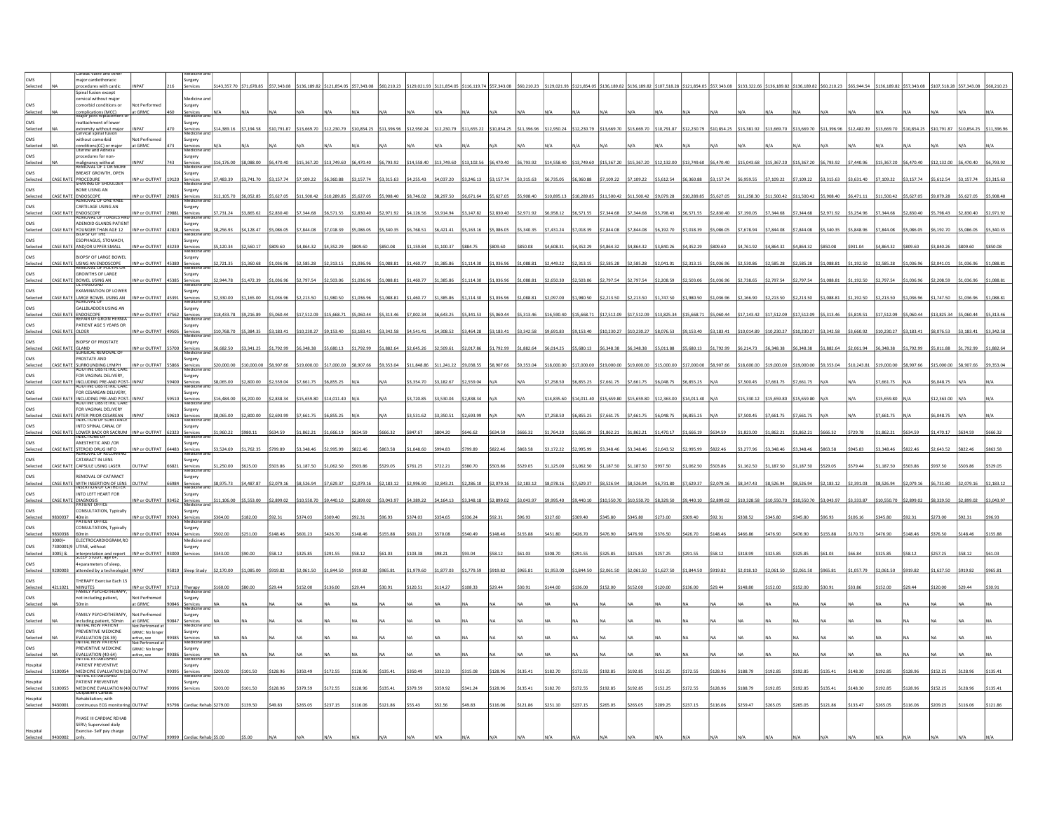| | | | | | | | | | | | | | | | | | | | | | | | | | | | | | | | | | | |
|---|---|---|---|---|---|---|---|---|---|---|---|---|---|---|---|---|---|---|---|---|---|---|---|---|---|---|---|---|---|---|---|---|---|---|
| CMS Selected | NA | Cardiac valve and other major cardiothoracic procedures with cardiac | INPAT | 216 | Medicine and Surgery Services | $143,357.70 | $71,678.85 | $57,343.08 | $136,189.82 | $121,854.05 | $57,343.08 | $60,210.23 | $129,021.93 | $121,854.05 | $116,119.74 | $57,343.08 | $60,210.23 | $129,021.93 | $121,854.05 | $136,189.82 | $136,189.82 | $107,518.28 | $121,854.05 | $57,343.08 | $133,322.66 | $136,189.82 | $136,189.82 | $60,210.23 | $65,944.54 | $136,189.82 | $57,343.08 | $107,518.28 | $57,343.08 | $60,210.23 |
| CMS Selected | | Spinal fusion except cervical without major comorbid conditions or complications (MCC) | Not Performed at GRMC | 460 | Medicine and Surgery Services | N/A | N/A | N/A | N/A | N/A | N/A | N/A | N/A | N/A | N/A | N/A | N/A | N/A | N/A | N/A | N/A | N/A | N/A | N/A | N/A | N/A | N/A | N/A | N/A | N/A | N/A | N/A | N/A | N/A |
| CMS Selected | NA | Major joint replacement or reattachment of lower extremity without major | INPAT | 470 | Medicine and Surgery Services | $14,389.16 | $7,194.58 | $10,791.87 | $13,669.70 | $12,230.79 | $10,854.25 | $11,396.96 | $12,950.24 | $12,230.79 | $11,655.22 | $10,854.25 | $11,396.96 | $12,950.24 | $12,230.79 | $13,669.70 | $13,669.70 | $10,791.87 | $12,230.79 | $10,854.25 | $13,381.92 | $13,669.70 | $13,669.70 | $11,396.96 | $12,482.39 | $13,669.70 | $10,854.25 | $10,791.87 | $10,854.25 | $11,396.96 |
| CMS Selected | | Cervical spinal fusion without comorbid conditions(CC) or major | Not Performed at GRMC | 473 | Medicine and Surgery Services | N/A | N/A | N/A | N/A | N/A | N/A | N/A | N/A | N/A | N/A | N/A | N/A | N/A | N/A | N/A | N/A | N/A | N/A | N/A | N/A | N/A | N/A | N/A | N/A | N/A | N/A | N/A | N/A | N/A |
| CMS Selected | NA | Uterine and Adnexa procedures for non-malignancy without | INPAT | 743 | Medicine and Surgery Services | $16,176.00 | $8,088.00 | $6,470.40 | $15,367.20 | $13,749.60 | $6,470.40 | $6,793.92 | $14,558.40 | $13,749.60 | $13,102.56 | $6,470.40 | $6,793.92 | $14,558.40 | $13,749.60 | $15,367.20 | $15,367.20 | $12,132.00 | $13,749.60 | $6,470.40 | $15,043.68 | $15,367.20 | $15,367.20 | $6,793.92 | $7,440.96 | $15,367.20 | $6,470.40 | $12,132.00 | $6,470.40 | $6,793.92 |
| CMS Selected | CASE RATE | REMOVAL OF 1 OR MORE BREAST GROWTH, OPEN PROCEDURE | INP or OUTPAT | 19120 | Medicine and Surgery Services | $7,483.39 | $3,741.70 | $3,157.74 | $7,109.22 | $6,360.88 | $3,157.74 | $3,315.63 | $4,255.43 | $4,037.20 | $3,246.13 | $3,157.74 | $3,315.63 | $6,735.05 | $6,360.88 | $7,109.22 | $7,109.22 | $5,612.54 | $6,360.88 | $3,157.74 | $6,959.55 | $7,109.22 | $7,109.22 | $3,315.63 | $3,631.40 | $7,109.22 | $3,157.74 | $5,612.54 | $3,157.74 | $3,315.63 |
| CMS Selected | CASE RATE | SHAVING OF SHOULDER BONE USING AN ENDOSCOPE | INP or OUTPAT | 29826 | Medicine and Surgery Services | $12,105.70 | $6,052.85 | $5,627.05 | $11,500.42 | $10,289.85 | $5,627.05 | $5,908.40 | $8,746.02 | $8,297.50 | $6,671.64 | $5,627.05 | $5,908.40 | $10,895.13 | $10,289.85 | $11,500.42 | $11,500.42 | $9,079.28 | $10,289.85 | $5,627.05 | $11,258.30 | $11,500.42 | $11,500.42 | $5,908.40 | $6,471.11 | $11,500.42 | $5,627.05 | $9,079.28 | $5,627.05 | $5,908.40 |
| CMS Selected | CASE RATE | REMOVAL OF ONE KNEE CARTILAGE USING AN ENDOSCOPE | INP or OUTPAT | 29881 | Medicine and Surgery Services | $7,731.24 | $3,865.62 | $2,830.40 | $7,344.68 | $6,571.55 | $2,830.40 | $2,971.92 | $4,126.56 | $3,914.94 | $3,147.82 | $2,830.40 | $2,971.92 | $6,958.12 | $6,571.55 | $7,344.68 | $7,344.68 | $5,798.43 | $6,571.55 | $2,830.40 | $7,190.05 | $7,344.68 | $7,344.68 | $2,971.92 | $3,254.96 | $7,344.68 | $2,830.40 | $5,798.43 | $2,830.40 | $2,971.92 |
| CMS Selected | CASE RATE | REMOVAL OF TONSILS AND ADENOID GLANDS PATIENT YOUNGER THAN AGE 12 | INP or OUTPAT | 42820 | Medicine and Surgery Services | $8,256.93 | $4,128.47 | $5,086.05 | $7,844.08 | $7,018.39 | $5,086.05 | $5,340.35 | $6,768.51 | $6,421.41 | $5,163.16 | $5,086.05 | $5,340.35 | $7,431.24 | $7,018.39 | $7,844.08 | $7,844.08 | $6,192.70 | $7,018.39 | $5,086.05 | $7,678.94 | $7,844.08 | $7,844.08 | $5,340.35 | $5,848.96 | $7,844.08 | $5,086.05 | $6,192.70 | $5,086.05 | $5,340.35 |
| CMS Selected | CASE RATE | BIOPSY OF THE ESOPHAGUS, STOMACH, AND/OR UPPER SMALL | INP or OUTPAT | 43239 | Medicine and Surgery Services | $5,120.34 | $2,560.17 | $809.60 | $4,864.32 | $4,352.29 | $809.60 | $850.08 | $1,159.84 | $1,100.37 | $884.75 | $809.60 | $850.08 | $4,608.31 | $4,352.29 | $4,864.32 | $4,864.32 | $3,840.26 | $4,352.29 | $809.60 | $4,761.92 | $4,864.32 | $4,864.32 | $850.08 | $931.04 | $4,864.32 | $809.60 | $3,840.26 | $809.60 | $850.08 |
| CMS Selected | CASE RATE | BIOPSY OF LARGE BOWEL USING AN ENDOSCOPE | INP or OUTPAT | 45380 | Medicine and Surgery Services | $2,721.35 | $1,360.68 | $1,036.96 | $2,585.28 | $2,313.15 | $1,036.96 | $1,088.81 | $1,460.77 | $1,385.86 | $1,114.30 | $1,036.96 | $1,088.81 | $2,449.22 | $2,313.15 | $2,585.28 | $2,585.28 | $2,041.01 | $2,313.15 | $1,036.96 | $2,530.86 | $2,585.28 | $2,585.28 | $1,088.81 | $1,192.50 | $2,585.28 | $1,036.96 | $2,041.01 | $1,036.96 | $1,088.81 |
| CMS Selected | CASE RATE | REMOVAL OF POLYPS OR GROWTHS OF LARGE BOWEL USING AN ENDOSCOPE | INP or OUTPAT | 45385 | Medicine and Surgery Services | $2,944.78 | $1,472.39 | $1,036.96 | $2,797.54 | $2,503.06 | $1,036.96 | $1,088.81 | $1,460.77 | $1,385.86 | $1,114.30 | $1,036.96 | $1,088.81 | $2,650.30 | $2,503.06 | $2,797.54 | $2,797.54 | $2,208.59 | $2,503.06 | $1,036.96 | $2,738.65 | $2,797.54 | $2,797.54 | $1,088.81 | $1,192.50 | $2,797.54 | $1,036.96 | $2,208.59 | $1,036.96 | $1,088.81 |
| CMS Selected | CASE RATE | ULTRASOUND EXAMINATION OF LOWER LARGE BOWEL USING AN ENDOSCOPE | INP or OUTPAT | 45391 | Medicine and Surgery Services | $2,330.00 | $1,165.00 | $1,036.96 | $2,213.50 | $1,980.50 | $1,036.96 | $1,088.81 | $1,460.77 | $1,385.86 | $1,114.30 | $1,036.96 | $1,088.81 | $2,097.00 | $1,980.50 | $2,213.50 | $2,213.50 | $1,747.50 | $1,980.50 | $1,036.96 | $2,166.90 | $2,213.50 | $2,213.50 | $1,088.81 | $1,192.50 | $2,213.50 | $1,036.96 | $1,747.50 | $1,036.96 | $1,088.81 |
| CMS Selected | CASE RATE | REMOVAL OF GALLBLADDER USING AN ENDOSCOPE | INP or OUTPAT | 47562 | Medicine and Surgery Services | $18,433.78 | $9,216.89 | $5,060.44 | $17,512.09 | $15,668.71 | $5,060.44 | $5,313.46 | $7,002.34 | $6,643.25 | $5,341.53 | $5,060.44 | $5,313.46 | $16,590.40 | $15,668.71 | $17,512.09 | $17,512.09 | $13,825.34 | $15,668.71 | $5,060.44 | $17,143.42 | $17,512.09 | $17,512.09 | $5,313.46 | $5,819.51 | $17,512.09 | $5,060.44 | $13,825.34 | $5,060.44 | $5,313.46 |
| CMS Selected | CASE RATE | REPAIR OF GROIN HERNIA PATIENT AGE 5 YEARS OR OLDER | INP or OUTPAT | 49505 | Medicine and Surgery Services | $10,768.70 | $5,384.35 | $3,183.41 | $10,230.27 | $9,153.40 | $3,183.41 | $3,342.58 | $4,541.41 | $4,308.52 | $3,464.28 | $3,183.41 | $3,342.58 | $9,691.83 | $9,153.40 | $10,230.27 | $10,230.27 | $8,076.53 | $9,153.40 | $3,183.41 | $10,014.89 | $10,230.27 | $10,230.27 | $3,342.58 | $3,660.92 | $10,230.27 | $3,183.41 | $8,076.53 | $3,183.41 | $3,342.58 |
| CMS Selected | CASE RATE | BIOPSY OF PROSTATE GLAND | INP or OUTPAT | 55700 | Medicine and Surgery Services | $6,682.50 | $3,341.25 | $1,792.99 | $6,348.38 | $5,680.13 | $1,792.99 | $1,882.64 | $2,645.26 | $2,509.61 | $2,017.86 | $1,792.99 | $1,882.64 | $6,014.25 | $5,680.13 | $6,348.38 | $6,348.38 | $5,011.88 | $5,680.13 | $1,792.99 | $6,214.73 | $6,348.38 | $6,348.38 | $1,882.64 | $2,061.94 | $6,348.38 | $1,792.99 | $5,011.88 | $1,792.99 | $1,882.64 |
| CMS Selected | CASE RATE | SURGICAL REMOVAL OF PROSTATE AND SURROUNDING LYMPH | INP or OUTPAT | 55866 | Medicine and Surgery Services | $20,000.00 | $10,000.00 | $8,907.66 | $19,000.00 | $17,000.00 | $8,907.66 | $9,353.04 | $11,848.86 | $11,241.22 | $9,038.55 | $8,907.66 | $9,353.04 | $18,000.00 | $17,000.00 | $19,000.00 | $19,000.00 | $15,000.00 | $17,000.00 | $8,907.66 | $18,600.00 | $19,000.00 | $19,000.00 | $9,353.04 | $10,243.81 | $19,000.00 | $8,907.66 | $15,000.00 | $8,907.66 | $9,353.04 |
| CMS Selected | CASE RATE | ROUTINE OBSTETRIC CARE FOR VAGINAL DELIVERY, INCLUDING PRE-AND POST- | INPAT | 59400 | Medicine and Surgery Services | $8,065.00 | $2,800.00 | $2,559.04 | $7,661.75 | $6,855.25 | N/A | N/A | $3,354.70 | $3,182.67 | $2,559.04 | N/A | N/A | $7,258.50 | $6,855.25 | $7,661.75 | $7,661.75 | $6,048.75 | $6,855.25 | N/A | $7,500.45 | $7,661.75 | $7,661.75 | N/A | N/A | $7,661.75 | N/A | $6,048.75 | N/A | N/A |
| CMS Selected | CASE RATE | ROUTINE OBSTETRIC CARE FOR CESAREAN DELIVERY, INCLUDING PRE-AND POST- | INPAT | 59510 | Medicine and Surgery Services | $16,484.00 | $4,200.00 | $2,838.34 | $15,659.80 | $14,011.40 | N/A | N/A | $3,720.85 | $3,530.04 | $2,838.34 | N/A | N/A | $14,835.60 | $14,011.40 | $15,659.80 | $15,659.80 | $12,363.00 | $14,011.40 | N/A | $15,330.12 | $15,659.80 | $15,659.80 | N/A | N/A | $15,659.80 | N/A | $12,363.00 | N/A | N/A |
| CMS Selected | CASE RATE | ROUTINE OBSTETRIC CARE FOR VAGINAL DELIVERY AFTER PRIOR CESAREAN | INPAT | 59610 | Medicine and Surgery Services | $8,065.00 | $2,800.00 | $2,693.99 | $7,661.75 | $6,855.25 | N/A | N/A | $3,531.62 | $3,350.51 | $2,693.99 | N/A | N/A | $7,258.50 | $6,855.25 | $7,661.75 | $7,661.75 | $6,048.75 | $6,855.25 | N/A | $7,500.45 | $7,661.75 | $7,661.75 | N/A | N/A | $7,661.75 | N/A | $6,048.75 | N/A | N/A |
| CMS Selected | CASE RATE | INJECTION OF SUBSTANCE INTO SPINAL CANAL OF LOWER BACK OR SACRUM | INP or OUTPAT | 62323 | Medicine and Surgery Services | $1,960.22 | $980.11 | $634.59 | $1,862.21 | $1,666.19 | $634.59 | $666.32 | $847.67 | $804.20 | $646.62 | $634.59 | $666.32 | $1,764.20 | $1,666.19 | $1,862.21 | $1,862.21 | $1,470.17 | $1,666.19 | $634.59 | $1,823.00 | $1,862.21 | $1,862.21 | $666.32 | $729.78 | $1,862.21 | $634.59 | $1,470.17 | $634.59 | $666.32 |
| CMS Selected | CASE RATE | INJECTIONS OF ANESTHETIC AND /OR STEROID DRUG INTO | INP or OUTPAT | 64483 | Medicine and Surgery Services | $3,524.69 | $1,762.35 | $799.89 | $3,348.46 | $2,995.99 | $822.46 | $863.58 | $1,048.60 | $994.83 | $799.89 | $822.46 | $863.58 | $3,172.22 | $2,995.99 | $3,348.46 | $3,348.46 | $2,643.52 | $2,995.99 | $822.46 | $3,277.96 | $3,348.46 | $3,348.46 | $863.58 | $945.83 | $3,348.46 | $822.46 | $2,643.52 | $822.46 | $863.58 |
| CMS Selected | CASE RATE | REMOVAL OF RECURRING CATARACT IN LENS CAPSULE USING LASER | OUTPAT | 66821 | Medicine and Surgery Services | $1,250.00 | $625.00 | $503.86 | $1,187.50 | $1,062.50 | $503.86 | $529.05 | $761.25 | $722.21 | $580.70 | $503.86 | $529.05 | $1,125.00 | $1,062.50 | $1,187.50 | $1,187.50 | $937.50 | $1,062.50 | $503.86 | $1,162.50 | $1,187.50 | $1,187.50 | $529.05 | $579.44 | $1,187.50 | $503.86 | $937.50 | $503.86 | $529.05 |
| CMS Selected | CASE RATE | REMOVAL OF CATARACT WITH INSERTION OF LENS | OUTPAT | 66984 | Medicine and Surgery Services | $8,975.73 | $4,487.87 | $2,079.16 | $8,526.94 | $7,629.37 | $2,079.16 | $2,183.12 | $2,996.90 | $2,843.21 | $2,286.10 | $2,079.16 | $2,183.12 | $8,078.16 | $7,629.37 | $8,526.94 | $8,526.94 | $6,731.80 | $7,629.37 | $2,079.16 | $8,347.43 | $8,526.94 | $8,526.94 | $2,183.12 | $2,391.03 | $8,526.94 | $2,079.16 | $6,731.80 | $2,079.16 | $2,183.12 |
| CMS Selected | CASE RATE | INSERTION OF CATHETER INTO LEFT HEART FOR DIAGNOSIS | INP or OUTPAT | 93452 | Medicine and Surgery Services | $11,106.00 | $5,553.00 | $2,899.02 | $10,550.70 | $9,440.10 | $2,899.02 | $3,043.97 | $4,389.22 | $4,164.13 | $3,348.18 | $2,899.02 | $3,043.97 | $9,995.40 | $9,440.10 | $10,550.70 | $10,550.70 | $8,329.50 | $9,440.10 | $2,899.02 | $10,328.58 | $10,550.70 | $10,550.70 | $3,043.97 | $3,333.87 | $10,550.70 | $2,899.02 | $8,329.50 | $2,899.02 | $3,043.97 |
| CMS Selected | 9830037 | PATIENT OFFICE CONSULTATION, Typically 40min | INP or OUTPAT | 99243 | Medicine and Surgery Services | $364.00 | $182.00 | $92.31 | $374.03 | $309.40 | $92.31 | $96.93 | $374.03 | $354.65 | $336.24 | $92.31 | $96.93 | $327.60 | $309.40 | $345.80 | $345.80 | $273.00 | $309.40 | $92.31 | $338.52 | $345.80 | $345.80 | $96.93 | $106.16 | $345.80 | $92.31 | $273.00 | $92.31 | $96.93 |
| CMS Selected | 9830038 | PATIENT OFFICE CONSULTATION, Typically 60min | INP or OUTPAT | 99244 | Medicine and Surgery Services | $502.00 | $251.00 | $148.46 | $601.23 | $426.70 | $148.46 | $155.88 | $601.23 | $570.08 | $540.49 | $148.46 | $155.88 | $451.80 | $426.70 | $476.90 | $476.90 | $376.50 | $426.70 | $148.46 | $466.86 | $476.90 | $476.90 | $155.88 | $170.73 | $476.90 | $148.46 | $376.50 | $148.46 | $155.88 |
| CMS Selected | 3000)= 730000(9 3005) & | ELECTROCARDIOGRAM,ROUTINE, without interpretation and report | INP or OUTPAT | 93000 | Medicine and Surgery Services | $343.00 | $90.00 | $58.12 | $325.85 | $291.55 | $58.12 | $61.03 | $103.38 | $98.21 | $93.04 | $58.12 | $61.03 | $308.70 | $291.55 | $325.85 | $325.85 | $257.25 | $291.55 | $58.12 | $318.99 | $325.85 | $325.85 | $61.03 | $66.84 | $325.85 | $58.12 | $257.25 | $58.12 | $61.03 |
| CMS Selected | 9200003 | SLEEP STUDY, age 6+, 4+parameters of sleep, attended by a technologist | INPAT | 95810 | Sleep Study | $2,170.00 | $1,085.00 | $919.82 | $2,061.50 | $1,844.50 | $919.82 | $965.81 | $1,979.60 | $1,877.03 | $1,779.59 | $919.82 | $965.81 | $1,953.00 | $1,844.50 | $2,061.50 | $2,061.50 | $1,627.50 | $1,844.50 | $919.82 | $2,018.10 | $2,061.50 | $2,061.50 | $965.81 | $1,057.79 | $2,061.50 | $919.82 | $1,627.50 | $919.82 | $965.81 |
| CMS Selected | 4211021 | THERAPY Exercise Each 15 MINUTES | INP or OUTPAT | 97110 | Therapy | $160.00 | $80.00 | $29.44 | $152.00 | $136.00 | $29.44 | $30.91 | $120.51 | $114.27 | $108.33 | $29.44 | $30.91 | $144.00 | $136.00 | $152.00 | $152.00 | $120.00 | $136.00 | $29.44 | $148.80 | $152.00 | $152.00 | $30.91 | $33.86 | $152.00 | $29.44 | $120.00 | $29.44 | $30.91 |
| CMS Selected | NA | FAMILY PSYCHOTHERAPY, not including patient, 50min | Not Performed at GRMC | 90846 | Medicine and Surgery Services | NA | NA | NA | NA | NA | NA | NA | NA | NA | NA | NA | NA | NA | NA | NA | NA | NA | NA | NA | NA | NA | NA | NA | NA | NA | NA | NA | NA | NA |
| CMS Selected | NA | FAMILY PSYCHOTHERAPY, including patient, 50min | Not Performed at GRMC | 90847 | Medicine and Surgery Services | NA | NA | NA | NA | NA | NA | NA | NA | NA | NA | NA | NA | NA | NA | NA | NA | NA | NA | NA | NA | NA | NA | NA | NA | NA | NA | NA | NA | NA |
| CMS Selected | NA | INITIAL NEW PATIENT PREVENTIVE MEDICINE EVALUATION (18-39) | Not Perfromed at GRMC: No longer active, see | 99385 | Medicine and Surgery Services | NA | NA | NA | NA | NA | NA | NA | NA | NA | NA | NA | NA | NA | NA | NA | NA | NA | NA | NA | NA | NA | NA | NA | NA | NA | NA | NA | NA | NA |
| CMS Selected | NA | INITIAL NEW PATIENT PREVENTIVE MEDICINE EVALUATION (40-64) | Not Perfromed at GRMC: No longer active, see | 99386 | Medicine and Surgery Services | NA | NA | NA | NA | NA | NA | NA | NA | NA | NA | NA | NA | NA | NA | NA | NA | NA | NA | NA | NA | NA | NA | NA | NA | NA | NA | NA | NA | NA |
| Hospital Selected | 5100054 | INITIAL ESTABLISHED PATIENT PREVENTIVE MEDICINE EVALUATION (18-39) | OUTPAT | 99395 | Medicine and Surgery Services | $203.00 | $101.50 | $128.96 | $350.49 | $172.55 | $128.96 | $135.41 | $350.49 | $332.33 | $315.08 | $128.96 | $135.41 | $182.70 | $172.55 | $192.85 | $192.85 | $152.25 | $172.55 | $128.96 | $188.79 | $192.85 | $192.85 | $135.41 | $148.30 | $192.85 | $128.96 | $152.25 | $128.96 | $135.41 |
| Hospital Selected | 5100055 | INITIAL ESTABLISHED PATIENT PREVENTIVE MEDICINE EVALUATION (40 | OUTPAT | 99396 | Medicine and Surgery Services | $203.00 | $101.50 | $128.96 | $379.59 | $172.55 | $128.96 | $135.41 | $379.59 | $359.92 | $341.24 | $128.96 | $135.41 | $182.70 | $172.55 | $192.85 | $192.85 | $152.25 | $172.55 | $128.96 | $188.79 | $192.85 | $192.85 | $135.41 | $148.30 | $192.85 | $128.96 | $152.25 | $128.96 | $135.41 |
| Hospital Selected | 9430001 | Outpatient Cardiac Rehabilitation; with continuous ECG monitoring | OUTPAT | 93798 | Cardiac Rehab | $279.00 | $139.50 | $49.83 | $265.05 | $237.15 | $116.06 | $121.86 | $55.43 | $52.56 | $49.83 | $116.06 | $121.86 | $251.10 | $237.15 | $265.05 | $265.05 | $209.25 | $237.15 | $116.06 | $259.47 | $265.05 | $265.05 | $121.86 | $133.47 | $265.05 | $116.06 | $209.25 | $116.06 | $121.86 |
| Hospital Selected | 9430002 | PHASE III CARDIAC REHAB SERV; Supervised daily Exercise- Self pay charge only. | OUTPAT | 99999 | Cardiac Rehab | $5.00 | $5.00 | N/A | N/A | N/A | N/A | N/A | N/A | N/A | N/A | N/A | N/A | N/A | N/A | N/A | N/A | N/A | N/A | N/A | N/A | N/A | N/A | N/A | N/A | N/A | N/A | N/A | N/A | N/A |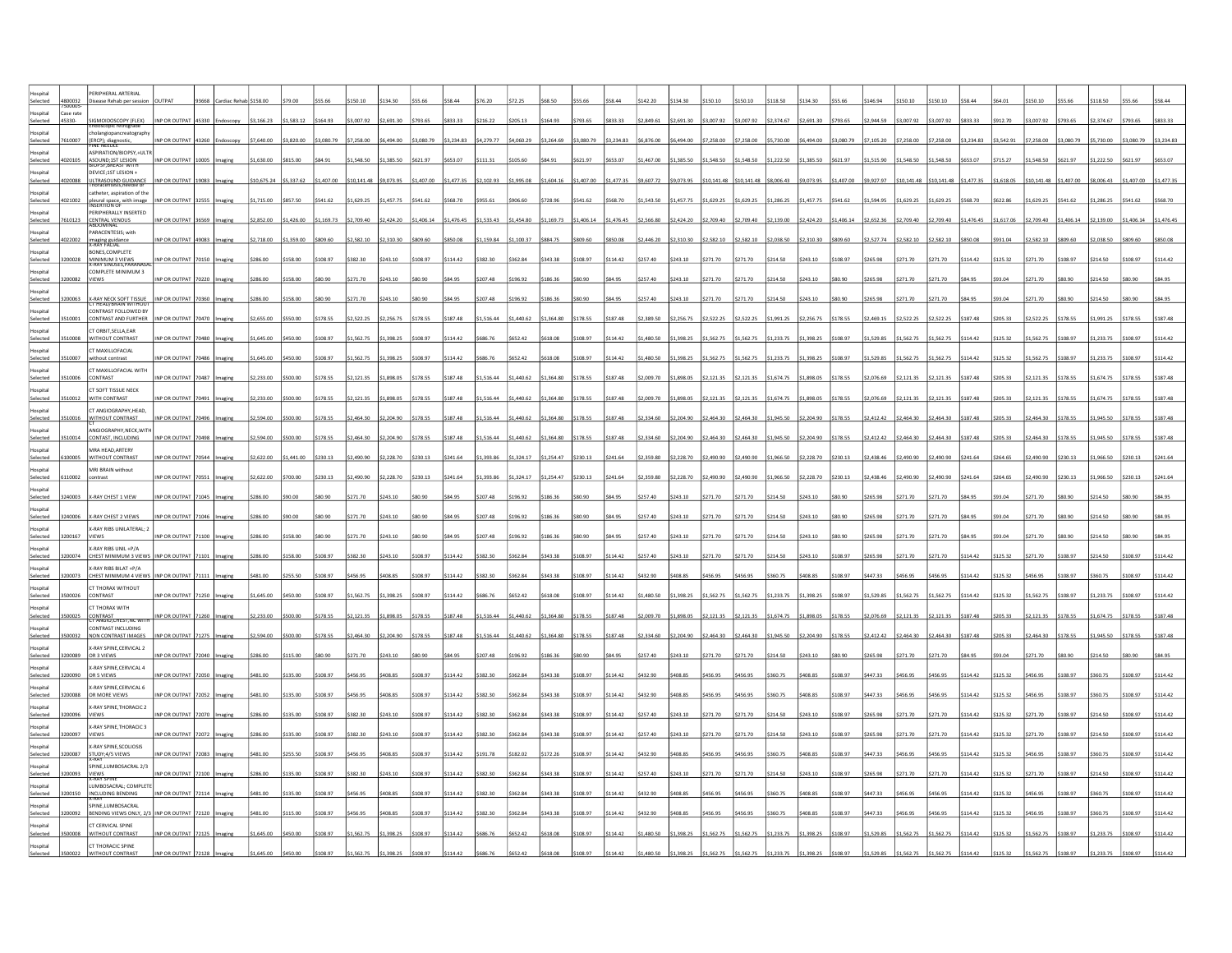| | | | | | | | | | | | | | | | | | | | | | | | | | | | | | | | | | | |
|---|---|---|---|---|---|---|---|---|---|---|---|---|---|---|---|---|---|---|---|---|---|---|---|---|---|---|---|---|---|---|---|---|---|---|
| Hospital Selected | 4800032 | PERIPHERAL ARTERIAL Disease Rehab per session | OUTPAT | 93668 | Cardiac Rehab | $158.00 | $79.00 | $55.66 | $150.10 | $134.30 | $55.66 | $58.44 | $76.20 | $72.25 | $68.50 | $55.66 | $58.44 | $142.20 | $134.30 | $150.10 | $150.10 | $118.50 | $134.30 | $55.66 | $146.94 | $150.10 | $150.10 | $58.44 | $64.01 | $150.10 | $55.66 | $118.50 | $55.66 | $58.44 |
| Hospital Selected | 750005- Case rate 45330- | SIGMOIDOSCOPY (FLEX) | INP OR OUTPAT | 45330 | Endoscopy | $3,166.23 | $1,583.12 | $164.93 | $3,007.92 | $2,691.30 | $793.65 | $833.33 | $216.22 | $205.13 | $164.93 | $793.65 | $833.33 | $2,849.61 | $2,691.30 | $3,007.92 | $3,007.92 | $2,374.67 | $2,691.30 | $793.65 | $2,944.59 | $3,007.92 | $3,007.92 | $833.33 | $912.70 | $3,007.92 | $793.65 | $2,374.67 | $793.65 | $833.33 |
| Hospital Selected | 7610007 | Endoscopic retrograde cholangiopancreatography (ERCP); diagnostic, | INP OR OUTPAT | 43260 | Endoscopy | $7,640.00 | $3,820.00 | $3,080.79 | $7,258.00 | $6,494.00 | $3,080.79 | $3,234.83 | $4,279.77 | $4,060.29 | $3,264.69 | $3,080.79 | $3,234.83 | $6,876.00 | $6,494.00 | $7,258.00 | $7,258.00 | $5,730.00 | $6,494.00 | $3,080.79 | $7,105.20 | $7,258.00 | $7,258.00 | $3,234.83 | $3,542.91 | $7,258.00 | $3,080.79 | $5,730.00 | $3,080.79 | $3,234.83 |
| Hospital Selected | 4020105 | FINE NEEDLE ASPIRATION/BIOPSY,+ULTRASOUND;1ST LESION | INP OR OUTPAT | 10005 | Imaging | $1,630.00 | $815.00 | $84.91 | $1,548.50 | $1,385.50 | $621.97 | $653.07 | $111.31 | $105.60 | $84.91 | $621.97 | $653.07 | $1,467.00 | $1,385.50 | $1,548.50 | $1,548.50 | $1,222.50 | $1,385.50 | $621.97 | $1,515.90 | $1,548.50 | $1,548.50 | $653.07 | $715.27 | $1,548.50 | $621.97 | $1,222.50 | $621.97 | $653.07 |
| Hospital Selected | 4020088 | BIOPSY,BREAST WITH DEVICE;1ST LESION + ULTRASOUND GUIDANCE | INP OR OUTPAT | 19083 | Imaging | $10,675.24 | $5,337.62 | $1,407.00 | $10,141.48 | $9,073.95 | $1,407.00 | $1,477.35 | $2,102.93 | $1,995.08 | $1,604.16 | $1,407.00 | $1,477.35 | $9,607.72 | $9,073.95 | $10,141.48 | $10,141.48 | $8,006.43 | $9,073.95 | $1,407.00 | $9,927.97 | $10,141.48 | $10,141.48 | $1,477.35 | $1,618.05 | $10,141.48 | $1,407.00 | $8,006.43 | $1,407.00 | $1,477.35 |
| Hospital Selected | 4021002 | Thoracentesis, needle or catheter, aspiration of the pleural space; with image | INP OR OUTPAT | 32555 | Imaging | $1,715.00 | $857.50 | $541.62 | $1,629.25 | $1,457.75 | $541.62 | $568.70 | $955.61 | $906.60 | $728.96 | $541.62 | $568.70 | $1,543.50 | $1,457.75 | $1,629.25 | $1,629.25 | $1,286.25 | $1,457.75 | $541.62 | $1,594.95 | $1,629.25 | $1,629.25 | $568.70 | $622.86 | $1,629.25 | $541.62 | $1,286.25 | $541.62 | $568.70 |
| Hospital Selected | 7610123 | INSERTION OF PERIPHERALLY INSERTED CENTRAL VENOUS | INP OR OUTPAT | 36569 | Imaging | $2,852.00 | $1,426.00 | $1,169.73 | $2,709.40 | $2,424.20 | $1,406.14 | $1,476.45 | $1,533.43 | $1,454.80 | $1,169.73 | $1,406.14 | $1,476.45 | $2,566.80 | $2,424.20 | $2,709.40 | $2,709.40 | $2,139.00 | $2,424.20 | $1,406.14 | $2,652.36 | $2,709.40 | $2,709.40 | $1,476.45 | $1,617.06 | $2,709.40 | $1,406.14 | $2,139.00 | $1,406.14 | $1,476.45 |
| Hospital Selected | 4022002 | ABDOMINAL PARACENTESIS; with imaging guidance | INP OR OUTPAT | 49083 | Imaging | $2,718.00 | $1,359.00 | $809.60 | $2,582.10 | $2,310.30 | $809.60 | $850.08 | $1,159.84 | $1,100.37 | $884.75 | $809.60 | $850.08 | $2,446.20 | $2,310.30 | $2,582.10 | $2,582.10 | $2,038.50 | $2,310.30 | $809.60 | $2,527.74 | $2,582.10 | $2,582.10 | $850.08 | $931.04 | $2,582.10 | $809.60 | $2,038.50 | $809.60 | $850.08 |
| Hospital Selected | 3200082 | X-RAY FACIAL BONES,COMPLETE MINIMUM 3 VIEWS | INP OR OUTPAT | 70150 | Imaging | $286.00 | $158.00 | $108.97 | $382.30 | $243.10 | $108.97 | $114.42 | $382.30 | $362.84 | $343.38 | $108.97 | $114.42 | $257.40 | $243.10 | $271.70 | $271.70 | $214.50 | $243.10 | $108.97 | $265.98 | $271.70 | $271.70 | $114.42 | $125.32 | $271.70 | $108.97 | $214.50 | $108.97 | $114.42 |
| Hospital Selected | 3200082 | X-RAY SINUSES,PARANASAL COMPLETE MINIMUM 3 VIEWS | INP OR OUTPAT | 70220 | Imaging | $286.00 | $158.00 | $80.90 | $271.70 | $243.10 | $80.90 | $84.95 | $207.48 | $196.92 | $186.36 | $80.90 | $84.95 | $257.40 | $243.10 | $271.70 | $271.70 | $214.50 | $243.10 | $80.90 | $265.98 | $271.70 | $271.70 | $84.95 | $93.04 | $271.70 | $80.90 | $214.50 | $80.90 | $84.95 |
| Hospital Selected | 3200063 | X-RAY NECK SOFT TISSUE | INP OR OUTPAT | 70360 | Imaging | $286.00 | $158.00 | $80.90 | $271.70 | $243.10 | $80.90 | $84.95 | $207.48 | $196.92 | $186.36 | $80.90 | $84.95 | $257.40 | $243.10 | $271.70 | $271.70 | $214.50 | $243.10 | $80.90 | $265.98 | $271.70 | $271.70 | $84.95 | $93.04 | $271.70 | $80.90 | $214.50 | $80.90 | $84.95 |
| Hospital Selected | 3510001 | CT HEAD/BRAIN WITHOUT CONTRAST FOLLOWED BY CONTRAST AND FURTHER | INP OR OUTPAT | 70470 | Imaging | $2,655.00 | $550.00 | $178.55 | $2,522.25 | $2,256.75 | $178.55 | $187.48 | $1,516.44 | $1,440.62 | $1,364.80 | $178.55 | $187.48 | $2,389.50 | $2,256.75 | $2,522.25 | $2,522.25 | $1,991.25 | $2,256.75 | $178.55 | $2,469.15 | $2,522.25 | $2,522.25 | $187.48 | $205.33 | $2,522.25 | $178.55 | $1,991.25 | $178.55 | $187.48 |
| Hospital Selected | 3510008 | CT ORBIT,SELLA,EAR WITHOUT CONTRAST | INP OR OUTPAT | 70480 | Imaging | $1,645.00 | $450.00 | $108.97 | $1,562.75 | $1,398.25 | $108.97 | $114.42 | $686.76 | $652.42 | $618.08 | $108.97 | $114.42 | $1,480.50 | $1,398.25 | $1,562.75 | $1,562.75 | $1,233.75 | $1,398.25 | $108.97 | $1,529.85 | $1,562.75 | $1,562.75 | $114.42 | $125.32 | $1,562.75 | $108.97 | $1,233.75 | $108.97 | $114.42 |
| Hospital Selected | 3510007 | CT MAXILLOFACIAL without contrast | INP OR OUTPAT | 70486 | Imaging | $1,645.00 | $450.00 | $108.97 | $1,562.75 | $1,398.25 | $108.97 | $114.42 | $686.76 | $652.42 | $618.08 | $108.97 | $114.42 | $1,480.50 | $1,398.25 | $1,562.75 | $1,562.75 | $1,233.75 | $1,398.25 | $108.97 | $1,529.85 | $1,562.75 | $1,562.75 | $114.42 | $125.32 | $1,562.75 | $108.97 | $1,233.75 | $108.97 | $114.42 |
| Hospital Selected | 3510006 | CT MAXILLOFACIAL WITH CONTRAST | INP OR OUTPAT | 70487 | Imaging | $2,233.00 | $500.00 | $178.55 | $2,121.35 | $1,898.05 | $178.55 | $187.48 | $1,516.44 | $1,440.62 | $1,364.80 | $178.55 | $187.48 | $2,009.70 | $1,898.05 | $2,121.35 | $2,121.35 | $1,674.75 | $1,898.05 | $178.55 | $2,076.69 | $2,121.35 | $2,121.35 | $187.48 | $205.33 | $2,121.35 | $178.55 | $1,674.75 | $178.55 | $187.48 |
| Hospital Selected | 3510012 | CT SOFT TISSUE NECK WITH CONTRAST | INP OR OUTPAT | 70491 | Imaging | $2,233.00 | $500.00 | $178.55 | $2,121.35 | $1,898.05 | $178.55 | $187.48 | $1,516.44 | $1,440.62 | $1,364.80 | $178.55 | $187.48 | $2,009.70 | $1,898.05 | $2,121.35 | $2,121.35 | $1,674.75 | $1,898.05 | $178.55 | $2,076.69 | $2,121.35 | $2,121.35 | $187.48 | $205.33 | $2,121.35 | $178.55 | $1,674.75 | $178.55 | $187.48 |
| Hospital Selected | 3510016 | CT ANGIOGRAPHY,HEAD, WITHOUT CONTRAST | INP OR OUTPAT | 70496 | Imaging | $2,594.00 | $500.00 | $178.55 | $2,464.30 | $2,204.90 | $178.55 | $187.48 | $1,516.44 | $1,440.62 | $1,364.80 | $178.55 | $187.48 | $2,334.60 | $2,204.90 | $2,464.30 | $2,464.30 | $1,945.50 | $2,204.90 | $178.55 | $2,412.42 | $2,464.30 | $2,464.30 | $187.48 | $205.33 | $2,464.30 | $178.55 | $1,945.50 | $178.55 | $187.48 |
| Hospital Selected | 3510014 | CT ANGIOGRAPHY,NECK,WITH CONTAST, INCLUDING | INP OR OUTPAT | 70498 | Imaging | $2,594.00 | $500.00 | $178.55 | $2,464.30 | $2,204.90 | $178.55 | $187.48 | $1,516.44 | $1,440.62 | $1,364.80 | $178.55 | $187.48 | $2,334.60 | $2,204.90 | $2,464.30 | $2,464.30 | $1,945.50 | $2,204.90 | $178.55 | $2,412.42 | $2,464.30 | $2,464.30 | $187.48 | $205.33 | $2,464.30 | $178.55 | $1,945.50 | $178.55 | $187.48 |
| Hospital Selected | 6100005 | MRA HEAD,ARTERY WITHOUT CONTRAST | INP OR OUTPAT | 70544 | Imaging | $2,622.00 | $1,441.00 | $230.13 | $2,490.90 | $2,228.70 | $230.13 | $241.64 | $1,393.86 | $1,324.17 | $1,254.47 | $230.13 | $241.64 | $2,359.80 | $2,228.70 | $2,490.90 | $2,490.90 | $1,966.50 | $2,228.70 | $230.13 | $2,438.46 | $2,490.90 | $2,490.90 | $241.64 | $264.65 | $2,490.90 | $230.13 | $1,966.50 | $230.13 | $241.64 |
| Hospital Selected | 6110002 | MRI BRAIN without contrast | INP OR OUTPAT | 70551 | Imaging | $2,622.00 | $700.00 | $230.13 | $2,490.90 | $2,228.70 | $230.13 | $241.64 | $1,393.86 | $1,324.17 | $1,254.47 | $230.13 | $241.64 | $2,359.80 | $2,228.70 | $2,490.90 | $2,490.90 | $1,966.50 | $2,228.70 | $230.13 | $2,438.46 | $2,490.90 | $2,490.90 | $241.64 | $264.65 | $2,490.90 | $230.13 | $1,966.50 | $230.13 | $241.64 |
| Hospital Selected | 3240003 | X-RAY CHEST 1 VIEW | INP OR OUTPAT | 71045 | Imaging | $286.00 | $90.00 | $80.90 | $271.70 | $243.10 | $80.90 | $84.95 | $207.48 | $196.92 | $186.36 | $80.90 | $84.95 | $257.40 | $243.10 | $271.70 | $271.70 | $214.50 | $243.10 | $80.90 | $265.98 | $271.70 | $271.70 | $84.95 | $93.04 | $271.70 | $80.90 | $214.50 | $80.90 | $84.95 |
| Hospital Selected | 3240006 | X-RAY CHEST 2 VIEWS | INP OR OUTPAT | 71046 | Imaging | $286.00 | $90.00 | $80.90 | $271.70 | $243.10 | $80.90 | $84.95 | $207.48 | $196.92 | $186.36 | $80.90 | $84.95 | $257.40 | $243.10 | $271.70 | $271.70 | $214.50 | $243.10 | $80.90 | $265.98 | $271.70 | $271.70 | $84.95 | $93.04 | $271.70 | $80.90 | $214.50 | $80.90 | $84.95 |
| Hospital Selected | 3200167 | X-RAY RIBS UNILATERAL; 2 VIEWS | INP OR OUTPAT | 71100 | Imaging | $286.00 | $158.00 | $80.90 | $271.70 | $243.10 | $80.90 | $84.95 | $207.48 | $196.92 | $186.36 | $80.90 | $84.95 | $257.40 | $243.10 | $271.70 | $271.70 | $214.50 | $243.10 | $80.90 | $265.98 | $271.70 | $271.70 | $84.95 | $93.04 | $271.70 | $80.90 | $214.50 | $80.90 | $84.95 |
| Hospital Selected | 3200074 | X-RAY RIBS UNIL +P/A CHEST MINIMUM 3 VIEWS | INP OR OUTPAT | 71101 | Imaging | $286.00 | $158.00 | $108.97 | $382.30 | $243.10 | $108.97 | $114.42 | $382.30 | $362.84 | $343.38 | $108.97 | $114.42 | $257.40 | $243.10 | $271.70 | $271.70 | $214.50 | $243.10 | $108.97 | $265.98 | $271.70 | $271.70 | $114.42 | $125.32 | $271.70 | $108.97 | $214.50 | $108.97 | $114.42 |
| Hospital Selected | 3200073 | X-RAY RIBS BILAT +P/A CHEST MINIMUM 4 VIEWS | INP OR OUTPAT | 71111 | Imaging | $481.00 | $255.50 | $108.97 | $456.95 | $408.85 | $108.97 | $114.42 | $382.30 | $362.84 | $343.38 | $108.97 | $114.42 | $432.90 | $408.85 | $456.95 | $456.95 | $360.75 | $408.85 | $108.97 | $447.33 | $456.95 | $456.95 | $114.42 | $125.32 | $456.95 | $108.97 | $360.75 | $108.97 | $114.42 |
| Hospital Selected | 3500026 | CT THORAX WITHOUT CONTRAST | INP OR OUTPAT | 71250 | Imaging | $1,645.00 | $450.00 | $108.97 | $1,562.75 | $1,398.25 | $108.97 | $114.42 | $686.76 | $652.42 | $618.08 | $108.97 | $114.42 | $1,480.50 | $1,398.25 | $1,562.75 | $1,562.75 | $1,233.75 | $1,398.25 | $108.97 | $1,529.85 | $1,562.75 | $1,562.75 | $114.42 | $125.32 | $1,562.75 | $108.97 | $1,233.75 | $108.97 | $114.42 |
| Hospital Selected | 3500025 | CT THORAX WITH CONTRAST | INP OR OUTPAT | 71260 | Imaging | $2,233.00 | $500.00 | $178.55 | $2,121.35 | $1,898.05 | $178.55 | $187.48 | $1,516.44 | $1,440.62 | $1,364.80 | $178.55 | $187.48 | $2,009.70 | $1,898.05 | $2,121.35 | $2,121.35 | $1,674.75 | $1,898.05 | $178.55 | $2,076.69 | $2,121.35 | $2,121.35 | $187.48 | $205.33 | $2,121.35 | $178.55 | $1,674.75 | $178.55 | $187.48 |
| Hospital Selected | 3500032 | CT ANGIO,CHEST,NC WITH CONTRAST INCLUDING NON CONTRAST IMAGES | INP OR OUTPAT | 71275 | Imaging | $2,594.00 | $500.00 | $178.55 | $2,464.30 | $2,204.90 | $178.55 | $187.48 | $1,516.44 | $1,440.62 | $1,364.80 | $178.55 | $187.48 | $2,334.60 | $2,204.90 | $2,464.30 | $2,464.30 | $1,945.50 | $2,204.90 | $178.55 | $2,412.42 | $2,464.30 | $2,464.30 | $187.48 | $205.33 | $2,464.30 | $178.55 | $1,945.50 | $178.55 | $187.48 |
| Hospital Selected | 3200089 | X-RAY SPINE,CERVICAL 2 OR 3 VIEWS | INP OR OUTPAT | 72040 | Imaging | $286.00 | $115.00 | $80.90 | $271.70 | $243.10 | $80.90 | $84.95 | $207.48 | $196.92 | $186.36 | $80.90 | $84.95 | $257.40 | $243.10 | $271.70 | $271.70 | $214.50 | $243.10 | $80.90 | $265.98 | $271.70 | $271.70 | $84.95 | $93.04 | $271.70 | $80.90 | $214.50 | $80.90 | $84.95 |
| Hospital Selected | 3200090 | X-RAY SPINE,CERVICAL 4 OR 5 VIEWS | INP OR OUTPAT | 72050 | Imaging | $481.00 | $135.00 | $108.97 | $456.95 | $408.85 | $108.97 | $114.42 | $382.30 | $362.84 | $343.38 | $108.97 | $114.42 | $432.90 | $408.85 | $456.95 | $456.95 | $360.75 | $408.85 | $108.97 | $447.33 | $456.95 | $456.95 | $114.42 | $125.32 | $456.95 | $108.97 | $360.75 | $108.97 | $114.42 |
| Hospital Selected | 3200088 | X-RAY SPINE,CERVICAL 6 OR MORE VIEWS | INP OR OUTPAT | 72052 | Imaging | $481.00 | $135.00 | $108.97 | $456.95 | $408.85 | $108.97 | $114.42 | $382.30 | $362.84 | $343.38 | $108.97 | $114.42 | $432.90 | $408.85 | $456.95 | $456.95 | $360.75 | $408.85 | $108.97 | $447.33 | $456.95 | $456.95 | $114.42 | $125.32 | $456.95 | $108.97 | $360.75 | $108.97 | $114.42 |
| Hospital Selected | 3200096 | X-RAY SPINE,THORACIC 2 VIEWS | INP OR OUTPAT | 72070 | Imaging | $286.00 | $135.00 | $108.97 | $382.30 | $243.10 | $108.97 | $114.42 | $382.30 | $362.84 | $343.38 | $108.97 | $114.42 | $257.40 | $243.10 | $271.70 | $271.70 | $214.50 | $243.10 | $108.97 | $265.98 | $271.70 | $271.70 | $114.42 | $125.32 | $271.70 | $108.97 | $214.50 | $108.97 | $114.42 |
| Hospital Selected | 3200097 | X-RAY SPINE,THORACIC 3 VIEWS | INP OR OUTPAT | 72072 | Imaging | $286.00 | $135.00 | $108.97 | $382.30 | $243.10 | $108.97 | $114.42 | $382.30 | $362.84 | $343.38 | $108.97 | $114.42 | $257.40 | $243.10 | $271.70 | $271.70 | $214.50 | $243.10 | $108.97 | $265.98 | $271.70 | $271.70 | $114.42 | $125.32 | $271.70 | $108.97 | $214.50 | $108.97 | $114.42 |
| Hospital Selected | 3200087 | X-RAY SPINE,SCOLIOSIS STUDY;4/5 VIEWS | INP OR OUTPAT | 72083 | Imaging | $481.00 | $255.50 | $108.97 | $456.95 | $408.85 | $108.97 | $114.42 | $191.78 | $182.02 | $172.26 | $108.97 | $114.42 | $432.90 | $408.85 | $456.95 | $456.95 | $360.75 | $408.85 | $108.97 | $447.33 | $456.95 | $456.95 | $114.42 | $125.32 | $456.95 | $108.97 | $360.75 | $108.97 | $114.42 |
| Hospital Selected | 3200093 | X-RAY SPINE,LUMBOSACRAL 2/3 VIEWS | INP OR OUTPAT | 72100 | Imaging | $286.00 | $135.00 | $108.97 | $382.30 | $243.10 | $108.97 | $114.42 | $382.30 | $362.84 | $343.38 | $108.97 | $114.42 | $257.40 | $243.10 | $271.70 | $271.70 | $214.50 | $243.10 | $108.97 | $265.98 | $271.70 | $271.70 | $114.42 | $125.32 | $271.70 | $108.97 | $214.50 | $108.97 | $114.42 |
| Hospital Selected | 3200150 | X-RAY SPINE LUMBOSACRAL; COMPLETE INCLUDING BENDING | INP OR OUTPAT | 72114 | Imaging | $481.00 | $135.00 | $108.97 | $456.95 | $408.85 | $108.97 | $114.42 | $382.30 | $362.84 | $343.38 | $108.97 | $114.42 | $432.90 | $408.85 | $456.95 | $456.95 | $360.75 | $408.85 | $108.97 | $447.33 | $456.95 | $456.95 | $114.42 | $125.32 | $456.95 | $108.97 | $360.75 | $108.97 | $114.42 |
| Hospital Selected | 3200092 | X-RAY SPINE,LUMBOSACRAL BENDING VIEWS ONLY, 2/3 | INP OR OUTPAT | 72120 | Imaging | $481.00 | $115.00 | $108.97 | $456.95 | $408.85 | $108.97 | $114.42 | $382.30 | $362.84 | $343.38 | $108.97 | $114.42 | $432.90 | $408.85 | $456.95 | $456.95 | $360.75 | $408.85 | $108.97 | $447.33 | $456.95 | $456.95 | $114.42 | $125.32 | $456.95 | $108.97 | $360.75 | $108.97 | $114.42 |
| Hospital Selected | 3500008 | CT CERVICAL SPINE WITHOUT CONTRAST | INP OR OUTPAT | 72125 | Imaging | $1,645.00 | $450.00 | $108.97 | $1,562.75 | $1,398.25 | $108.97 | $114.42 | $686.76 | $652.42 | $618.08 | $108.97 | $114.42 | $1,480.50 | $1,398.25 | $1,562.75 | $1,562.75 | $1,233.75 | $1,398.25 | $108.97 | $1,529.85 | $1,562.75 | $1,562.75 | $114.42 | $125.32 | $1,562.75 | $108.97 | $1,233.75 | $108.97 | $114.42 |
| Hospital Selected | 3500022 | CT THORACIC SPINE WITHOUT CONTRAST | INP OR OUTPAT | 72128 | Imaging | $1,645.00 | $450.00 | $108.97 | $1,562.75 | $1,398.25 | $108.97 | $114.42 | $686.76 | $652.42 | $618.08 | $108.97 | $114.42 | $1,480.50 | $1,398.25 | $1,562.75 | $1,562.75 | $1,233.75 | $1,398.25 | $108.97 | $1,529.85 | $1,562.75 | $1,562.75 | $114.42 | $125.32 | $1,562.75 | $108.97 | $1,233.75 | $108.97 | $114.42 |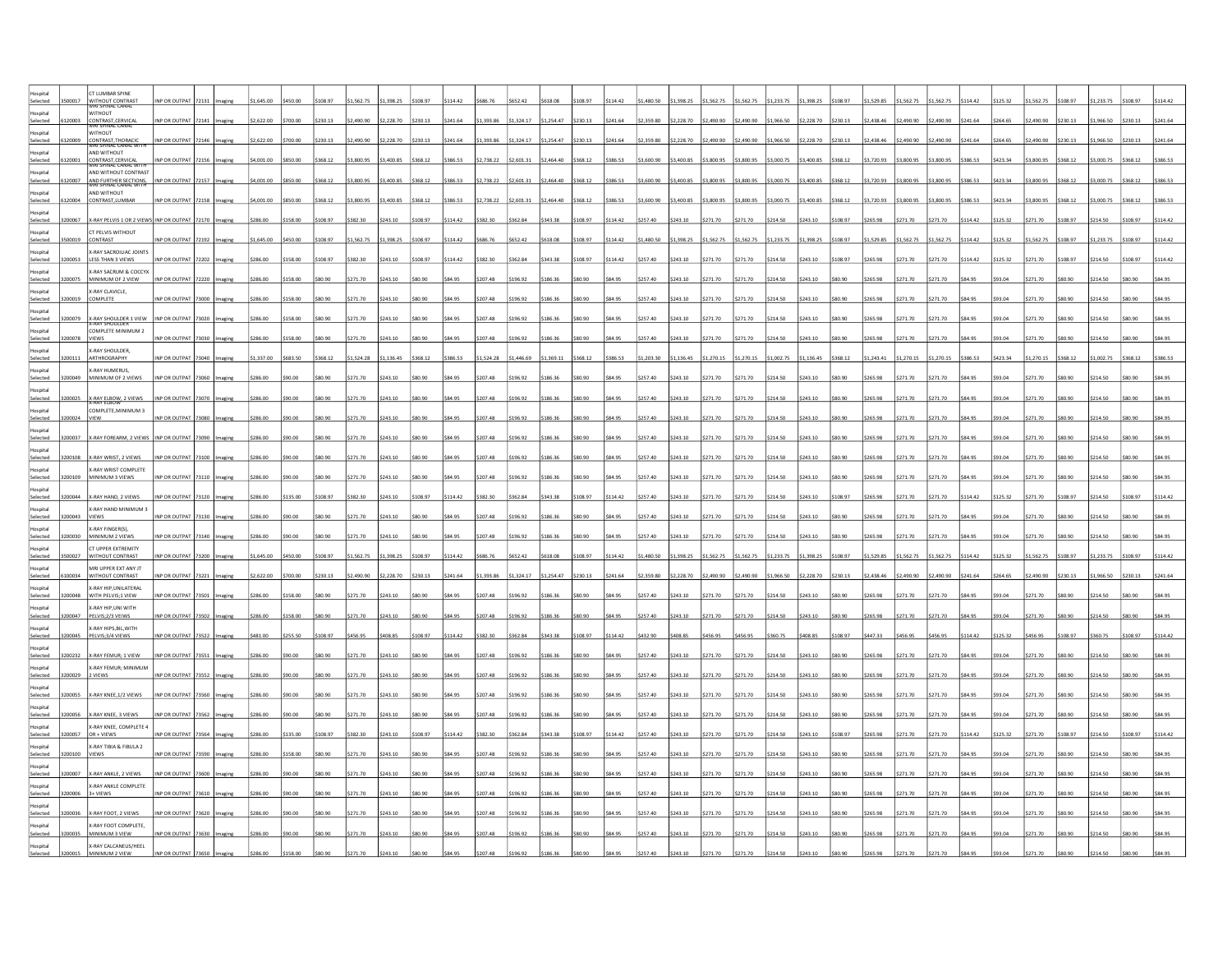| | | | | | | | | | | | | | | | | | | | | | | | | | | | | | | | | | | |
|---|---|---|---|---|---|---|---|---|---|---|---|---|---|---|---|---|---|---|---|---|---|---|---|---|---|---|---|---|---|---|---|---|---|---|
| Hospital Selected | 3500017 | CT LUMBAR SPINE WITHOUT CONTRAST | INP OR OUTPAT | 72131 | Imaging | $1,645.00 | $450.00 | $108.97 | $1,562.75 | $1,398.25 | $108.97 | $114.42 | $686.76 | $652.42 | $618.08 | $108.97 | $114.42 | $1,480.50 | $1,398.25 | $1,562.75 | $1,562.75 | $1,233.75 | $1,398.25 | $108.97 | $1,529.85 | $1,562.75 | $1,562.75 | $114.42 | $125.32 | $1,562.75 | $108.97 | $1,233.75 | $108.97 | $114.42 |
| Hospital Selected | 6120003 | MRI SPINAL CANAL WITHOUT CONTRAST,CERVICAL | INP OR OUTPAT | 72141 | Imaging | $2,622.00 | $700.00 | $230.13 | $2,490.90 | $2,228.70 | $230.13 | $241.64 | $1,393.86 | $1,324.17 | $1,254.47 | $230.13 | $241.64 | $2,359.80 | $2,228.70 | $2,490.90 | $2,490.90 | $1,966.50 | $2,228.70 | $230.13 | $2,438.46 | $2,490.90 | $2,490.90 | $241.64 | $264.65 | $2,490.90 | $230.13 | $1,966.50 | $230.13 | $241.64 |
| Hospital Selected | 6120009 | MRI SPINAL CANAL WITHOUT CONTRAST,THORACIC | INP OR OUTPAT | 72146 | Imaging | $2,622.00 | $700.00 | $230.13 | $2,490.90 | $2,228.70 | $230.13 | $241.64 | $1,393.86 | $1,324.17 | $1,254.47 | $230.13 | $241.64 | $2,359.80 | $2,228.70 | $2,490.90 | $2,490.90 | $1,966.50 | $2,228.70 | $230.13 | $2,438.46 | $2,490.90 | $2,490.90 | $241.64 | $264.65 | $2,490.90 | $230.13 | $1,966.50 | $230.13 | $241.64 |
| Hospital Selected | 6120001 | MRI SPINAL CANAL WITH AND WITHOUT CONTRAST,CERVICAL | INP OR OUTPAT | 72156 | Imaging | $4,001.00 | $850.00 | $368.12 | $3,800.95 | $3,400.85 | $368.12 | $386.53 | $2,738.22 | $2,601.31 | $2,464.40 | $368.12 | $386.53 | $3,600.90 | $3,400.85 | $3,800.95 | $3,800.95 | $3,000.75 | $3,400.85 | $368.12 | $3,720.93 | $3,800.95 | $3,800.95 | $386.53 | $423.34 | $3,800.95 | $368.12 | $3,000.75 | $368.12 | $386.53 |
| Hospital Selected | 6120007 | MRI SPINAL CANAL WITH AND WITHOUT CONTRAST AND FURTHER SECTIONS, | INP OR OUTPAT | 72157 | Imaging | $4,001.00 | $850.00 | $368.12 | $3,800.95 | $3,400.85 | $368.12 | $386.53 | $2,738.22 | $2,601.31 | $2,464.40 | $368.12 | $386.53 | $3,600.90 | $3,400.85 | $3,800.95 | $3,800.95 | $3,000.75 | $3,400.85 | $368.12 | $3,720.93 | $3,800.95 | $3,800.95 | $386.53 | $423.34 | $3,800.95 | $368.12 | $3,000.75 | $368.12 | $386.53 |
| Hospital Selected | 6120004 | MRI SPINAL CANAL WITH AND WITHOUT CONTRAST,LUMBAR | INP OR OUTPAT | 72158 | Imaging | $4,001.00 | $850.00 | $368.12 | $3,800.95 | $3,400.85 | $368.12 | $386.53 | $2,738.22 | $2,601.31 | $2,464.40 | $368.12 | $386.53 | $3,600.90 | $3,400.85 | $3,800.95 | $3,800.95 | $3,000.75 | $3,400.85 | $368.12 | $3,720.93 | $3,800.95 | $3,800.95 | $386.53 | $423.34 | $3,800.95 | $368.12 | $3,000.75 | $368.12 | $386.53 |
| Hospital Selected | 3200067 | X-RAY PELVIS 1 OR 2 VIEWS | INP OR OUTPAT | 72170 | Imaging | $286.00 | $158.00 | $108.97 | $382.30 | $243.10 | $108.97 | $114.42 | $382.30 | $362.84 | $343.38 | $108.97 | $114.42 | $257.40 | $243.10 | $271.70 | $271.70 | $214.50 | $243.10 | $108.97 | $265.98 | $271.70 | $271.70 | $114.42 | $125.32 | $271.70 | $108.97 | $214.50 | $108.97 | $114.42 |
| Hospital Selected | 3500019 | CT PELVIS WITHOUT CONTRAST | INP OR OUTPAT | 72192 | Imaging | $1,645.00 | $450.00 | $108.97 | $1,562.75 | $1,398.25 | $108.97 | $114.42 | $686.76 | $652.42 | $618.08 | $108.97 | $114.42 | $1,480.50 | $1,398.25 | $1,562.75 | $1,562.75 | $1,233.75 | $1,398.25 | $108.97 | $1,529.85 | $1,562.75 | $1,562.75 | $114.42 | $125.32 | $1,562.75 | $108.97 | $1,233.75 | $108.97 | $114.42 |
| Hospital Selected | 3200053 | X-RAY SACROILIAC JOINTS LESS THAN 3 VIEWS | INP OR OUTPAT | 72202 | Imaging | $286.00 | $158.00 | $108.97 | $382.30 | $243.10 | $108.97 | $114.42 | $382.30 | $362.84 | $343.38 | $108.97 | $114.42 | $257.40 | $243.10 | $271.70 | $271.70 | $214.50 | $243.10 | $108.97 | $265.98 | $271.70 | $271.70 | $114.42 | $125.32 | $271.70 | $108.97 | $214.50 | $108.97 | $114.42 |
| Hospital Selected | 3200075 | X-RAY SACRUM & COCCYX MINIMUM OF 2 VIEW | INP OR OUTPAT | 72220 | Imaging | $286.00 | $158.00 | $80.90 | $271.70 | $243.10 | $80.90 | $84.95 | $207.48 | $196.92 | $186.36 | $80.90 | $84.95 | $257.40 | $243.10 | $271.70 | $271.70 | $214.50 | $243.10 | $80.90 | $265.98 | $271.70 | $271.70 | $84.95 | $93.04 | $271.70 | $80.90 | $214.50 | $80.90 | $84.95 |
| Hospital Selected | 3200019 | X-RAY CLAVICLE, COMPLETE | INP OR OUTPAT | 73000 | Imaging | $286.00 | $158.00 | $80.90 | $271.70 | $243.10 | $80.90 | $84.95 | $207.48 | $196.92 | $186.36 | $80.90 | $84.95 | $257.40 | $243.10 | $271.70 | $271.70 | $214.50 | $243.10 | $80.90 | $265.98 | $271.70 | $271.70 | $84.95 | $93.04 | $271.70 | $80.90 | $214.50 | $80.90 | $84.95 |
| Hospital Selected | 3200079 | X-RAY SHOULDER 1 VIEW | INP OR OUTPAT | 73020 | Imaging | $286.00 | $158.00 | $80.90 | $271.70 | $243.10 | $80.90 | $84.95 | $207.48 | $196.92 | $186.36 | $80.90 | $84.95 | $257.40 | $243.10 | $271.70 | $271.70 | $214.50 | $243.10 | $80.90 | $265.98 | $271.70 | $271.70 | $84.95 | $93.04 | $271.70 | $80.90 | $214.50 | $80.90 | $84.95 |
| Hospital Selected | 3200078 | X-RAY SHOULDER COMPLETE MINIMUM 2 VIEWS | INP OR OUTPAT | 73030 | Imaging | $286.00 | $158.00 | $80.90 | $271.70 | $243.10 | $80.90 | $84.95 | $207.48 | $196.92 | $186.36 | $80.90 | $84.95 | $257.40 | $243.10 | $271.70 | $271.70 | $214.50 | $243.10 | $80.90 | $265.98 | $271.70 | $271.70 | $84.95 | $93.04 | $271.70 | $80.90 | $214.50 | $80.90 | $84.95 |
| Hospital Selected | 3200111 | X-RAY SHOULDER, ARTHROGRAPHY | INP OR OUTPAT | 73040 | Imaging | $1,337.00 | $683.50 | $368.12 | $1,524.28 | $1,136.45 | $368.12 | $386.53 | $1,524.28 | $1,446.69 | $1,369.11 | $368.12 | $386.53 | $1,203.30 | $1,136.45 | $1,270.15 | $1,270.15 | $1,002.75 | $1,136.45 | $368.12 | $1,243.41 | $1,270.15 | $1,270.15 | $386.53 | $423.34 | $1,270.15 | $368.12 | $1,002.75 | $368.12 | $386.53 |
| Hospital Selected | 3200049 | X-RAY HUMERUS, MINIMUM OF 2 VIEWS | INP OR OUTPAT | 73060 | Imaging | $286.00 | $90.00 | $80.90 | $271.70 | $243.10 | $80.90 | $84.95 | $207.48 | $196.92 | $186.36 | $80.90 | $84.95 | $257.40 | $243.10 | $271.70 | $271.70 | $214.50 | $243.10 | $80.90 | $265.98 | $271.70 | $271.70 | $84.95 | $93.04 | $271.70 | $80.90 | $214.50 | $80.90 | $84.95 |
| Hospital Selected | 3200025 | X-RAY ELBOW, 2 VIEWS | INP OR OUTPAT | 73070 | Imaging | $286.00 | $90.00 | $80.90 | $271.70 | $243.10 | $80.90 | $84.95 | $207.48 | $196.92 | $186.36 | $80.90 | $84.95 | $257.40 | $243.10 | $271.70 | $271.70 | $214.50 | $243.10 | $80.90 | $265.98 | $271.70 | $271.70 | $84.95 | $93.04 | $271.70 | $80.90 | $214.50 | $80.90 | $84.95 |
| Hospital Selected | 3200024 | X-RAY ELBOW COMPLETE,MINIMUM 3 VIEW | INP OR OUTPAT | 73080 | Imaging | $286.00 | $90.00 | $80.90 | $271.70 | $243.10 | $80.90 | $84.95 | $207.48 | $196.92 | $186.36 | $80.90 | $84.95 | $257.40 | $243.10 | $271.70 | $271.70 | $214.50 | $243.10 | $80.90 | $265.98 | $271.70 | $271.70 | $84.95 | $93.04 | $271.70 | $80.90 | $214.50 | $80.90 | $84.95 |
| Hospital Selected | 3200037 | X-RAY FOREARM, 2 VIEWS | INP OR OUTPAT | 73090 | Imaging | $286.00 | $90.00 | $80.90 | $271.70 | $243.10 | $80.90 | $84.95 | $207.48 | $196.92 | $186.36 | $80.90 | $84.95 | $257.40 | $243.10 | $271.70 | $271.70 | $214.50 | $243.10 | $80.90 | $265.98 | $271.70 | $271.70 | $84.95 | $93.04 | $271.70 | $80.90 | $214.50 | $80.90 | $84.95 |
| Hospital Selected | 3200108 | X-RAY WRIST, 2 VIEWS | INP OR OUTPAT | 73100 | Imaging | $286.00 | $90.00 | $80.90 | $271.70 | $243.10 | $80.90 | $84.95 | $207.48 | $196.92 | $186.36 | $80.90 | $84.95 | $257.40 | $243.10 | $271.70 | $271.70 | $214.50 | $243.10 | $80.90 | $265.98 | $271.70 | $271.70 | $84.95 | $93.04 | $271.70 | $80.90 | $214.50 | $80.90 | $84.95 |
| Hospital Selected | 3200109 | X-RAY WRIST COMPLETE MINIMUM 3 VIEWS | INP OR OUTPAT | 73110 | Imaging | $286.00 | $90.00 | $80.90 | $271.70 | $243.10 | $80.90 | $84.95 | $207.48 | $196.92 | $186.36 | $80.90 | $84.95 | $257.40 | $243.10 | $271.70 | $271.70 | $214.50 | $243.10 | $80.90 | $265.98 | $271.70 | $271.70 | $84.95 | $93.04 | $271.70 | $80.90 | $214.50 | $80.90 | $84.95 |
| Hospital Selected | 3200044 | X-RAY HAND, 2 VIEWS | INP OR OUTPAT | 73120 | Imaging | $286.00 | $135.00 | $108.97 | $382.30 | $243.10 | $108.97 | $114.42 | $382.30 | $362.84 | $343.38 | $108.97 | $114.42 | $257.40 | $243.10 | $271.70 | $271.70 | $214.50 | $243.10 | $108.97 | $265.98 | $271.70 | $271.70 | $114.42 | $125.32 | $271.70 | $108.97 | $214.50 | $108.97 | $114.42 |
| Hospital Selected | 3200043 | X-RAY HAND MINIMUM 3 VIEWS | INP OR OUTPAT | 73130 | Imaging | $286.00 | $90.00 | $80.90 | $271.70 | $243.10 | $80.90 | $84.95 | $207.48 | $196.92 | $186.36 | $80.90 | $84.95 | $257.40 | $243.10 | $271.70 | $271.70 | $214.50 | $243.10 | $80.90 | $265.98 | $271.70 | $271.70 | $84.95 | $93.04 | $271.70 | $80.90 | $214.50 | $80.90 | $84.95 |
| Hospital Selected | 3200030 | X-RAY FINGER(S), MINIMUM 2 VIEWS | INP OR OUTPAT | 73140 | Imaging | $286.00 | $90.00 | $80.90 | $271.70 | $243.10 | $80.90 | $84.95 | $207.48 | $196.92 | $186.36 | $80.90 | $84.95 | $257.40 | $243.10 | $271.70 | $271.70 | $214.50 | $243.10 | $80.90 | $265.98 | $271.70 | $271.70 | $84.95 | $93.04 | $271.70 | $80.90 | $214.50 | $80.90 | $84.95 |
| Hospital Selected | 3500027 | CT UPPER EXTREMITY WITHOUT CONTRAST | INP OR OUTPAT | 73200 | Imaging | $1,645.00 | $450.00 | $108.97 | $1,562.75 | $1,398.25 | $108.97 | $114.42 | $686.76 | $652.42 | $618.08 | $108.97 | $114.42 | $1,480.50 | $1,398.25 | $1,562.75 | $1,562.75 | $1,233.75 | $1,398.25 | $108.97 | $1,529.85 | $1,562.75 | $1,562.75 | $114.42 | $125.32 | $1,562.75 | $108.97 | $1,233.75 | $108.97 | $114.42 |
| Hospital Selected | 6100034 | MRI UPPER EXT ANY JT WITHOUT CONTRAST | INP OR OUTPAT | 73221 | Imaging | $2,622.00 | $700.00 | $230.13 | $2,490.90 | $2,228.70 | $230.13 | $241.64 | $1,393.86 | $1,324.17 | $1,254.47 | $230.13 | $241.64 | $2,359.80 | $2,228.70 | $2,490.90 | $2,490.90 | $1,966.50 | $2,228.70 | $230.13 | $2,438.46 | $2,490.90 | $2,490.90 | $241.64 | $264.65 | $2,490.90 | $230.13 | $1,966.50 | $230.13 | $241.64 |
| Hospital Selected | 3200048 | X-RAY HIP,UNILATERAL WITH PELVIS;1 VIEW | INP OR OUTPAT | 73501 | Imaging | $286.00 | $158.00 | $80.90 | $271.70 | $243.10 | $80.90 | $84.95 | $207.48 | $196.92 | $186.36 | $80.90 | $84.95 | $257.40 | $243.10 | $271.70 | $271.70 | $214.50 | $243.10 | $80.90 | $265.98 | $271.70 | $271.70 | $84.95 | $93.04 | $271.70 | $80.90 | $214.50 | $80.90 | $84.95 |
| Hospital Selected | 3200047 | X-RAY HIP,UNI WITH PELVIS;2/3 VEIWS | INP OR OUTPAT | 73502 | Imaging | $286.00 | $158.00 | $80.90 | $271.70 | $243.10 | $80.90 | $84.95 | $207.48 | $196.92 | $186.36 | $80.90 | $84.95 | $257.40 | $243.10 | $271.70 | $271.70 | $214.50 | $243.10 | $80.90 | $265.98 | $271.70 | $271.70 | $84.95 | $93.04 | $271.70 | $80.90 | $214.50 | $80.90 | $84.95 |
| Hospital Selected | 3200045 | X-RAY HIPS,BIL,WITH PELVIS;3/4 VIEWS | INP OR OUTPAT | 73522 | Imaging | $481.00 | $255.50 | $108.97 | $456.95 | $408.85 | $108.97 | $114.42 | $382.30 | $362.84 | $343.38 | $108.97 | $114.42 | $432.90 | $408.85 | $456.95 | $456.95 | $360.75 | $408.85 | $108.97 | $447.33 | $456.95 | $456.95 | $114.42 | $125.32 | $456.95 | $108.97 | $360.75 | $108.97 | $114.42 |
| Hospital Selected | 3200232 | X-RAY FEMUR; 1 VIEW | INP OR OUTPAT | 73551 | Imaging | $286.00 | $90.00 | $80.90 | $271.70 | $243.10 | $80.90 | $84.95 | $207.48 | $196.92 | $186.36 | $80.90 | $84.95 | $257.40 | $243.10 | $271.70 | $271.70 | $214.50 | $243.10 | $80.90 | $265.98 | $271.70 | $271.70 | $84.95 | $93.04 | $271.70 | $80.90 | $214.50 | $80.90 | $84.95 |
| Hospital Selected | 3200029 | X-RAY FEMUR; MINIMUM 2 VIEWS | INP OR OUTPAT | 73552 | Imaging | $286.00 | $90.00 | $80.90 | $271.70 | $243.10 | $80.90 | $84.95 | $207.48 | $196.92 | $186.36 | $80.90 | $84.95 | $257.40 | $243.10 | $271.70 | $271.70 | $214.50 | $243.10 | $80.90 | $265.98 | $271.70 | $271.70 | $84.95 | $93.04 | $271.70 | $80.90 | $214.50 | $80.90 | $84.95 |
| Hospital Selected | 3200055 | X-RAY KNEE,1/2 VIEWS | INP OR OUTPAT | 73560 | Imaging | $286.00 | $90.00 | $80.90 | $271.70 | $243.10 | $80.90 | $84.95 | $207.48 | $196.92 | $186.36 | $80.90 | $84.95 | $257.40 | $243.10 | $271.70 | $271.70 | $214.50 | $243.10 | $80.90 | $265.98 | $271.70 | $271.70 | $84.95 | $93.04 | $271.70 | $80.90 | $214.50 | $80.90 | $84.95 |
| Hospital Selected | 3200056 | X-RAY KNEE, 3 VIEWS | INP OR OUTPAT | 73562 | Imaging | $286.00 | $90.00 | $80.90 | $271.70 | $243.10 | $80.90 | $84.95 | $207.48 | $196.92 | $186.36 | $80.90 | $84.95 | $257.40 | $243.10 | $271.70 | $271.70 | $214.50 | $243.10 | $80.90 | $265.98 | $271.70 | $271.70 | $84.95 | $93.04 | $271.70 | $80.90 | $214.50 | $80.90 | $84.95 |
| Hospital Selected | 3200057 | X-RAY KNEE, COMPLETE 4 OR > VIEWS | INP OR OUTPAT | 73564 | Imaging | $286.00 | $135.00 | $108.97 | $382.30 | $243.10 | $108.97 | $114.42 | $382.30 | $362.84 | $343.38 | $108.97 | $114.42 | $257.40 | $243.10 | $271.70 | $271.70 | $214.50 | $243.10 | $108.97 | $265.98 | $271.70 | $271.70 | $114.42 | $125.32 | $271.70 | $108.97 | $214.50 | $108.97 | $114.42 |
| Hospital Selected | 3200100 | X-RAY TIBIA & FIBULA 2 VIEWS | INP OR OUTPAT | 73590 | Imaging | $286.00 | $158.00 | $80.90 | $271.70 | $243.10 | $80.90 | $84.95 | $207.48 | $196.92 | $186.36 | $80.90 | $84.95 | $257.40 | $243.10 | $271.70 | $271.70 | $214.50 | $243.10 | $80.90 | $265.98 | $271.70 | $271.70 | $84.95 | $93.04 | $271.70 | $80.90 | $214.50 | $80.90 | $84.95 |
| Hospital Selected | 3200007 | X-RAY ANKLE, 2 VIEWS | INP OR OUTPAT | 73600 | Imaging | $286.00 | $90.00 | $80.90 | $271.70 | $243.10 | $80.90 | $84.95 | $207.48 | $196.92 | $186.36 | $80.90 | $84.95 | $257.40 | $243.10 | $271.70 | $271.70 | $214.50 | $243.10 | $80.90 | $265.98 | $271.70 | $271.70 | $84.95 | $93.04 | $271.70 | $80.90 | $214.50 | $80.90 | $84.95 |
| Hospital Selected | 3200006 | X-RAY ANKLE COMPLETE 3+ VIEWS | INP OR OUTPAT | 73610 | Imaging | $286.00 | $90.00 | $80.90 | $271.70 | $243.10 | $80.90 | $84.95 | $207.48 | $196.92 | $186.36 | $80.90 | $84.95 | $257.40 | $243.10 | $271.70 | $271.70 | $214.50 | $243.10 | $80.90 | $265.98 | $271.70 | $271.70 | $84.95 | $93.04 | $271.70 | $80.90 | $214.50 | $80.90 | $84.95 |
| Hospital Selected | 3200036 | X-RAY FOOT, 2 VIEWS | INP OR OUTPAT | 73620 | Imaging | $286.00 | $90.00 | $80.90 | $271.70 | $243.10 | $80.90 | $84.95 | $207.48 | $196.92 | $186.36 | $80.90 | $84.95 | $257.40 | $243.10 | $271.70 | $271.70 | $214.50 | $243.10 | $80.90 | $265.98 | $271.70 | $271.70 | $84.95 | $93.04 | $271.70 | $80.90 | $214.50 | $80.90 | $84.95 |
| Hospital Selected | 3200035 | X-RAY FOOT COMPLETE, MINIMUM 3 VIEW | INP OR OUTPAT | 73630 | Imaging | $286.00 | $90.00 | $80.90 | $271.70 | $243.10 | $80.90 | $84.95 | $207.48 | $196.92 | $186.36 | $80.90 | $84.95 | $257.40 | $243.10 | $271.70 | $271.70 | $214.50 | $243.10 | $80.90 | $265.98 | $271.70 | $271.70 | $84.95 | $93.04 | $271.70 | $80.90 | $214.50 | $80.90 | $84.95 |
| Hospital Selected | 3200015 | X-RAY CALCANEUS/HEEL MINIMUM 2 VIEW | INP OR OUTPAT | 73650 | Imaging | $286.00 | $158.00 | $80.90 | $271.70 | $243.10 | $80.90 | $84.95 | $207.48 | $196.92 | $186.36 | $80.90 | $84.95 | $257.40 | $243.10 | $271.70 | $271.70 | $214.50 | $243.10 | $80.90 | $265.98 | $271.70 | $271.70 | $84.95 | $93.04 | $271.70 | $80.90 | $214.50 | $80.90 | $84.95 |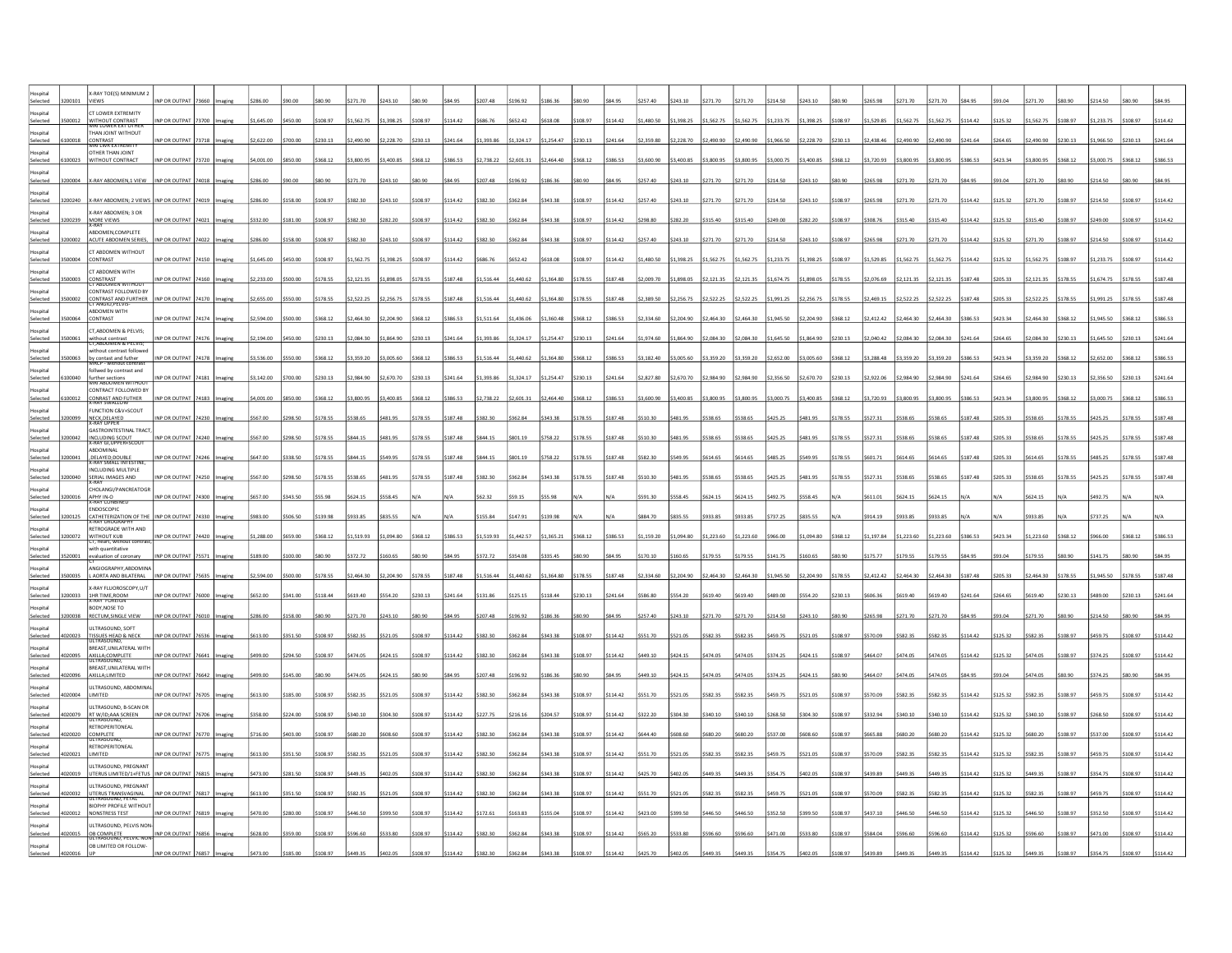| | | | | | | | | | | | | | | | | | | | | | | | | | | | | | | | | | | |
|---|---|---|---|---|---|---|---|---|---|---|---|---|---|---|---|---|---|---|---|---|---|---|---|---|---|---|---|---|---|---|---|---|---|---|
| Hospital Selected | 3200101 | X-RAY TOE(S) MINIMUM 2 VIEWS | INP OR OUTPAT | 73660 | Imaging | $286.00 | $90.00 | $80.90 | $271.70 | $243.10 | $80.90 | $84.95 | $207.48 | $196.92 | $186.36 | $80.90 | $84.95 | $257.40 | $243.10 | $271.70 | $271.70 | $214.50 | $243.10 | $80.90 | $265.98 | $271.70 | $271.70 | $84.95 | $93.04 | $271.70 | $80.90 | $214.50 | $80.90 | $84.95 |
| Hospital Selected | 3500012 | CT LOWER EXTREMITY WITHOUT CONTRAST | INP OR OUTPAT | 73700 | Imaging | $1,645.00 | $450.00 | $108.97 | $1,562.75 | $1,398.25 | $108.97 | $114.42 | $686.76 | $652.42 | $618.08 | $108.97 | $114.42 | $1,480.50 | $1,398.25 | $1,562.75 | $1,562.75 | $1,233.75 | $1,398.25 | $108.97 | $1,529.85 | $1,562.75 | $1,562.75 | $114.42 | $125.32 | $1,562.75 | $108.97 | $1,233.75 | $108.97 | $114.42 |
| Hospital Selected | 6100018 | MRI LOWER EXT OTHER THAN JOINT WITHOUT CONTRAST | INP OR OUTPAT | 73718 | Imaging | $2,622.00 | $700.00 | $230.13 | $2,490.90 | $2,228.70 | $230.13 | $241.64 | $1,393.86 | $1,324.17 | $1,254.47 | $230.13 | $241.64 | $2,359.80 | $2,228.70 | $2,490.90 | $2,490.90 | $1,966.50 | $2,228.70 | $230.13 | $2,438.46 | $2,490.90 | $2,490.90 | $241.64 | $264.65 | $2,490.90 | $230.13 | $1,966.50 | $230.13 | $241.64 |
| Hospital Selected | 6100023 | MRI LWR EXTREMITY OTHER THAN JOINT WITHOUT CONTRACT | INP OR OUTPAT | 73720 | Imaging | $4,001.00 | $850.00 | $368.12 | $3,800.95 | $3,400.85 | $368.12 | $386.53 | $2,738.22 | $2,601.31 | $2,464.40 | $368.12 | $386.53 | $3,600.90 | $3,400.85 | $3,800.95 | $3,800.95 | $3,000.75 | $3,400.85 | $368.12 | $3,720.93 | $3,800.95 | $3,800.95 | $386.53 | $423.34 | $3,800.95 | $368.12 | $3,000.75 | $368.12 | $386.53 |
| Hospital Selected | 3200004 | X-RAY ABDOMEN,1 VIEW | INP OR OUTPAT | 74018 | Imaging | $286.00 | $90.00 | $80.90 | $271.70 | $243.10 | $80.90 | $84.95 | $207.48 | $196.92 | $186.36 | $80.90 | $84.95 | $257.40 | $243.10 | $271.70 | $271.70 | $214.50 | $243.10 | $80.90 | $265.98 | $271.70 | $271.70 | $84.95 | $93.04 | $271.70 | $80.90 | $214.50 | $80.90 | $84.95 |
| Hospital Selected | 3200240 | X-RAY ABDOMEN; 2 VIEWS | INP OR OUTPAT | 74019 | Imaging | $286.00 | $158.00 | $108.97 | $382.30 | $243.10 | $108.97 | $114.42 | $382.30 | $362.84 | $343.38 | $108.97 | $114.42 | $257.40 | $243.10 | $271.70 | $271.70 | $214.50 | $243.10 | $108.97 | $265.98 | $271.70 | $271.70 | $114.42 | $125.32 | $271.70 | $108.97 | $214.50 | $108.97 | $114.42 |
| Hospital Selected | 3200239 | X-RAY ABDOMEN; 3 OR MORE VIEWS | INP OR OUTPAT | 74021 | Imaging | $332.00 | $181.00 | $108.97 | $382.30 | $282.20 | $108.97 | $114.42 | $382.30 | $362.84 | $343.38 | $108.97 | $114.42 | $298.80 | $282.20 | $315.40 | $315.40 | $249.00 | $282.20 | $108.97 | $308.76 | $315.40 | $315.40 | $114.42 | $125.32 | $315.40 | $108.97 | $249.00 | $108.97 | $114.42 |
| Hospital Selected | 3200002 | X-RAY ABDOMEN,COMPLETE ACUTE ABDOMEN SERIES, | INP OR OUTPAT | 74022 | Imaging | $286.00 | $158.00 | $108.97 | $382.30 | $243.10 | $108.97 | $114.42 | $382.30 | $362.84 | $343.38 | $108.97 | $114.42 | $257.40 | $243.10 | $271.70 | $271.70 | $214.50 | $243.10 | $108.97 | $265.98 | $271.70 | $271.70 | $114.42 | $125.32 | $271.70 | $108.97 | $214.50 | $108.97 | $114.42 |
| Hospital Selected | 3500004 | CT ABDOMEN WITHOUT CONTRAST | INP OR OUTPAT | 74150 | Imaging | $1,645.00 | $450.00 | $108.97 | $1,562.75 | $1,398.25 | $108.97 | $114.42 | $686.76 | $652.42 | $618.08 | $108.97 | $114.42 | $1,480.50 | $1,398.25 | $1,562.75 | $1,562.75 | $1,233.75 | $1,398.25 | $108.97 | $1,529.85 | $1,562.75 | $1,562.75 | $114.42 | $125.32 | $1,562.75 | $108.97 | $1,233.75 | $108.97 | $114.42 |
| Hospital Selected | 3500003 | CT ABDOMEN WITH CONSTRAST | INP OR OUTPAT | 74160 | Imaging | $2,233.00 | $500.00 | $178.55 | $2,121.35 | $1,898.05 | $178.55 | $187.48 | $1,516.44 | $1,440.62 | $1,364.80 | $178.55 | $187.48 | $2,009.70 | $1,898.05 | $2,121.35 | $2,121.35 | $1,674.75 | $1,898.05 | $178.55 | $2,076.69 | $2,121.35 | $2,121.35 | $187.48 | $205.33 | $2,121.35 | $178.55 | $1,674.75 | $178.55 | $187.48 |
| Hospital Selected | 3500002 | CT ABDOMEN WITHOUT CONTRAST FOLLOWED BY CONTRAST AND FURTHER | INP OR OUTPAT | 74170 | Imaging | $2,655.00 | $500.00 | $178.55 | $2,522.25 | $2,256.75 | $178.55 | $187.48 | $1,516.44 | $1,440.62 | $1,364.80 | $178.55 | $187.48 | $2,389.50 | $2,256.75 | $2,522.25 | $2,522.25 | $1,991.25 | $2,256.75 | $178.55 | $2,469.15 | $2,522.25 | $2,522.25 | $187.48 | $205.33 | $2,522.25 | $178.55 | $1,991.25 | $178.55 | $187.48 |
| Hospital Selected | 3500064 | CT ANGIO,PELVIS-ABDOMEN WITH CONTRAST | INP OR OUTPAT | 74174 | Imaging | $2,594.00 | $500.00 | $368.12 | $2,464.30 | $2,204.90 | $368.12 | $386.53 | $1,511.64 | $1,436.06 | $1,360.48 | $368.12 | $386.53 | $2,334.60 | $2,204.90 | $2,464.30 | $2,464.30 | $1,945.50 | $2,204.90 | $368.12 | $2,412.42 | $2,464.30 | $2,464.30 | $386.53 | $423.34 | $2,464.30 | $368.12 | $1,945.50 | $368.12 | $386.53 |
| Hospital Selected | 3500061 | CT,ABDOMEN & PELVIS; without contrast | INP OR OUTPAT | 74176 | Imaging | $2,194.00 | $450.00 | $230.13 | $2,084.30 | $1,864.90 | $230.13 | $241.64 | $1,393.86 | $1,324.17 | $1,254.47 | $230.13 | $241.64 | $1,974.60 | $1,864.90 | $2,084.30 | $2,084.30 | $1,645.50 | $1,864.90 | $230.13 | $2,040.42 | $2,084.30 | $2,084.30 | $241.64 | $264.65 | $2,084.30 | $230.13 | $1,645.50 | $230.13 | $241.64 |
| Hospital Selected | 3500063 | CT,ABDOMEN & PELVIS; without contrast followed by contrast and futher | INP OR OUTPAT | 74178 | Imaging | $3,536.00 | $550.00 | $368.12 | $3,359.20 | $3,005.60 | $368.12 | $386.53 | $1,516.44 | $1,440.62 | $1,364.80 | $368.12 | $386.53 | $3,182.40 | $3,005.60 | $3,359.20 | $3,359.20 | $2,652.00 | $3,005.60 | $368.12 | $1,288.48 | $3,359.20 | $3,359.20 | $386.53 | $423.34 | $3,359.20 | $368.12 | $2,652.00 | $368.12 | $386.53 |
| Hospital Selected | 6100040 | MRI - Without contrast follwed by further sections | INP OR OUTPAT | 74181 | Imaging | $3,142.00 | $700.00 | $230.13 | $2,984.90 | $2,670.70 | $230.13 | $241.64 | $1,393.86 | $1,324.17 | $1,254.47 | $230.13 | $241.64 | $2,827.80 | $2,670.70 | $2,984.90 | $2,984.90 | $2,356.50 | $2,670.70 | $230.13 | $2,922.06 | $2,984.90 | $2,984.90 | $241.64 | $264.65 | $2,984.90 | $230.13 | $2,356.50 | $230.13 | $241.64 |
| Hospital Selected | 6100012 | MRI ABDOMEN WITHOUT CONTRACT FOLLOWED BY CONRAST AND FUTHER | INP OR OUTPAT | 74183 | Imaging | $4,001.00 | $850.00 | $368.12 | $3,800.95 | $3,400.85 | $368.12 | $386.53 | $2,738.22 | $2,601.31 | $2,464.40 | $368.12 | $386.53 | $3,600.90 | $3,400.85 | $3,800.95 | $3,800.95 | $3,000.75 | $3,400.85 | $368.12 | $3,720.93 | $3,800.95 | $3,800.95 | $386.53 | $423.34 | $3,800.95 | $368.12 | $3,000.75 | $368.12 | $386.53 |
| Hospital Selected | 3200099 | X-RAY SWALLOW FUNCTION C&V+SCOUT NECK,DELAYED | INP OR OUTPAT | 74230 | Imaging | $567.00 | $298.50 | $178.55 | $538.65 | $481.95 | $178.55 | $187.48 | $382.30 | $362.84 | $343.38 | $178.55 | $187.48 | $510.30 | $481.95 | $538.65 | $538.65 | $425.25 | $481.95 | $178.55 | $527.31 | $538.65 | $538.65 | $187.48 | $205.33 | $538.65 | $178.55 | $425.25 | $178.55 | $187.48 |
| Hospital Selected | 3200042 | X-RAY UPPER GASTROINTESTINAL TRACT, INCLUDING SCOUT | INP OR OUTPAT | 74240 | Imaging | $567.00 | $298.50 | $178.55 | $844.15 | $481.95 | $178.55 | $187.48 | $844.15 | $801.19 | $758.22 | $178.55 | $187.48 | $510.30 | $481.95 | $538.65 | $538.65 | $425.25 | $481.95 | $178.55 | $527.31 | $538.65 | $538.65 | $187.48 | $205.33 | $538.65 | $178.55 | $425.25 | $178.55 | $187.48 |
| Hospital Selected | 3200041 | X-RAY GI,UPPER+SCOUT ABDOMINAL ,DELAYED,DOUBLE | INP OR OUTPAT | 74246 | Imaging | $647.00 | $338.50 | $178.55 | $844.15 | $549.95 | $178.55 | $187.48 | $844.15 | $801.19 | $758.22 | $178.55 | $187.48 | $582.30 | $549.95 | $614.65 | $614.65 | $485.25 | $549.95 | $178.55 | $601.71 | $614.65 | $614.65 | $187.48 | $205.33 | $614.65 | $178.55 | $485.25 | $178.55 | $187.48 |
| Hospital Selected | 3200040 | X-RAY SMALL INTESTINE, INCLUDING MULTIPLE SERIAL IMAGES AND | INP OR OUTPAT | 74250 | Imaging | $567.00 | $298.50 | $178.55 | $538.65 | $481.95 | $178.55 | $187.48 | $382.30 | $362.84 | $343.38 | $178.55 | $187.48 | $510.30 | $481.95 | $538.65 | $538.65 | $425.25 | $481.95 | $178.55 | $527.31 | $538.65 | $538.65 | $187.48 | $205.33 | $538.65 | $178.55 | $425.25 | $178.55 | $187.48 |
| Hospital Selected | 3200016 | X-RAY CHOLANGI/PANCREATOGRAPHY IN-O | INP OR OUTPAT | 74300 | Imaging | $657.00 | $343.50 | $55.98 | $624.15 | $558.45 | N/A | N/A | $62.32 | $59.15 | $55.98 | N/A | N/A | $591.30 | $558.45 | $624.15 | $624.15 | $492.75 | $558.45 | N/A | $611.01 | $624.15 | $624.15 | N/A | N/A | $624.15 | N/A | $492.75 | N/A | N/A |
| Hospital Selected | 3200125 | X-RAY COMBINED ENDOSCOPIC CATHETERIZATION OF THE | INP OR OUTPAT | 74330 | Imaging | $983.00 | $506.50 | $139.98 | $933.85 | $835.55 | N/A | N/A | $155.84 | $147.91 | $139.98 | N/A | N/A | $884.70 | $835.55 | $933.85 | $933.85 | $737.25 | $835.55 | N/A | $914.19 | $933.85 | $933.85 | N/A | N/A | $933.85 | N/A | $737.25 | N/A | N/A |
| Hospital Selected | 3200072 | X-RAY UROGRAPHY RETROGRADE WITH AND WITHOUT KUB | INP OR OUTPAT | 74420 | Imaging | $1,288.00 | $659.00 | $368.12 | $1,519.93 | $1,094.80 | $368.12 | $386.53 | $1,519.93 | $1,442.57 | $1,365.21 | $368.12 | $386.53 | $1,159.20 | $1,094.80 | $1,223.60 | $1,223.60 | $966.00 | $1,094.80 | $368.12 | $1,197.84 | $1,223.60 | $1,223.60 | $386.53 | $423.34 | $1,223.60 | $368.12 | $966.00 | $368.12 | $386.53 |
| Hospital Selected | 3520001 | CT, heart, without contrast, with quantitative evaluation of coronary | INP OR OUTPAT | 75571 | Imaging | $189.00 | $100.00 | $80.90 | $372.72 | $160.65 | $80.90 | $84.95 | $372.72 | $354.08 | $335.45 | $80.90 | $84.95 | $170.10 | $160.65 | $179.55 | $179.55 | $141.75 | $160.65 | $80.90 | $175.77 | $179.55 | $179.55 | $84.95 | $93.04 | $179.55 | $80.90 | $141.75 | $80.90 | $84.95 |
| Hospital Selected | 3500035 | CT ANGIOGRAPHY,ABDOMINAL AORTA AND BILATERAL | INP OR OUTPAT | 75635 | Imaging | $2,594.00 | $500.00 | $178.55 | $2,464.30 | $2,204.90 | $178.55 | $187.48 | $1,516.44 | $1,440.62 | $1,364.80 | $178.55 | $187.48 | $2,334.60 | $2,204.90 | $2,464.30 | $2,464.30 | $1,945.50 | $2,204.90 | $178.55 | $2,412.42 | $2,464.30 | $2,464.30 | $187.48 | $205.33 | $2,464.30 | $178.55 | $1,945.50 | $178.55 | $187.48 |
| Hospital Selected | 3200033 | X-RAY FLUOROSCOPY,U/T 1HR TIME,ROOM | INP OR OUTPAT | 76000 | Imaging | $652.00 | $341.00 | $118.44 | $619.40 | $554.20 | $230.13 | $241.64 | $131.86 | $125.15 | $118.44 | $230.13 | $241.64 | $586.80 | $554.20 | $619.40 | $619.40 | $489.00 | $554.20 | $230.13 | $606.36 | $619.40 | $619.40 | $241.64 | $264.65 | $619.40 | $230.13 | $489.00 | $230.13 | $241.64 |
| Hospital Selected | 3200038 | X-RAY FOREIGN BODY,NOSE TO RECTUM,SINGLE VIEW | INP OR OUTPAT | 76010 | Imaging | $286.00 | $158.00 | $80.90 | $271.70 | $243.10 | $80.90 | $84.95 | $207.48 | $196.92 | $186.36 | $80.90 | $84.95 | $257.40 | $243.10 | $271.70 | $271.70 | $214.50 | $243.10 | $80.90 | $265.98 | $271.70 | $271.70 | $84.95 | $93.04 | $271.70 | $80.90 | $214.50 | $80.90 | $84.95 |
| Hospital Selected | 4020023 | ULTRASOUND, SOFT TISSUES HEAD & NECK | INP OR OUTPAT | 76536 | Imaging | $613.00 | $351.50 | $108.97 | $582.35 | $521.05 | $108.97 | $114.42 | $382.30 | $362.84 | $343.38 | $108.97 | $114.42 | $551.70 | $521.05 | $582.35 | $582.35 | $459.75 | $521.05 | $108.97 | $570.09 | $582.35 | $582.35 | $114.42 | $125.32 | $582.35 | $108.97 | $459.75 | $108.97 | $114.42 |
| Hospital Selected | 4020095 | ULTRASOUND, BREAST,UNILATERAL WITH AXILLA;COMPLETE | INP OR OUTPAT | 76641 | Imaging | $499.00 | $294.50 | $108.97 | $474.05 | $424.15 | $108.97 | $114.42 | $382.30 | $362.84 | $343.38 | $108.97 | $114.42 | $449.10 | $424.15 | $474.05 | $474.05 | $374.25 | $424.15 | $108.97 | $464.07 | $474.05 | $474.05 | $114.42 | $125.32 | $474.05 | $108.97 | $374.25 | $108.97 | $114.42 |
| Hospital Selected | 4020096 | ULTRASOUND, BREAST,UNILATERAL WITH AXILLA;LIMITED | INP OR OUTPAT | 76642 | Imaging | $499.00 | $145.00 | $80.90 | $474.05 | $424.15 | $80.90 | $84.95 | $207.48 | $196.92 | $186.36 | $80.90 | $84.95 | $449.10 | $424.15 | $474.05 | $474.05 | $374.25 | $424.15 | $80.90 | $464.07 | $474.05 | $474.05 | $84.95 | $93.04 | $474.05 | $80.90 | $374.25 | $80.90 | $84.95 |
| Hospital Selected | 4020004 | ULTRASOUND, ABDOMINAL LIMITED | INP OR OUTPAT | 76705 | Imaging | $613.00 | $185.00 | $108.97 | $582.35 | $521.05 | $108.97 | $114.42 | $382.30 | $362.84 | $343.38 | $108.97 | $114.42 | $551.70 | $521.05 | $582.35 | $582.35 | $459.75 | $521.05 | $108.97 | $570.09 | $582.35 | $582.35 | $114.42 | $125.32 | $582.35 | $108.97 | $459.75 | $108.97 | $114.42 |
| Hospital Selected | 4020079 | ULTRASOUND, B-SCAN OR RT W/ID;AAA SCREEN | INP OR OUTPAT | 76706 | Imaging | $358.00 | $224.00 | $108.97 | $340.10 | $304.30 | $108.97 | $114.42 | $227.75 | $216.16 | $204.57 | $108.97 | $114.42 | $322.20 | $304.30 | $340.10 | $340.10 | $268.50 | $304.30 | $108.97 | $332.94 | $340.10 | $340.10 | $114.42 | $125.32 | $340.10 | $108.97 | $268.50 | $108.97 | $114.42 |
| Hospital Selected | 4020020 | ULTRASOUND, RETROPERITONEAL COMPLETE | INP OR OUTPAT | 76770 | Imaging | $716.00 | $403.00 | $108.97 | $680.20 | $608.60 | $108.97 | $114.42 | $382.30 | $362.84 | $343.38 | $108.97 | $114.42 | $644.40 | $608.60 | $680.20 | $680.20 | $537.00 | $608.60 | $108.97 | $665.88 | $680.20 | $680.20 | $114.42 | $125.32 | $680.20 | $108.97 | $537.00 | $108.97 | $114.42 |
| Hospital Selected | 4020021 | ULTRASOUND, RETROPERITONEAL LIMITED | INP OR OUTPAT | 76775 | Imaging | $613.00 | $351.50 | $108.97 | $582.35 | $521.05 | $108.97 | $114.42 | $382.30 | $362.84 | $343.38 | $108.97 | $114.42 | $551.70 | $521.05 | $582.35 | $582.35 | $459.75 | $521.05 | $108.97 | $570.09 | $582.35 | $582.35 | $114.42 | $125.32 | $582.35 | $108.97 | $459.75 | $108.97 | $114.42 |
| Hospital Selected | 4020019 | ULTRASOUND, PREGNANT UTERUS LIMITED/1+FETUS | INP OR OUTPAT | 76815 | Imaging | $473.00 | $281.50 | $108.97 | $449.35 | $402.05 | $108.97 | $114.42 | $382.30 | $362.84 | $343.38 | $108.97 | $114.42 | $425.70 | $402.05 | $449.35 | $449.35 | $354.75 | $402.05 | $108.97 | $439.89 | $449.35 | $449.35 | $114.42 | $125.32 | $449.35 | $108.97 | $354.75 | $108.97 | $114.42 |
| Hospital Selected | 4020032 | ULTRASOUND, PREGNANT UTERUS TRANSVAGINAL | INP OR OUTPAT | 76817 | Imaging | $613.00 | $351.50 | $108.97 | $582.35 | $521.05 | $108.97 | $114.42 | $382.30 | $362.84 | $343.38 | $108.97 | $114.42 | $551.70 | $521.05 | $582.35 | $582.35 | $459.75 | $521.05 | $108.97 | $570.09 | $582.35 | $582.35 | $114.42 | $125.32 | $582.35 | $108.97 | $459.75 | $108.97 | $114.42 |
| Hospital Selected | 4020012 | ULTRASOUND, FETAL BIOPHY PROFILE WITHOUT NONSTRESS TEST | INP OR OUTPAT | 76819 | Imaging | $470.00 | $280.00 | $108.97 | $446.50 | $399.50 | $108.97 | $114.42 | $172.61 | $163.83 | $155.04 | $108.97 | $114.42 | $423.00 | $399.50 | $446.50 | $446.50 | $352.50 | $399.50 | $108.97 | $437.10 | $446.50 | $446.50 | $114.42 | $125.32 | $446.50 | $108.97 | $352.50 | $108.97 | $114.42 |
| Hospital Selected | 4020015 | ULTRASOUND, PELVIS NON-OB COMPLETE | INP OR OUTPAT | 76856 | Imaging | $628.00 | $359.00 | $108.97 | $596.60 | $533.80 | $108.97 | $114.42 | $382.30 | $362.84 | $343.38 | $108.97 | $114.42 | $565.20 | $533.80 | $596.60 | $596.60 | $471.00 | $533.80 | $108.97 | $584.04 | $596.60 | $596.60 | $114.42 | $125.32 | $596.60 | $108.97 | $471.00 | $108.97 | $114.42 |
| Hospital Selected | 4020016 | ULTRASOUND, PELVIC NON-OB LIMITED OR FOLLOW-UP | INP OR OUTPAT | 76857 | Imaging | $473.00 | $185.00 | $108.97 | $449.35 | $402.05 | $108.97 | $114.42 | $382.30 | $362.84 | $343.38 | $108.97 | $114.42 | $425.70 | $402.05 | $449.35 | $449.35 | $354.75 | $402.05 | $108.97 | $439.89 | $449.35 | $449.35 | $114.42 | $125.32 | $449.35 | $108.97 | $354.75 | $108.97 | $114.42 |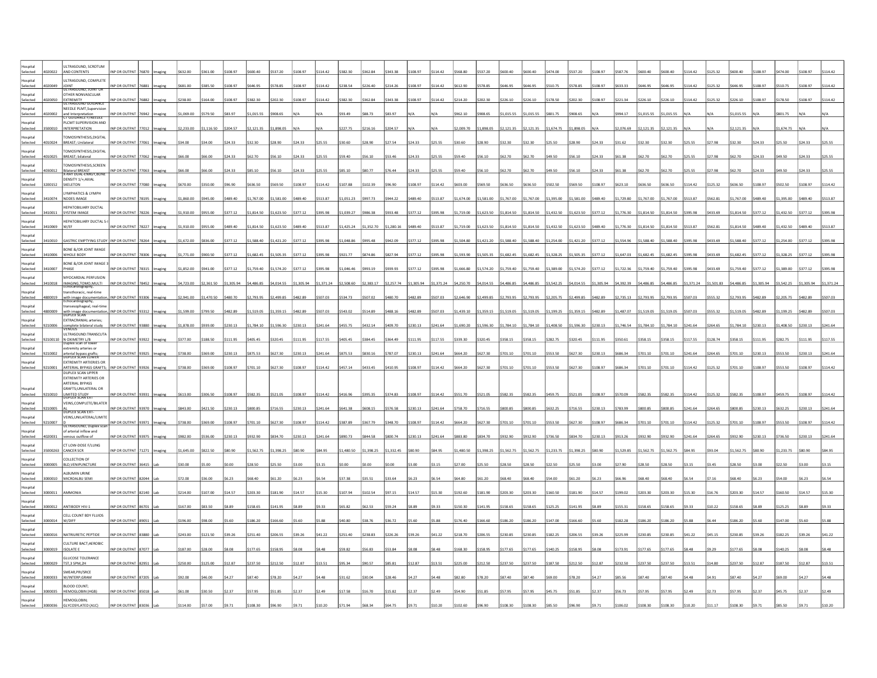| | | | | | | | | | | | | | | | | | | | | | | | | | | | | | | | | | | |
|---|---|---|---|---|---|---|---|---|---|---|---|---|---|---|---|---|---|---|---|---|---|---|---|---|---|---|---|---|---|---|---|---|---|---|
| Hospital Selected | 4020022 | ULTRASOUND, SCROTUM AND CONTENTS | INP OR OUTPAT | 76870 | Imaging | $632.00 | $361.00 | $108.97 | $600.40 | $537.20 | $108.97 | $114.42 | $382.30 | $362.84 | $343.38 | $108.97 | $114.42 | $568.80 | $537.20 | $600.40 | $600.40 | $474.00 | $537.20 | $108.97 | $587.76 | $600.40 | $600.40 | $114.42 | $125.32 | $600.40 | $108.97 | $474.00 | $108.97 | $114.42 |
| Hospital Selected | 4020049 | ULTRASOUND, COMPLETE JOINT | INP OR OUTPAT | 76881 | Imaging | $681.00 | $385.50 | $108.97 | $646.95 | $578.85 | $108.97 | $114.42 | $238.54 | $226.40 | $214.26 | $108.97 | $114.42 | $612.90 | $578.85 | $646.95 | $646.95 | $510.75 | $578.85 | $108.97 | $633.33 | $646.95 | $646.95 | $114.42 | $125.32 | $646.95 | $108.97 | $510.75 | $108.97 | $114.42 |
| Hospital Selected | 4020050 | ULTRASOUND, JOINT OR OTHER NONVASCULAR EXTREMITY | INP OR OUTPAT | 76882 | Imaging | $238.00 | $164.00 | $108.97 | $382.30 | $202.30 | $108.97 | $114.42 | $382.30 | $362.84 | $343.38 | $108.97 | $114.42 | $214.20 | $202.30 | $226.10 | $226.10 | $178.50 | $202.30 | $108.97 | $221.34 | $226.10 | $226.10 | $114.42 | $125.32 | $226.10 | $108.97 | $178.50 | $108.97 | $114.42 |
| Hospital Selected | 4020002 | ULTRASOUND GUIDANCE NEEDLE PLMT,Supervision and Interpretation | INP OR OUTPAT | 76942 | Imaging | $1,069.00 | $579.50 | $83.97 | $1,015.55 | $908.65 | N/A | N/A | $93.49 | $88.73 | $83.97 | N/A | N/A | $962.10 | $908.65 | $1,015.55 | $1,015.55 | $801.75 | $908.65 | N/A | $994.17 | $1,015.55 | $1,015.55 | N/A | N/A | $1,015.55 | N/A | $801.75 | N/A | N/A |
| Hospital Selected | 3500010 | CT GUIDANCE F/NEEDLE PLCMT SUPERVISION AND INTERPRETATION | INP OR OUTPAT | 77012 | Imaging | $2,233.00 | $1,116.50 | $204.57 | $2,121.35 | $1,898.05 | N/A | N/A | $227.75 | $216.16 | $204.57 | N/A | N/A | $2,009.70 | $1,898.05 | $2,121.35 | $2,121.35 | $1,674.75 | $1,898.05 | N/A | $2,076.69 | $2,121.35 | $2,121.35 | N/A | N/A | $2,121.35 | N/A | $1,674.75 | N/A | N/A |
| Hospital Selected | 4010024 | TOMOSYNTHESIS,DIGITAL BREAST; Unilateral | INP OR OUTPAT | 77061 | Imaging | $34.00 | $34.00 | $24.33 | $32.30 | $28.90 | $24.33 | $25.55 | $30.60 | $28.90 | $27.54 | $24.33 | $25.55 | $30.60 | $28.90 | $32.30 | $32.30 | $25.50 | $28.90 | $24.33 | $31.62 | $32.30 | $32.30 | $25.55 | $27.98 | $32.30 | $24.33 | $25.50 | $24.33 | $25.55 |
| Hospital Selected | 4010025 | TOMOSYNTHESIS,DIGITAL BREAST; bilateral | INP OR OUTPAT | 77062 | Imaging | $66.00 | $66.00 | $24.33 | $62.70 | $56.10 | $24.33 | $25.55 | $59.40 | $56.10 | $53.46 | $24.33 | $25.55 | $59.40 | $56.10 | $62.70 | $62.70 | $49.50 | $56.10 | $24.33 | $61.38 | $62.70 | $62.70 | $25.55 | $27.98 | $62.70 | $24.33 | $49.50 | $24.33 | $25.55 |
| Hospital Selected | 4030012 | TOMOSYNTHESIS,SCREEN Bilateral BREAST | INP OR OUTPAT | 77063 | Imaging | $66.00 | $66.00 | $24.33 | $85.10 | $56.10 | $24.33 | $25.55 | $85.10 | $80.77 | $76.44 | $24.33 | $25.55 | $59.40 | $56.10 | $62.70 | $62.70 | $49.50 | $56.10 | $24.33 | $61.38 | $62.70 | $62.70 | $25.55 | $27.98 | $62.70 | $24.33 | $49.50 | $24.33 | $25.55 |
| Hospital Selected | 3200152 | X-RAY DUAL-ENRGY,BONE DENSITY 1/+;AXIAL SKELETON | INP OR OUTPAT | 77080 | Imaging | $670.00 | $350.00 | $96.90 | $636.50 | $569.50 | $108.97 | $114.42 | $107.88 | $102.39 | $96.90 | $108.97 | $114.42 | $603.00 | $569.50 | $636.50 | $636.50 | $502.50 | $569.50 | $108.97 | $623.10 | $636.50 | $636.50 | $114.42 | $125.32 | $636.50 | $108.97 | $502.50 | $108.97 | $114.42 |
| Hospital Selected | 3410074 | LYMPHATICS & LYMPH NODES IMAGE | INP OR OUTPAT | 78195 | Imaging | $1,860.00 | $945.00 | $489.40 | $1,767.00 | $1,581.00 | $489.40 | $513.87 | $1,051.23 | $997.73 | $944.22 | $489.40 | $513.87 | $1,674.00 | $1,581.00 | $1,767.00 | $1,767.00 | $1,395.00 | $1,581.00 | $489.40 | $1,729.80 | $1,767.00 | $1,767.00 | $513.87 | $562.81 | $1,767.00 | $489.40 | $1,395.00 | $489.40 | $513.87 |
| Hospital Selected | 3410011 | HEPATOBILIARY DUCTAL SYSTEM IMAGE | INP OR OUTPAT | 78226 | Imaging | $1,910.00 | $955.00 | $377.12 | $1,814.50 | $1,623.50 | $377.12 | $395.98 | $1,039.27 | $986.38 | $933.48 | $377.12 | $395.98 | $1,719.00 | $1,623.50 | $1,814.50 | $1,814.50 | $1,432.50 | $1,623.50 | $377.12 | $1,776.30 | $1,814.50 | $1,814.50 | $395.98 | $433.69 | $1,814.50 | $377.12 | $1,432.50 | $377.12 | $395.98 |
| Hospital Selected | 3410069 | HEPATOBILIARY DUCTAL S-I W/EF | INP OR OUTPAT | 78227 | Imaging | $1,910.00 | $955.00 | $489.40 | $1,814.50 | $1,623.50 | $489.40 | $513.87 | $1,425.24 | $1,352.70 | $1,280.16 | $489.40 | $513.87 | $1,719.00 | $1,623.50 | $1,814.50 | $1,814.50 | $1,432.50 | $1,623.50 | $489.40 | $1,776.30 | $1,814.50 | $1,814.50 | $513.87 | $562.81 | $1,814.50 | $489.40 | $1,432.50 | $489.40 | $513.87 |
| Hospital Selected | 3410010 | GASTRIC EMPTYING STUDY | INP OR OUTPAT | 78264 | Imaging | $1,672.00 | $836.00 | $377.12 | $1,588.40 | $1,421.20 | $377.12 | $395.98 | $1,048.86 | $995.48 | $942.09 | $377.12 | $395.98 | $1,504.80 | $1,421.20 | $1,588.40 | $1,588.40 | $1,254.00 | $1,421.20 | $377.12 | $1,554.96 | $1,588.40 | $1,588.40 | $395.98 | $433.69 | $1,588.40 | $377.12 | $1,254.00 | $377.12 | $395.98 |
| Hospital Selected | 3410006 | BONE &/OR JOINT IMAGE WHOLE BODY | INP OR OUTPAT | 78306 | Imaging | $1,771.00 | $900.50 | $377.12 | $1,682.45 | $1,505.35 | $377.12 | $395.98 | $921.77 | $874.86 | $827.94 | $377.12 | $395.98 | $1,593.90 | $1,505.35 | $1,682.45 | $1,682.45 | $1,328.25 | $1,505.35 | $377.12 | $1,647.03 | $1,682.45 | $1,682.45 | $395.98 | $433.69 | $1,682.45 | $377.12 | $1,328.25 | $377.12 | $395.98 |
| Hospital Selected | 3410007 | BONE &/OR JOINT IMAGE 3 PHASE | INP OR OUTPAT | 78315 | Imaging | $1,852.00 | $941.00 | $377.12 | $1,759.40 | $1,574.20 | $377.12 | $395.98 | $1,046.46 | $993.19 | $939.93 | $377.12 | $395.98 | $1,666.80 | $1,574.20 | $1,759.40 | $1,759.40 | $1,389.00 | $1,574.20 | $377.12 | $1,722.36 | $1,759.40 | $1,759.40 | $395.98 | $433.69 | $1,759.40 | $377.12 | $1,389.00 | $377.12 | $395.98 |
| Hospital Selected | 3410018 | MYOCARDIAL PERFUSION IMAGING,TOMO,MULTI | INP OR OUTPAT | 78452 | Imaging | $4,723.00 | $2,361.50 | $1,305.94 | $4,486.85 | $4,014.55 | $1,305.94 | $1,371.24 | $2,508.60 | $2,383.17 | $2,257.74 | $1,305.94 | $1,371.24 | $4,250.70 | $4,014.55 | $4,486.85 | $4,486.85 | $3,542.25 | $4,014.55 | $1,305.94 | $4,392.39 | $4,486.85 | $4,486.85 | $1,371.24 | $1,501.83 | $4,486.85 | $1,305.94 | $3,542.25 | $1,305.94 | $1,371.24 |
| Hospital Selected | 4800019 | Echocardiography, transthoracic, real-time with image documentation, | INP OR OUTPAT | 93306 | Imaging | $2,941.00 | $1,470.50 | $480.70 | $2,793.95 | $2,499.85 | $482.89 | $507.03 | $534.73 | $507.02 | $480.70 | $482.89 | $507.03 | $2,646.90 | $2,499.85 | $2,793.95 | $2,793.95 | $2,205.75 | $2,499.85 | $482.89 | $2,735.13 | $2,793.95 | $2,793.95 | $507.03 | $555.32 | $2,793.95 | $482.89 | $2,205.75 | $482.89 | $507.03 |
| Hospital Selected | 4800009 | Echocardiography, transesophageal, real-time with image documentation, | INP OR OUTPAT | 93312 | Imaging | $1,599.00 | $799.50 | $482.89 | $1,519.05 | $1,359.15 | $482.89 | $507.03 | $543.02 | $514.89 | $488.16 | $482.89 | $507.03 | $1,439.10 | $1,359.15 | $1,519.05 | $1,519.05 | $1,199.25 | $1,359.15 | $482.89 | $1,487.07 | $1,519.05 | $1,519.05 | $507.03 | $555.32 | $1,519.05 | $482.89 | $1,199.25 | $482.89 | $507.03 |
| Hospital Selected | 9210006 | DUPLEX SCAN EXTRACRANIAL arteries; complete bilateral study | INP OR OUTPAT | 93880 | Imaging | $1,878.00 | $939.00 | $230.13 | $1,784.10 | $1,596.30 | $230.13 | $241.64 | $455.75 | $432.14 | $409.70 | $230.13 | $241.64 | $1,690.20 | $1,596.30 | $1,784.10 | $1,784.10 | $1,408.50 | $1,596.30 | $230.13 | $1,746.54 | $1,784.10 | $1,784.10 | $241.64 | $264.65 | $1,784.10 | $230.13 | $1,408.50 | $230.13 | $241.64 |
| Hospital Selected | 9210011 | VENOUS ULTRASOUND:TRANSCUTAN OXIMETRY L/B | INP OR OUTPAT | 93922 | Imaging | $377.00 | $188.50 | $111.95 | $405.45 | $320.45 | $111.95 | $117.55 | $405.45 | $384.45 | $364.49 | $111.95 | $117.55 | $339.30 | $320.45 | $358.15 | $358.15 | $282.75 | $320.45 | $111.95 | $350.61 | $358.15 | $358.15 | $117.55 | $128.74 | $358.15 | $111.95 | $282.75 | $111.95 | $117.55 |
| Hospital Selected | 9210002 | Duplex scan of lower extremity arteries or arterial bypass grafts; | INP OR OUTPAT | 93925 | Imaging | $738.00 | $369.00 | $230.13 | $875.53 | $627.30 | $230.13 | $241.64 | $875.53 | $830.16 | $787.07 | $230.13 | $241.64 | $664.20 | $627.30 | $701.10 | $701.10 | $553.50 | $627.30 | $230.13 | $686.34 | $701.10 | $701.10 | $241.64 | $264.65 | $701.10 | $230.13 | $553.50 | $230.13 | $241.64 |
| Hospital Selected | 9210001 | DUPLEX SCAN LOWER EXTREMITY ARTERIES OR ARTERIAL BYPASS GRAFTS; | INP OR OUTPAT | 93926 | Imaging | $738.00 | $369.00 | $108.97 | $701.10 | $627.30 | $108.97 | $114.42 | $457.14 | $433.45 | $410.95 | $108.97 | $114.42 | $664.20 | $627.30 | $701.10 | $701.10 | $553.50 | $627.30 | $108.97 | $686.34 | $701.10 | $701.10 | $114.42 | $125.32 | $701.10 | $108.97 | $553.50 | $108.97 | $114.42 |
| Hospital Selected | 9210010 | DUPLEX SCAN UPPER EXTREMITY ARTERIES OR ARTERIAL BYPASS GRAFTS;UNILATERAL OR LIMITED STUDY | INP OR OUTPAT | 93931 | Imaging | $613.00 | $306.50 | $108.97 | $582.35 | $521.05 | $108.97 | $114.42 | $416.96 | $395.35 | $374.83 | $108.97 | $114.42 | $551.70 | $521.05 | $582.35 | $582.35 | $459.75 | $521.05 | $108.97 | $570.09 | $582.35 | $582.35 | $114.42 | $125.32 | $582.35 | $108.97 | $459.75 | $108.97 | $114.42 |
| Hospital Selected | 9210005 | DUPLEX SCAN EXT-VEINS,COMPLETE/BILATERAL | INP OR OUTPAT | 93970 | Imaging | $843.00 | $421.50 | $230.13 | $800.85 | $716.55 | $230.13 | $241.64 | $641.38 | $608.15 | $576.58 | $230.13 | $241.64 | $758.70 | $716.55 | $800.85 | $800.85 | $632.25 | $716.55 | $230.13 | $783.99 | $800.85 | $800.85 | $241.64 | $264.65 | $800.85 | $230.13 | $632.25 | $230.13 | $241.64 |
| Hospital Selected | 9210007 | DUPLEX SCAN EXT-VEINS,UNILATERAL/LIMITED | INP OR OUTPAT | 93971 | Imaging | $738.00 | $369.00 | $108.97 | $701.10 | $627.30 | $108.97 | $114.42 | $387.89 | $367.79 | $348.70 | $108.97 | $114.42 | $664.20 | $627.30 | $701.10 | $701.10 | $553.50 | $627.30 | $108.97 | $686.34 | $701.10 | $701.10 | $114.42 | $125.32 | $701.10 | $108.97 | $553.50 | $108.97 | $114.42 |
| Hospital Selected | 4020031 | ULTRASOUND, Duplex scan of arterial inflow and venous outflow of | INP OR OUTPAT | 93975 | Imaging | $982.00 | $536.00 | $230.13 | $932.90 | $834.70 | $230.13 | $241.64 | $890.73 | $844.58 | $800.74 | $230.13 | $241.64 | $883.80 | $834.70 | $932.90 | $932.90 | $736.50 | $834.70 | $230.13 | $913.26 | $932.90 | $932.90 | $241.64 | $264.65 | $932.90 | $230.13 | $736.50 | $230.13 | $241.64 |
| Hospital Selected | 35000263 | CT LOW-DOSE F/LUNG CANCER SCR | INP OR OUTPAT | 71271 | Imaging | $1,645.00 | $822.50 | $80.90 | $1,562.75 | $1,398.25 | $80.90 | $84.95 | $1,480.50 | $1,398.25 | $1,332.45 | $80.90 | $84.95 | $1,480.50 | $1,398.25 | $1,562.75 | $1,562.75 | $1,233.75 | $1,398.25 | $80.90 | $1,529.85 | $1,562.75 | $1,562.75 | $84.95 | $93.04 | $1,562.75 | $80.90 | $1,233.75 | $80.90 | $84.95 |
| Hospital Selected | 3000005 | COLLECTION OF BLD,VENIPUNCTURE | INP OR OUTPAT | 36415 | Lab | $30.00 | $5.00 | $0.00 | $28.50 | $25.50 | $3.00 | $3.15 | $0.00 | $0.00 | $0.00 | $3.00 | $3.15 | $27.00 | $25.50 | $28.50 | $28.50 | $22.50 | $25.50 | $3.00 | $27.90 | $28.50 | $28.50 | $3.15 | $3.45 | $28.50 | $3.00 | $22.50 | $3.00 | $3.15 |
| Hospital Selected | 3000010 | ALBUMIN URINE MICROALBU SEMI | INP OR OUTPAT | 82044 | Lab | $72.00 | $36.00 | $6.23 | $68.40 | $61.20 | $6.23 | $6.54 | $37.38 | $35.51 | $33.64 | $6.23 | $6.54 | $64.80 | $61.20 | $68.40 | $68.40 | $54.00 | $61.20 | $6.23 | $66.96 | $68.40 | $68.40 | $6.54 | $7.16 | $68.40 | $6.23 | $54.00 | $6.23 | $6.54 |
| Hospital Selected | 3000011 | AMMONIA | INP OR OUTPAT | 82140 | Lab | $214.00 | $107.00 | $14.57 | $203.30 | $181.90 | $14.57 | $15.30 | $107.94 | $102.54 | $97.15 | $14.57 | $15.30 | $192.60 | $181.90 | $203.30 | $203.30 | $160.50 | $181.90 | $14.57 | $199.02 | $203.30 | $203.30 | $15.30 | $16.76 | $203.30 | $14.57 | $160.50 | $14.57 | $15.30 |
| Hospital Selected | 3000012 | ANTIBODY HIV-1 | INP OR OUTPAT | 86701 | Lab | $167.00 | $83.50 | $8.89 | $158.65 | $141.95 | $8.89 | $9.33 | $65.82 | $62.53 | $59.24 | $8.89 | $9.33 | $150.30 | $141.95 | $158.65 | $158.65 | $125.25 | $141.95 | $8.89 | $155.31 | $158.65 | $158.65 | $9.33 | $10.22 | $158.65 | $8.89 | $125.25 | $8.89 | $9.33 |
| Hospital Selected | 3000014 | CELL COUNT BDY FLUIDS W/DIFF | INP OR OUTPAT | 89051 | Lab | $196.00 | $98.00 | $5.60 | $186.20 | $166.60 | $5.60 | $5.88 | $40.80 | $38.76 | $36.72 | $5.60 | $5.88 | $176.40 | $166.60 | $186.20 | $186.20 | $147.00 | $166.60 | $5.60 | $182.28 | $186.20 | $186.20 | $5.88 | $6.44 | $186.20 | $5.60 | $147.00 | $5.60 | $5.88 |
| Hospital Selected | 3000016 | NATRIURETIC PEPTIDE | INP OR OUTPAT | 83880 | Lab | $243.00 | $121.50 | $39.26 | $251.40 | $206.55 | $39.26 | $41.22 | $251.40 | $238.83 | $226.26 | $39.26 | $41.22 | $218.70 | $206.55 | $230.85 | $230.85 | $182.25 | $206.55 | $39.26 | $225.99 | $230.85 | $230.85 | $41.22 | $45.15 | $230.85 | $39.26 | $182.25 | $39.26 | $41.22 |
| Hospital Selected | 3000019 | CULTURE BACT,AEROBIC ISOLATE E | INP OR OUTPAT | 87077 | Lab | $187.00 | $28.00 | $8.08 | $177.65 | $158.95 | $8.08 | $8.48 | $59.82 | $56.83 | $53.84 | $8.08 | $8.48 | $168.30 | $158.95 | $177.65 | $177.65 | $140.25 | $158.95 | $8.08 | $173.91 | $177.65 | $177.65 | $8.48 | $9.29 | $177.65 | $8.08 | $140.25 | $8.08 | $8.48 |
| Hospital Selected | 3000029 | GLUCOSE TOLERANCE TST,3 SPM,2H | INP OR OUTPAT | 82951 | Lab | $250.00 | $125.00 | $12.87 | $237.50 | $212.50 | $12.87 | $13.51 | $95.34 | $90.57 | $85.81 | $12.87 | $13.51 | $225.00 | $212.50 | $237.50 | $237.50 | $187.50 | $212.50 | $12.87 | $232.50 | $237.50 | $237.50 | $13.51 | $14.80 | $237.50 | $12.87 | $187.50 | $12.87 | $13.51 |
| Hospital Selected | 3000033 | SMEAR,PRI/SRCE W/INTERP;GRAM | INP OR OUTPAT | 87205 | Lab | $92.00 | $46.00 | $4.27 | $87.40 | $78.20 | $4.27 | $4.48 | $31.62 | $30.04 | $28.46 | $4.27 | $4.48 | $82.80 | $78.20 | $87.40 | $87.40 | $69.00 | $78.20 | $4.27 | $85.56 | $87.40 | $87.40 | $4.48 | $4.91 | $87.40 | $4.27 | $69.00 | $4.27 | $4.48 |
| Hospital Selected | 3000035 | BLOOD COUNT; HEMOGLOBIN (HGB) | INP OR OUTPAT | 85018 | Lab | $61.00 | $30.50 | $2.37 | $57.95 | $51.85 | $2.37 | $2.49 | $17.58 | $16.70 | $15.82 | $2.37 | $2.49 | $54.90 | $51.85 | $57.95 | $57.95 | $45.75 | $51.85 | $2.37 | $56.73 | $57.95 | $57.95 | $2.49 | $2.73 | $57.95 | $2.37 | $45.75 | $2.37 | $2.49 |
| Hospital Selected | 3000036 | HEMOGLOBIN; GLYCOSYLATED (A1C) | INP OR OUTPAT | 83036 | Lab | $114.00 | $57.00 | $9.71 | $108.30 | $96.90 | $9.71 | $10.20 | $71.94 | $68.34 | $64.75 | $9.71 | $10.20 | $102.60 | $96.90 | $108.30 | $108.30 | $85.50 | $96.90 | $9.71 | $106.02 | $108.30 | $108.30 | $10.20 | $11.17 | $108.30 | $9.71 | $85.50 | $9.71 | $10.20 |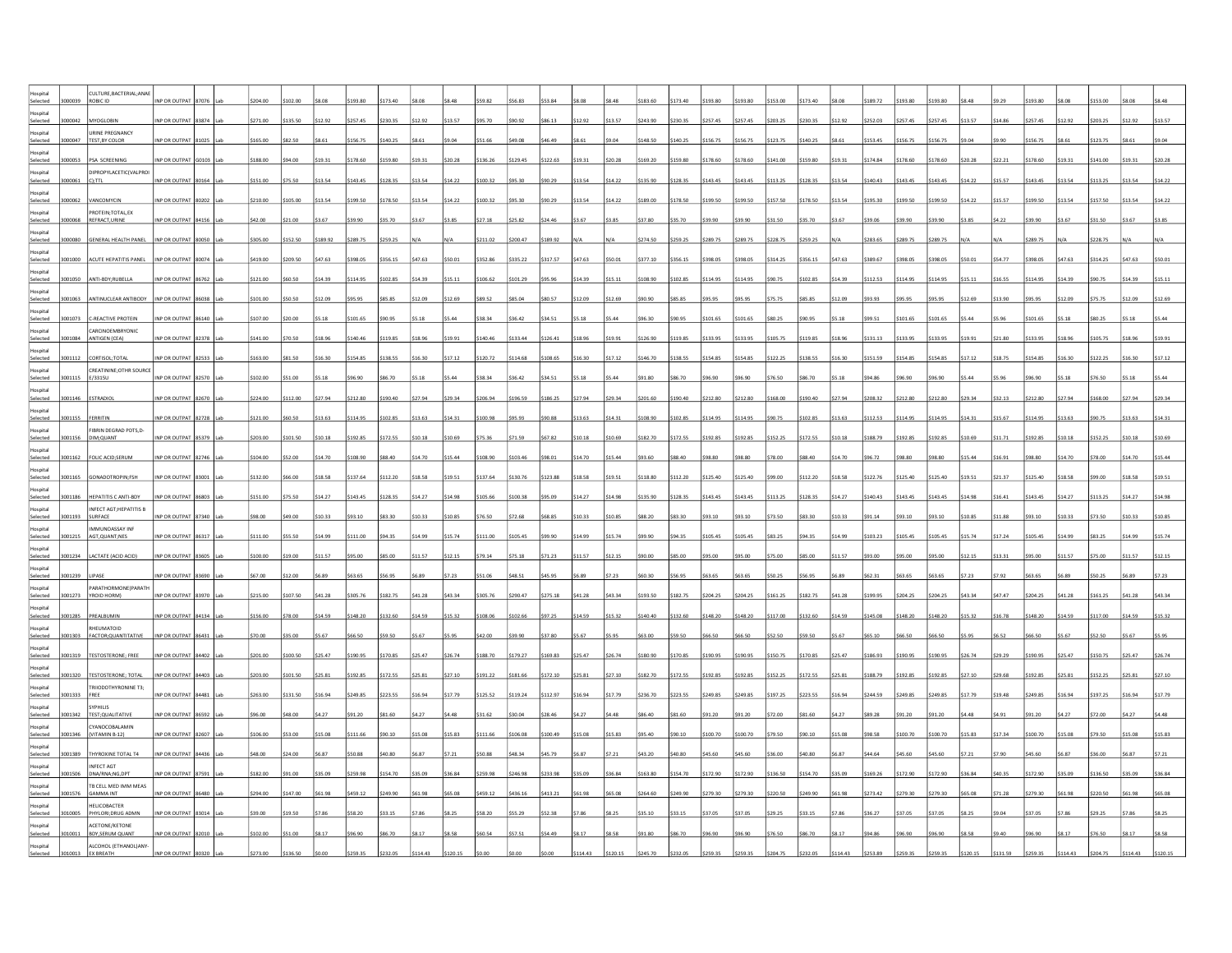| | | | | | | | | | | | | | | | | | | | | | | | | | | | | | | | | | | | |
|---|---|---|---|---|---|---|---|---|---|---|---|---|---|---|---|---|---|---|---|---|---|---|---|---|---|---|---|---|---|---|---|---|---|---|---|
| Hospital Selected | 3000039 | CULTURE,BACTERIAL;ANAEROBIC ID | INP OR OUTPAT | 87076 | Lab | $204.00 | $102.00 | $8.08 | $193.80 | $173.40 | $8.08 | $8.48 | $59.82 | $56.83 | $53.84 | $8.08 | $8.48 | $183.60 | $173.40 | $193.80 | $193.80 | $153.00 | $173.40 | $8.08 | $189.72 | $193.80 | $193.80 | $8.48 | $9.29 | $193.80 | $8.08 | $153.00 | $8.08 | $8.48 |
| Hospital Selected | 3000042 | MYOGLOBIN | INP OR OUTPAT | 83874 | Lab | $271.00 | $135.50 | $12.92 | $257.45 | $230.35 | $12.92 | $13.57 | $95.70 | $90.92 | $86.13 | $12.92 | $13.57 | $243.90 | $230.35 | $257.45 | $257.45 | $203.25 | $230.35 | $12.92 | $252.03 | $257.45 | $257.45 | $13.57 | $14.86 | $257.45 | $12.92 | $203.25 | $12.92 | $13.57 |
| Hospital Selected | 3000047 | URINE PREGNANCY TEST,BY COLOR | INP OR OUTPAT | 81025 | Lab | $165.00 | $82.50 | $8.61 | $156.75 | $140.25 | $8.61 | $9.04 | $51.66 | $49.08 | $46.49 | $8.61 | $9.04 | $148.50 | $140.25 | $156.75 | $156.75 | $123.75 | $140.25 | $8.61 | $153.45 | $156.75 | $156.75 | $9.04 | $9.90 | $156.75 | $8.61 | $123.75 | $8.61 | $9.04 |
| Hospital Selected | 3000053 | PSA SCREENING | INP OR OUTPAT | G0103 | Lab | $188.00 | $94.00 | $19.31 | $178.60 | $159.80 | $19.31 | $20.28 | $136.26 | $129.45 | $122.63 | $19.31 | $20.28 | $169.20 | $159.80 | $178.60 | $178.60 | $141.00 | $159.80 | $19.31 | $174.84 | $178.60 | $178.60 | $20.28 | $22.21 | $178.60 | $19.31 | $141.00 | $19.31 | $20.28 |
| Hospital Selected | 3000061 | DIPROPYLACETIC(VALPROIC);TTL | INP OR OUTPAT | 80164 | Lab | $151.00 | $75.50 | $13.54 | $143.45 | $128.35 | $13.54 | $14.22 | $100.32 | $95.30 | $90.29 | $13.54 | $14.22 | $135.90 | $128.35 | $143.45 | $143.45 | $113.25 | $128.35 | $13.54 | $140.43 | $143.45 | $143.45 | $14.22 | $15.57 | $143.45 | $13.54 | $113.25 | $13.54 | $14.22 |
| Hospital Selected | 3000062 | VANCOMYCIN | INP OR OUTPAT | 80202 | Lab | $210.00 | $105.00 | $13.54 | $199.50 | $178.50 | $13.54 | $14.22 | $100.32 | $95.30 | $90.29 | $13.54 | $14.22 | $189.00 | $178.50 | $199.50 | $199.50 | $157.50 | $178.50 | $13.54 | $195.30 | $199.50 | $199.50 | $14.22 | $15.57 | $199.50 | $13.54 | $157.50 | $13.54 | $14.22 |
| Hospital Selected | 3000068 | PROTEIN;TOTAL,EX REFRACT,URINE | INP OR OUTPAT | 84156 | Lab | $42.00 | $21.00 | $3.67 | $39.90 | $35.70 | $3.67 | $3.85 | $27.18 | $25.82 | $24.46 | $3.67 | $3.85 | $37.80 | $35.70 | $39.90 | $39.90 | $31.50 | $35.70 | $3.67 | $39.06 | $39.90 | $39.90 | $3.85 | $4.22 | $39.90 | $3.67 | $31.50 | $3.67 | $3.85 |
| Hospital Selected | 3000080 | GENERAL HEALTH PANEL | INP OR OUTPAT | 80050 | Lab | $305.00 | $152.50 | $189.92 | $289.75 | $259.25 | N/A | N/A | $211.02 | $200.47 | $189.92 | N/A | N/A | $274.50 | $259.25 | $289.75 | $289.75 | $228.75 | $259.25 | N/A | $283.65 | $289.75 | $289.75 | N/A | N/A | $289.75 | N/A | $228.75 | N/A | N/A |
| Hospital Selected | 3001000 | ACUTE HEPATITIS PANEL | INP OR OUTPAT | 80074 | Lab | $419.00 | $209.50 | $47.63 | $398.05 | $356.15 | $47.63 | $50.01 | $352.86 | $335.22 | $317.57 | $47.63 | $50.01 | $377.10 | $356.15 | $398.05 | $398.05 | $314.25 | $356.15 | $47.63 | $389.67 | $398.05 | $398.05 | $50.01 | $54.77 | $398.05 | $47.63 | $314.25 | $47.63 | $50.01 |
| Hospital Selected | 3001050 | ANTI-BDY;RUBELLA | INP OR OUTPAT | 86762 | Lab | $121.00 | $60.50 | $14.39 | $114.95 | $102.85 | $14.39 | $15.11 | $106.62 | $101.29 | $95.96 | $14.39 | $15.11 | $108.90 | $102.85 | $114.95 | $114.95 | $90.75 | $102.85 | $14.39 | $112.53 | $114.95 | $114.95 | $15.11 | $16.55 | $114.95 | $14.39 | $90.75 | $14.39 | $15.11 |
| Hospital Selected | 3001063 | ANTINUCLEAR ANTIBODY | INP OR OUTPAT | 86038 | Lab | $101.00 | $50.50 | $12.09 | $95.95 | $85.85 | $12.09 | $12.69 | $89.52 | $85.04 | $80.57 | $12.09 | $12.69 | $90.90 | $85.85 | $95.95 | $95.95 | $75.75 | $85.85 | $12.09 | $93.93 | $95.95 | $95.95 | $12.69 | $13.90 | $95.95 | $12.09 | $75.75 | $12.09 | $12.69 |
| Hospital Selected | 3001073 | C-REACTIVE PROTEIN | INP OR OUTPAT | 86140 | Lab | $107.00 | $20.00 | $5.18 | $101.65 | $90.95 | $5.18 | $5.44 | $38.34 | $36.42 | $34.51 | $5.18 | $5.44 | $96.30 | $90.95 | $101.65 | $101.65 | $80.25 | $90.95 | $5.18 | $99.51 | $101.65 | $101.65 | $5.44 | $5.96 | $101.65 | $5.18 | $80.25 | $5.18 | $5.44 |
| Hospital Selected | 3001084 | CARCINOEMBRYONIC ANTIGEN (CEA) | INP OR OUTPAT | 82378 | Lab | $141.00 | $70.50 | $18.96 | $140.46 | $119.85 | $18.96 | $19.91 | $140.46 | $133.44 | $126.41 | $18.96 | $19.91 | $126.90 | $119.85 | $133.95 | $133.95 | $105.75 | $119.85 | $18.96 | $131.13 | $133.95 | $133.95 | $19.91 | $21.80 | $133.95 | $18.96 | $105.75 | $18.96 | $19.91 |
| Hospital Selected | 3001112 | CORTISOL;TOTAL | INP OR OUTPAT | 82533 | Lab | $163.00 | $81.50 | $16.30 | $154.85 | $138.55 | $16.30 | $17.12 | $120.72 | $114.68 | $108.65 | $16.30 | $17.12 | $146.70 | $138.55 | $154.85 | $154.85 | $122.25 | $138.55 | $16.30 | $151.59 | $154.85 | $154.85 | $17.12 | $18.75 | $154.85 | $16.30 | $122.25 | $16.30 | $17.12 |
| Hospital Selected | 3001115 | CREATININE;OTHR SOURCE/3315U | INP OR OUTPAT | 82570 | Lab | $102.00 | $51.00 | $5.18 | $96.90 | $86.70 | $5.18 | $5.44 | $38.34 | $36.42 | $34.51 | $5.18 | $5.44 | $91.80 | $86.70 | $96.90 | $96.90 | $76.50 | $86.70 | $5.18 | $94.86 | $96.90 | $96.90 | $5.44 | $5.96 | $96.90 | $5.18 | $76.50 | $5.18 | $5.44 |
| Hospital Selected | 3001146 | ESTRADIOL | INP OR OUTPAT | 82670 | Lab | $224.00 | $112.00 | $27.94 | $212.80 | $190.40 | $27.94 | $29.34 | $206.94 | $196.59 | $186.25 | $27.94 | $29.34 | $201.60 | $190.40 | $212.80 | $212.80 | $168.00 | $190.40 | $27.94 | $208.32 | $212.80 | $212.80 | $29.34 | $32.13 | $212.80 | $27.94 | $168.00 | $27.94 | $29.34 |
| Hospital Selected | 3001155 | FERRITIN | INP OR OUTPAT | 82728 | Lab | $121.00 | $60.50 | $13.63 | $114.95 | $102.85 | $13.63 | $14.31 | $100.98 | $95.93 | $90.88 | $13.63 | $14.31 | $108.90 | $102.85 | $114.95 | $114.95 | $90.75 | $102.85 | $13.63 | $112.53 | $114.95 | $114.95 | $14.31 | $15.67 | $114.95 | $13.63 | $90.75 | $13.63 | $14.31 |
| Hospital Selected | 3001156 | FIBRIN DEGRAD PDTS,D-DIM;QUANT | INP OR OUTPAT | 85379 | Lab | $203.00 | $101.50 | $10.18 | $192.85 | $172.55 | $10.18 | $10.69 | $75.36 | $71.59 | $67.82 | $10.18 | $10.69 | $182.70 | $172.55 | $192.85 | $192.85 | $152.25 | $172.55 | $10.18 | $188.79 | $192.85 | $192.85 | $10.69 | $11.71 | $192.85 | $10.18 | $152.25 | $10.18 | $10.69 |
| Hospital Selected | 3001162 | FOLIC ACID;SERUM | INP OR OUTPAT | 82746 | Lab | $104.00 | $52.00 | $14.70 | $108.90 | $88.40 | $14.70 | $15.44 | $108.90 | $103.46 | $98.01 | $14.70 | $15.44 | $93.60 | $88.40 | $98.80 | $98.80 | $78.00 | $88.40 | $14.70 | $96.72 | $98.80 | $98.80 | $15.44 | $16.91 | $98.80 | $14.70 | $78.00 | $14.70 | $15.44 |
| Hospital Selected | 3001165 | GONADOTROPIN;FSH | INP OR OUTPAT | 83001 | Lab | $132.00 | $66.00 | $18.58 | $137.64 | $112.20 | $18.58 | $19.51 | $137.64 | $130.76 | $123.88 | $18.58 | $19.51 | $118.80 | $112.20 | $125.40 | $125.40 | $99.00 | $112.20 | $18.58 | $122.76 | $125.40 | $125.40 | $19.51 | $21.37 | $125.40 | $18.58 | $99.00 | $18.58 | $19.51 |
| Hospital Selected | 3001186 | HEPATITIS C ANTI-BDY | INP OR OUTPAT | 86803 | Lab | $151.00 | $75.50 | $14.27 | $143.45 | $128.35 | $14.27 | $14.98 | $105.66 | $100.38 | $95.09 | $14.27 | $14.98 | $135.90 | $128.35 | $143.45 | $143.45 | $113.25 | $128.35 | $14.27 | $140.43 | $143.45 | $143.45 | $14.98 | $16.41 | $143.45 | $14.27 | $113.25 | $14.27 | $14.98 |
| Hospital Selected | 3001193 | INFECT AGT;HEPATITIS B SURFACE | INP OR OUTPAT | 87340 | Lab | $98.00 | $49.00 | $10.33 | $93.10 | $83.30 | $10.33 | $10.85 | $76.50 | $72.68 | $68.85 | $10.33 | $10.85 | $88.20 | $83.30 | $93.10 | $93.10 | $73.50 | $83.30 | $10.33 | $91.14 | $93.10 | $93.10 | $10.85 | $11.88 | $93.10 | $10.33 | $73.50 | $10.33 | $10.85 |
| Hospital Selected | 3001215 | IMMUNOASSAY INF AGT,QUANT;NES | INP OR OUTPAT | 86317 | Lab | $111.00 | $55.50 | $14.99 | $111.00 | $94.35 | $14.99 | $15.74 | $111.00 | $105.45 | $99.90 | $14.99 | $15.74 | $99.90 | $94.35 | $105.45 | $105.45 | $83.25 | $94.35 | $14.99 | $103.23 | $105.45 | $105.45 | $15.74 | $17.24 | $105.45 | $14.99 | $83.25 | $14.99 | $15.74 |
| Hospital Selected | 3001234 | LACTATE (ACID ACID) | INP OR OUTPAT | 83605 | Lab | $100.00 | $19.00 | $11.57 | $95.00 | $85.00 | $11.57 | $12.15 | $79.14 | $75.18 | $71.23 | $11.57 | $12.15 | $90.00 | $85.00 | $95.00 | $95.00 | $75.00 | $85.00 | $11.57 | $93.00 | $95.00 | $95.00 | $12.15 | $13.31 | $95.00 | $11.57 | $75.00 | $11.57 | $12.15 |
| Hospital Selected | 3001239 | LIPASE | INP OR OUTPAT | 83690 | Lab | $67.00 | $12.00 | $6.89 | $63.65 | $56.95 | $6.89 | $7.23 | $51.06 | $48.51 | $45.95 | $6.89 | $7.23 | $60.30 | $56.95 | $63.65 | $63.65 | $50.25 | $56.95 | $6.89 | $62.31 | $63.65 | $63.65 | $7.23 | $7.92 | $63.65 | $6.89 | $50.25 | $6.89 | $7.23 |
| Hospital Selected | 3001273 | PARATHORMONE(PARATHYROID HORM) | INP OR OUTPAT | 83970 | Lab | $215.00 | $107.50 | $41.28 | $305.76 | $182.75 | $41.28 | $43.34 | $305.76 | $290.47 | $275.18 | $41.28 | $43.34 | $193.50 | $182.75 | $204.25 | $204.25 | $161.25 | $182.75 | $41.28 | $199.95 | $204.25 | $204.25 | $43.34 | $47.47 | $204.25 | $41.28 | $161.25 | $41.28 | $43.34 |
| Hospital Selected | 3001285 | PREALBUMIN | INP OR OUTPAT | 84134 | Lab | $156.00 | $78.00 | $14.59 | $148.20 | $132.60 | $14.59 | $15.32 | $108.06 | $102.66 | $97.25 | $14.59 | $15.32 | $140.40 | $132.60 | $148.20 | $148.20 | $117.00 | $132.60 | $14.59 | $145.08 | $148.20 | $148.20 | $15.32 | $16.78 | $148.20 | $14.59 | $117.00 | $14.59 | $15.32 |
| Hospital Selected | 3001303 | RHEUMATOID FACTOR;QUANTITATIVE | INP OR OUTPAT | 86431 | Lab | $70.00 | $35.00 | $5.67 | $66.50 | $59.50 | $5.67 | $5.95 | $42.00 | $39.90 | $37.80 | $5.67 | $5.95 | $63.00 | $59.50 | $66.50 | $66.50 | $52.50 | $59.50 | $5.67 | $65.10 | $66.50 | $66.50 | $5.95 | $6.52 | $66.50 | $5.67 | $52.50 | $5.67 | $5.95 |
| Hospital Selected | 3001319 | TESTOSTERONE; FREE | INP OR OUTPAT | 84402 | Lab | $201.00 | $100.50 | $25.47 | $190.95 | $170.85 | $25.47 | $26.74 | $188.70 | $179.27 | $169.83 | $25.47 | $26.74 | $180.90 | $170.85 | $190.95 | $190.95 | $150.75 | $170.85 | $25.47 | $186.93 | $190.95 | $190.95 | $26.74 | $29.29 | $190.95 | $25.47 | $150.75 | $25.47 | $26.74 |
| Hospital Selected | 3001320 | TESTOSTERONE; TOTAL | INP OR OUTPAT | 84403 | Lab | $203.00 | $101.50 | $25.81 | $192.85 | $172.55 | $25.81 | $27.10 | $191.22 | $181.66 | $172.10 | $25.81 | $27.10 | $182.70 | $172.55 | $192.85 | $192.85 | $152.25 | $172.55 | $25.81 | $188.79 | $192.85 | $192.85 | $27.10 | $29.68 | $192.85 | $25.81 | $152.25 | $25.81 | $27.10 |
| Hospital Selected | 3001333 | TRIIODOTHYRONINE T3; FREE | INP OR OUTPAT | 84481 | Lab | $263.00 | $131.50 | $16.94 | $249.85 | $223.55 | $16.94 | $17.79 | $125.52 | $119.24 | $112.97 | $16.94 | $17.79 | $236.70 | $223.55 | $249.85 | $249.85 | $197.25 | $223.55 | $16.94 | $244.59 | $249.85 | $249.85 | $17.79 | $19.48 | $249.85 | $16.94 | $197.25 | $16.94 | $17.79 |
| Hospital Selected | 3001342 | SYPHILIS TEST;QUALITATIVE | INP OR OUTPAT | 86592 | Lab | $96.00 | $48.00 | $4.27 | $91.20 | $81.60 | $4.27 | $4.48 | $31.62 | $30.04 | $28.46 | $4.27 | $4.48 | $86.40 | $81.60 | $91.20 | $91.20 | $72.00 | $81.60 | $4.27 | $89.28 | $91.20 | $91.20 | $4.48 | $4.91 | $91.20 | $4.27 | $72.00 | $4.27 | $4.48 |
| Hospital Selected | 3001346 | CYANOCOBALAMIN (VITAMIN B-12) | INP OR OUTPAT | 82607 | Lab | $106.00 | $53.00 | $15.08 | $111.66 | $90.10 | $15.08 | $15.83 | $111.66 | $106.08 | $100.49 | $15.08 | $15.83 | $95.40 | $90.10 | $100.70 | $100.70 | $79.50 | $90.10 | $15.08 | $98.58 | $100.70 | $100.70 | $15.83 | $17.34 | $100.70 | $15.08 | $79.50 | $15.08 | $15.83 |
| Hospital Selected | 3001389 | THYROXINE TOTAL T4 | INP OR OUTPAT | 84436 | Lab | $48.00 | $24.00 | $6.87 | $50.88 | $40.80 | $6.87 | $7.21 | $50.88 | $48.34 | $45.79 | $6.87 | $7.21 | $43.20 | $40.80 | $45.60 | $45.60 | $36.00 | $40.80 | $6.87 | $44.64 | $45.60 | $45.60 | $7.21 | $7.90 | $45.60 | $6.87 | $36.00 | $6.87 | $7.21 |
| Hospital Selected | 3001506 | INFECT AGT DNA/RNA;NG,DPT | INP OR OUTPAT | 87591 | Lab | $182.00 | $91.00 | $35.09 | $259.98 | $154.70 | $35.09 | $36.84 | $259.98 | $246.98 | $233.98 | $35.09 | $36.84 | $163.80 | $154.70 | $172.90 | $172.90 | $136.50 | $154.70 | $35.09 | $169.26 | $172.90 | $172.90 | $36.84 | $40.35 | $172.90 | $35.09 | $136.50 | $35.09 | $36.84 |
| Hospital Selected | 3001576 | TB CELL MED IMM MEAS GAMMA INT | INP OR OUTPAT | 86480 | Lab | $294.00 | $147.00 | $61.98 | $459.12 | $249.90 | $61.98 | $65.08 | $459.12 | $436.16 | $413.21 | $61.98 | $65.08 | $264.60 | $249.90 | $279.30 | $279.30 | $220.50 | $249.90 | $61.98 | $273.42 | $279.30 | $279.30 | $65.08 | $71.28 | $279.30 | $61.98 | $220.50 | $61.98 | $65.08 |
| Hospital Selected | 3010005 | HELICOBACTER PHYLORI;DRUG ADMN | INP OR OUTPAT | 83014 | Lab | $39.00 | $19.50 | $7.86 | $58.20 | $33.15 | $7.86 | $8.25 | $58.20 | $55.29 | $52.38 | $7.86 | $8.25 | $35.10 | $33.15 | $37.05 | $37.05 | $29.25 | $33.15 | $7.86 | $36.27 | $37.05 | $37.05 | $8.25 | $9.04 | $37.05 | $7.86 | $29.25 | $7.86 | $8.25 |
| Hospital Selected | 3010011 | ACETONE/KETONE BDY,SERUM QUANT | INP OR OUTPAT | 82010 | Lab | $102.00 | $51.00 | $8.17 | $96.90 | $86.70 | $8.17 | $8.58 | $60.54 | $57.51 | $54.49 | $8.17 | $8.58 | $91.80 | $86.70 | $96.90 | $96.90 | $76.50 | $86.70 | $8.17 | $94.86 | $96.90 | $96.90 | $8.58 | $9.40 | $96.90 | $8.17 | $76.50 | $8.17 | $8.58 |
| Hospital Selected | 3010013 | ALCOHOL (ETHANOL);ANY-EX BREATH | INP OR OUTPAT | 80320 | Lab | $273.00 | $136.50 | $0.00 | $259.35 | $232.05 | $114.43 | $120.15 | $0.00 | $0.00 | $0.00 | $114.43 | $120.15 | $245.70 | $232.05 | $259.35 | $259.35 | $204.75 | $232.05 | $114.43 | $253.89 | $259.35 | $259.35 | $120.15 | $131.59 | $259.35 | $114.43 | $204.75 | $114.43 | $120.15 |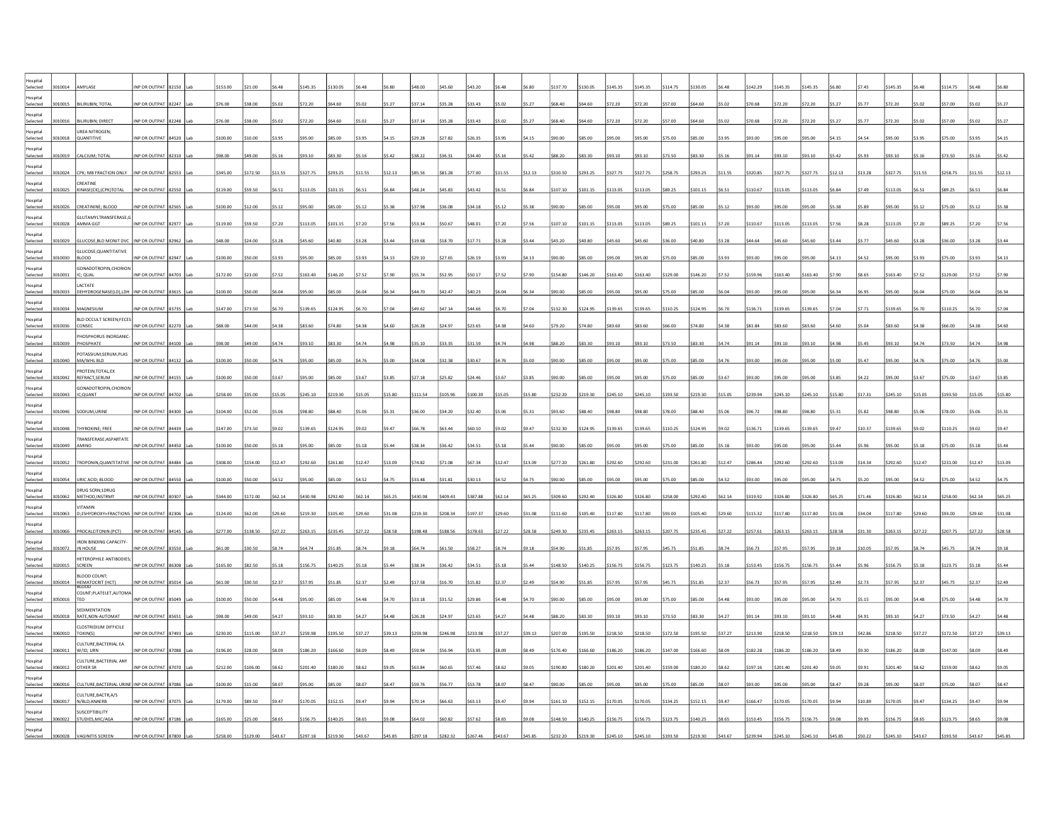| | | | | | | | | | | | | | | | | | | | | | | | | | | | | | | | | | | | |
|---|---|---|---|---|---|---|---|---|---|---|---|---|---|---|---|---|---|---|---|---|---|---|---|---|---|---|---|---|---|---|---|---|---|---|---|
| Hospital Selected | 3010014 | AMYLASE | INP OR OUTPAT | 82150 | Lab | | $153.00 | $21.00 | $6.48 | $145.35 | $130.05 | $6.48 | $6.80 | $48.00 | $45.60 | $43.20 | $6.48 | $6.80 | $137.70 | $130.05 | $145.35 | $145.35 | $114.75 | $130.05 | $6.48 | $142.29 | $145.35 | $145.35 | $6.80 | $7.45 | $145.35 | $6.48 | $114.75 | $6.48 | $6.80 |
| Hospital Selected | 3010015 | BILIRUBIN; TOTAL | INP OR OUTPAT | 82247 | Lab | | $76.00 | $38.00 | $5.02 | $72.20 | $64.60 | $5.02 | $5.27 | $37.14 | $35.28 | $33.43 | $5.02 | $5.27 | $68.40 | $64.60 | $72.20 | $72.20 | $57.00 | $64.60 | $5.02 | $70.68 | $72.20 | $72.20 | $5.27 | $5.77 | $72.20 | $5.02 | $57.00 | $5.02 | $5.27 |
| Hospital Selected | 3010016 | BILIRUBIN; DIRECT | INP OR OUTPAT | 82248 | Lab | | $76.00 | $38.00 | $5.02 | $72.20 | $64.60 | $5.02 | $5.27 | $37.14 | $35.28 | $33.43 | $5.02 | $5.27 | $68.40 | $64.60 | $72.20 | $72.20 | $57.00 | $64.60 | $5.02 | $70.68 | $72.20 | $72.20 | $5.27 | $5.77 | $72.20 | $5.02 | $57.00 | $5.02 | $5.27 |
| Hospital Selected | 3010018 | UREA NITROGEN; QUANTITIVE | INP OR OUTPAT | 84520 | Lab | | $100.00 | $10.00 | $3.95 | $95.00 | $85.00 | $3.95 | $4.15 | $29.28 | $27.82 | $26.35 | $3.95 | $4.15 | $90.00 | $85.00 | $95.00 | $95.00 | $75.00 | $85.00 | $3.95 | $93.00 | $95.00 | $95.00 | $4.15 | $4.54 | $95.00 | $3.95 | $75.00 | $3.95 | $4.15 |
| Hospital Selected | 3010019 | CALCIUM; TOTAL | INP OR OUTPAT | 82310 | Lab | | $98.00 | $49.00 | $5.16 | $93.10 | $83.30 | $5.16 | $5.42 | $38.22 | $36.31 | $34.40 | $5.16 | $5.42 | $88.20 | $83.30 | $93.10 | $93.10 | $73.50 | $83.30 | $5.16 | $91.14 | $93.10 | $93.10 | $5.42 | $5.93 | $93.10 | $5.16 | $73.50 | $5.16 | $5.42 |
| Hospital Selected | 3010024 | CPK; MB FRACTION ONLY | INP OR OUTPAT | 82553 | Lab | | $345.00 | $172.50 | $11.55 | $327.75 | $293.25 | $11.55 | $12.13 | $85.56 | $81.28 | $77.00 | $11.55 | $12.13 | $310.50 | $293.25 | $327.75 | $327.75 | $258.75 | $293.25 | $11.55 | $320.85 | $327.75 | $327.75 | $12.13 | $13.28 | $327.75 | $11.55 | $258.75 | $11.55 | $12.13 |
| Hospital Selected | 3010025 | CREATINE KINASE(CK),(CPK)TOTAL | INP OR OUTPAT | 82550 | Lab | | $119.00 | $59.50 | $6.51 | $113.05 | $101.15 | $6.51 | $6.84 | $48.24 | $45.83 | $43.42 | $6.51 | $6.84 | $107.10 | $101.15 | $113.05 | $113.05 | $89.25 | $101.15 | $6.51 | $110.67 | $113.05 | $113.05 | $6.84 | $7.49 | $113.05 | $6.51 | $89.25 | $6.51 | $6.84 |
| Hospital Selected | 3010026 | CREATININE; BLOOD | INP OR OUTPAT | 82565 | Lab | | $100.00 | $12.00 | $5.12 | $95.00 | $85.00 | $5.12 | $5.38 | $37.98 | $36.08 | $34.18 | $5.12 | $5.38 | $90.00 | $85.00 | $95.00 | $95.00 | $75.00 | $85.00 | $5.12 | $93.00 | $95.00 | $95.00 | $5.38 | $5.89 | $95.00 | $5.12 | $75.00 | $5.12 | $5.38 |
| Hospital Selected | 3010028 | GLUTAMYLTRANSFERASE,GAMMA GGT | INP OR OUTPAT | 82977 | Lab | | $119.00 | $59.50 | $7.20 | $113.05 | $101.15 | $7.20 | $7.56 | $53.34 | $50.67 | $48.01 | $7.20 | $7.56 | $107.10 | $101.15 | $113.05 | $113.05 | $89.25 | $101.15 | $7.20 | $110.67 | $113.05 | $113.05 | $7.56 | $8.28 | $113.05 | $7.20 | $89.25 | $7.20 | $7.56 |
| Hospital Selected | 3010029 | GLUCOSE,BLD MONIT DVC | INP OR OUTPAT | 82962 | Lab | | $48.00 | $24.00 | $3.28 | $45.60 | $40.80 | $3.28 | $3.44 | $19.68 | $18.70 | $17.71 | $3.28 | $3.44 | $43.20 | $40.80 | $45.60 | $45.60 | $36.00 | $40.80 | $3.28 | $44.64 | $45.60 | $45.60 | $3.44 | $3.77 | $45.60 | $3.28 | $36.00 | $3.28 | $3.44 |
| Hospital Selected | 3010030 | GLUCOSE;QUANTITATIVE BLOOD | INP OR OUTPAT | 82947 | Lab | | $100.00 | $50.00 | $3.93 | $95.00 | $85.00 | $3.93 | $4.13 | $29.10 | $27.65 | $26.19 | $3.93 | $4.13 | $90.00 | $85.00 | $95.00 | $95.00 | $75.00 | $85.00 | $3.93 | $93.00 | $95.00 | $95.00 | $4.13 | $4.52 | $95.00 | $3.93 | $75.00 | $3.93 | $4.13 |
| Hospital Selected | 3010031 | GONADOTROPIN,CHORIONIC; QUAL | INP OR OUTPAT | 84703 | Lab | | $172.00 | $23.00 | $7.52 | $163.40 | $146.20 | $7.52 | $7.90 | $55.74 | $52.95 | $50.17 | $7.52 | $7.90 | $154.80 | $146.20 | $163.40 | $163.40 | $129.00 | $146.20 | $7.52 | $159.96 | $163.40 | $163.40 | $7.90 | $8.65 | $163.40 | $7.52 | $129.00 | $7.52 | $7.90 |
| Hospital Selected | 3010033 | LACTATE DEHYDROGENASE(LD),LDH | INP OR OUTPAT | 83615 | Lab | | $100.00 | $50.00 | $6.04 | $95.00 | $85.00 | $6.04 | $6.34 | $44.70 | $42.47 | $40.23 | $6.04 | $6.34 | $90.00 | $85.00 | $95.00 | $95.00 | $75.00 | $85.00 | $6.04 | $93.00 | $95.00 | $95.00 | $6.34 | $6.95 | $95.00 | $6.04 | $75.00 | $6.04 | $6.34 |
| Hospital Selected | 3010034 | MAGNESIUM | INP OR OUTPAT | 83735 | Lab | | $147.00 | $73.50 | $6.70 | $139.65 | $124.95 | $6.70 | $7.04 | $49.62 | $47.14 | $44.66 | $6.70 | $7.04 | $132.30 | $124.95 | $139.65 | $139.65 | $110.25 | $124.95 | $6.70 | $136.71 | $139.65 | $139.65 | $7.04 | $7.71 | $139.65 | $6.70 | $110.25 | $6.70 | $7.04 |
| Hospital Selected | 3010036 | BLD OCCULT SCREEN;FECES CONSEC | INP OR OUTPAT | 82270 | Lab | | $88.00 | $44.00 | $4.38 | $83.60 | $74.80 | $4.38 | $4.60 | $26.28 | $24.97 | $23.65 | $4.38 | $4.60 | $79.20 | $74.80 | $83.60 | $83.60 | $66.00 | $74.80 | $4.38 | $81.84 | $83.60 | $83.60 | $4.60 | $5.04 | $83.60 | $4.38 | $66.00 | $4.38 | $4.60 |
| Hospital Selected | 3010039 | PHOSPHORUS INORGANIC-PHOSPHATE | INP OR OUTPAT | 84100 | Lab | | $98.00 | $49.00 | $4.74 | $93.10 | $83.30 | $4.74 | $4.98 | $35.10 | $33.35 | $31.59 | $4.74 | $4.98 | $88.20 | $83.30 | $93.10 | $93.10 | $73.50 | $83.30 | $4.74 | $91.14 | $93.10 | $93.10 | $4.98 | $5.45 | $93.10 | $4.74 | $73.50 | $4.74 | $4.98 |
| Hospital Selected | 3010040 | POTASSIUM;SERUM,PLASMA/WHL BLD | INP OR OUTPAT | 84132 | Lab | | $100.00 | $50.00 | $4.76 | $95.00 | $85.00 | $4.76 | $5.00 | $34.08 | $32.38 | $30.67 | $4.76 | $5.00 | $90.00 | $85.00 | $95.00 | $95.00 | $75.00 | $85.00 | $4.76 | $93.00 | $95.00 | $95.00 | $5.00 | $5.47 | $95.00 | $4.76 | $75.00 | $4.76 | $5.00 |
| Hospital Selected | 3010042 | PROTEIN;TOTAL,EX REFRACT,SERUM | INP OR OUTPAT | 84155 | Lab | | $100.00 | $50.00 | $3.67 | $95.00 | $85.00 | $3.67 | $3.85 | $27.18 | $25.82 | $24.46 | $3.67 | $3.85 | $90.00 | $85.00 | $95.00 | $95.00 | $75.00 | $85.00 | $3.67 | $93.00 | $95.00 | $95.00 | $3.85 | $4.22 | $95.00 | $3.67 | $75.00 | $3.67 | $3.85 |
| Hospital Selected | 3010043 | GONADOTROPIN,CHORIONIC;QUANT | INP OR OUTPAT | 84702 | Lab | | $258.00 | $35.00 | $15.05 | $245.10 | $219.30 | $15.05 | $15.80 | $111.54 | $105.96 | $100.39 | $15.05 | $15.80 | $232.20 | $219.30 | $245.10 | $245.10 | $193.50 | $219.30 | $15.05 | $239.94 | $245.10 | $245.10 | $15.80 | $17.31 | $245.10 | $15.05 | $193.50 | $15.05 | $15.80 |
| Hospital Selected | 3010046 | SODIUM;URINE | INP OR OUTPAT | 84300 | Lab | | $104.00 | $52.00 | $5.06 | $98.80 | $88.40 | $5.06 | $5.31 | $36.00 | $34.20 | $32.40 | $5.06 | $5.31 | $93.60 | $88.40 | $98.80 | $98.80 | $78.00 | $88.40 | $5.06 | $96.72 | $98.80 | $98.80 | $5.31 | $5.82 | $98.80 | $5.06 | $78.00 | $5.06 | $5.31 |
| Hospital Selected | 3010048 | THYROXINE; FREE | INP OR OUTPAT | 84439 | Lab | | $147.00 | $73.50 | $9.02 | $139.65 | $124.95 | $9.02 | $9.47 | $66.78 | $63.44 | $60.10 | $9.02 | $9.47 | $132.30 | $124.95 | $139.65 | $139.65 | $110.25 | $124.95 | $9.02 | $136.71 | $139.65 | $139.65 | $9.47 | $10.37 | $139.65 | $9.02 | $110.25 | $9.02 | $9.47 |
| Hospital Selected | 3010049 | TRANSFERASE;ASPARTATE AMINO | INP OR OUTPAT | 84450 | Lab | | $100.00 | $50.00 | $5.18 | $95.00 | $85.00 | $5.18 | $5.44 | $38.34 | $36.42 | $34.51 | $5.18 | $5.44 | $90.00 | $85.00 | $95.00 | $95.00 | $75.00 | $85.00 | $5.18 | $93.00 | $95.00 | $95.00 | $5.44 | $5.96 | $95.00 | $5.18 | $75.00 | $5.18 | $5.44 |
| Hospital Selected | 3010052 | TROPONIN,QUANTITATIVE | INP OR OUTPAT | 84484 | Lab | | $308.00 | $154.00 | $12.47 | $292.60 | $261.80 | $12.47 | $13.09 | $74.82 | $71.08 | $67.34 | $12.47 | $13.09 | $277.20 | $261.80 | $292.60 | $292.60 | $231.00 | $261.80 | $12.47 | $286.44 | $292.60 | $292.60 | $13.09 | $14.34 | $292.60 | $12.47 | $231.00 | $12.47 | $13.09 |
| Hospital Selected | 3010054 | URIC ACID; BLOOD | INP OR OUTPAT | 84550 | Lab | | $100.00 | $50.00 | $4.52 | $95.00 | $85.00 | $4.52 | $4.75 | $33.48 | $31.81 | $30.13 | $4.52 | $4.75 | $90.00 | $85.00 | $95.00 | $95.00 | $75.00 | $85.00 | $4.52 | $93.00 | $95.00 | $95.00 | $4.75 | $5.20 | $95.00 | $4.52 | $75.00 | $4.52 | $4.75 |
| Hospital Selected | 3010062 | DRUG SCRN;1DRUG METHOD,INSTRMT | INP OR OUTPAT | 80307 | Lab | | $344.00 | $172.00 | $62.14 | $430.98 | $292.40 | $62.14 | $65.25 | $430.98 | $409.43 | $387.88 | $62.14 | $65.25 | $309.60 | $292.40 | $326.80 | $326.80 | $258.00 | $292.40 | $62.14 | $319.92 | $326.80 | $326.80 | $65.25 | $71.46 | $326.80 | $62.14 | $258.00 | $62.14 | $65.25 |
| Hospital Selected | 3010063 | VITAMIN D;25HYDROXY+FRACTIONS | INP OR OUTPAT | 82306 | Lab | | $124.00 | $62.00 | $29.60 | $219.30 | $105.40 | $29.60 | $31.08 | $219.30 | $208.34 | $197.37 | $29.60 | $31.08 | $111.60 | $105.40 | $117.80 | $117.80 | $93.00 | $105.40 | $29.60 | $115.32 | $117.80 | $117.80 | $31.08 | $34.04 | $117.80 | $29.60 | $93.00 | $29.60 | $31.08 |
| Hospital Selected | 3010066 | PROCALCITONIN (PCT) | INP OR OUTPAT | 84145 | Lab | | $277.00 | $138.50 | $27.22 | $263.15 | $235.45 | $27.22 | $28.58 | $198.48 | $188.56 | $178.63 | $27.22 | $28.58 | $249.30 | $235.45 | $263.15 | $263.15 | $207.75 | $235.45 | $27.22 | $257.61 | $263.15 | $263.15 | $28.58 | $31.30 | $263.15 | $27.22 | $207.75 | $27.22 | $28.58 |
| Hospital Selected | 3010072 | IRON BINDING CAPACITY-IN HOUSE | INP OR OUTPAT | 83550 | Lab | | $61.00 | $30.50 | $8.74 | $64.74 | $51.85 | $8.74 | $9.18 | $64.74 | $61.50 | $58.27 | $8.74 | $9.18 | $54.90 | $51.85 | $57.95 | $57.95 | $45.75 | $51.85 | $8.74 | $56.73 | $57.95 | $57.95 | $9.18 | $10.05 | $57.95 | $8.74 | $45.75 | $8.74 | $9.18 |
| Hospital Selected | 3020015 | HETEROPHILE ANTIBODIES; SCREEN | INP OR OUTPAT | 86308 | Lab | | $165.00 | $82.50 | $5.18 | $156.75 | $140.25 | $5.18 | $5.44 | $38.34 | $36.42 | $34.51 | $5.18 | $5.44 | $148.50 | $140.25 | $156.75 | $156.75 | $123.75 | $140.25 | $5.18 | $153.45 | $156.75 | $156.75 | $5.44 | $5.96 | $156.75 | $5.18 | $123.75 | $5.18 | $5.44 |
| Hospital Selected | 3050014 | BLOOD COUNT; HEMATOCRIT (HCT) | INP OR OUTPAT | 85014 | Lab | | $61.00 | $30.50 | $2.37 | $57.95 | $51.85 | $2.37 | $2.49 | $17.58 | $16.70 | $15.82 | $2.37 | $2.49 | $54.90 | $51.85 | $57.95 | $57.95 | $45.75 | $51.85 | $2.37 | $56.73 | $57.95 | $57.95 | $2.49 | $2.73 | $57.95 | $2.37 | $45.75 | $2.37 | $2.49 |
| Hospital Selected | 3050016 | BLOOD COUNT;PLATELET,AUTOMATED | INP OR OUTPAT | 85049 | Lab | | $100.00 | $50.00 | $4.48 | $95.00 | $85.00 | $4.48 | $4.70 | $33.18 | $31.52 | $29.86 | $4.48 | $4.70 | $90.00 | $85.00 | $95.00 | $95.00 | $75.00 | $85.00 | $4.48 | $93.00 | $95.00 | $95.00 | $4.70 | $5.15 | $95.00 | $4.48 | $75.00 | $4.48 | $4.70 |
| Hospital Selected | 3050018 | SEDIMENTATION RATE,NON-AUTOMAT | INP OR OUTPAT | 85651 | Lab | | $98.00 | $49.00 | $4.27 | $93.10 | $83.30 | $4.27 | $4.48 | $26.28 | $24.97 | $23.65 | $4.27 | $4.48 | $88.20 | $83.30 | $93.10 | $93.10 | $73.50 | $83.30 | $4.27 | $91.14 | $93.10 | $93.10 | $4.48 | $4.91 | $93.10 | $4.27 | $73.50 | $4.27 | $4.48 |
| Hospital Selected | 3060010 | CLOSTRIDIUM DIFFICILE TOXIN(S) | INP OR OUTPAT | 87493 | Lab | | $230.00 | $115.00 | $37.27 | $259.98 | $195.50 | $37.27 | $39.13 | $259.98 | $246.98 | $233.98 | $37.27 | $39.13 | $207.00 | $195.50 | $218.50 | $218.50 | $172.50 | $195.50 | $37.27 | $213.90 | $218.50 | $218.50 | $39.13 | $42.86 | $218.50 | $37.27 | $172.50 | $37.27 | $39.13 |
| Hospital Selected | 3060011 | CULTURE,BACTERIAL EA N/ID, URN | INP OR OUTPAT | 87088 | Lab | | $196.00 | $28.00 | $8.09 | $186.20 | $166.60 | $8.09 | $8.49 | $59.94 | $56.94 | $53.95 | $8.09 | $8.49 | $176.40 | $166.60 | $186.20 | $186.20 | $147.00 | $166.60 | $8.09 | $182.28 | $186.20 | $186.20 | $8.49 | $9.30 | $186.20 | $8.09 | $147.00 | $8.09 | $8.49 |
| Hospital Selected | 3060012 | CULTURE,BACTERIAL ANY OTHER SR | INP OR OUTPAT | 87070 | Lab | | $212.00 | $106.00 | $8.62 | $201.40 | $180.20 | $8.62 | $9.05 | $63.84 | $60.65 | $57.46 | $8.62 | $9.05 | $190.80 | $180.20 | $201.40 | $201.40 | $159.00 | $180.20 | $8.62 | $197.16 | $201.40 | $201.40 | $9.05 | $9.91 | $201.40 | $8.62 | $159.00 | $8.62 | $9.05 |
| Hospital Selected | 3060016 | CULTURE,BACTERIAL URINE | INP OR OUTPAT | 87086 | Lab | | $100.00 | $15.00 | $8.07 | $95.00 | $85.00 | $8.07 | $8.47 | $59.76 | $56.77 | $53.78 | $8.07 | $8.47 | $90.00 | $85.00 | $95.00 | $95.00 | $75.00 | $85.00 | $8.07 | $93.00 | $95.00 | $95.00 | $8.47 | $9.28 | $95.00 | $8.07 | $75.00 | $8.07 | $8.47 |
| Hospital Selected | 3060017 | CULTURE,BACT,R,A/S N/BLD,ANAERB | INP OR OUTPAT | 87075 | Lab | | $179.00 | $89.50 | $9.47 | $170.05 | $152.15 | $9.47 | $9.94 | $70.14 | $66.63 | $63.13 | $9.47 | $9.94 | $161.10 | $152.15 | $170.05 | $170.05 | $134.25 | $152.15 | $9.47 | $166.47 | $170.05 | $170.05 | $9.94 | $10.89 | $170.05 | $9.47 | $134.25 | $9.47 | $9.94 |
| Hospital Selected | 3060022 | SUSCEPTIBILITY STUDIES,MIC/AGA | INP OR OUTPAT | 87186 | Lab | | $165.00 | $25.00 | $8.65 | $156.75 | $140.25 | $8.65 | $9.08 | $64.02 | $60.82 | $57.62 | $8.65 | $9.08 | $148.50 | $140.25 | $156.75 | $156.75 | $123.75 | $140.25 | $8.65 | $153.45 | $156.75 | $156.75 | $9.08 | $9.95 | $156.75 | $8.65 | $123.75 | $8.65 | $9.08 |
| Hospital Selected | 3060028 | VAGINITIS SCREEN | INP OR OUTPAT | 87800 | Lab | | $258.00 | $129.00 | $43.67 | $297.18 | $219.30 | $43.67 | $45.85 | $297.18 | $282.32 | $267.46 | $43.67 | $45.85 | $232.20 | $219.30 | $245.10 | $245.10 | $193.50 | $219.30 | $43.67 | $239.94 | $245.10 | $245.10 | $45.85 | $50.22 | $245.10 | $43.67 | $193.50 | $43.67 | $45.85 |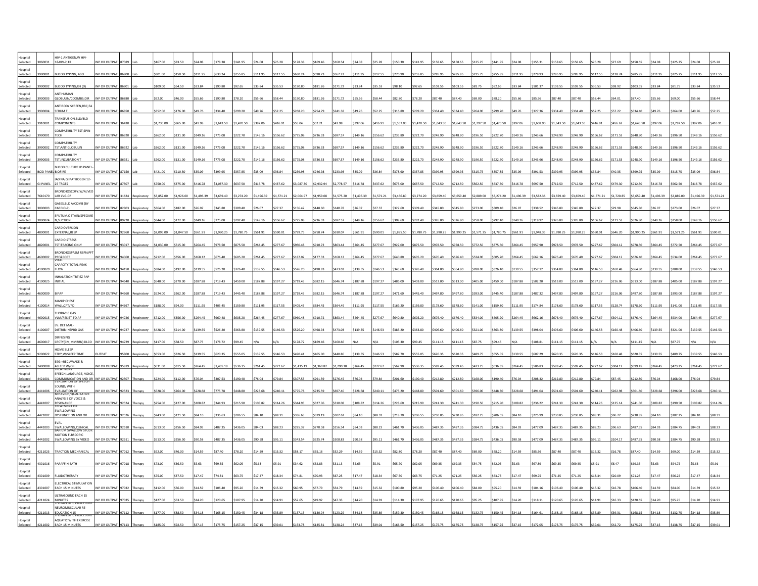| | | | | | | | | | | | | | | | | | | | | | | | | | | | | | | | | | | |
|---|---|---|---|---|---|---|---|---|---|---|---|---|---|---|---|---|---|---|---|---|---|---|---|---|---|---|---|---|---|---|---|---|---|---|
| Hospital Selected | 3060031 | HIV-1 ANTIGEN,W HIV-1&HIV-2,1R | INP OR OUTPAT | 87389 | Lab | $167.00 | $83.50 | $24.08 | $178.38 | $141.95 | $24.08 | $25.28 | $178.38 | $169.46 | $160.54 | $24.08 | $25.28 | $150.30 | $141.95 | $158.65 | $158.65 | $125.25 | $141.95 | $24.08 | $155.31 | $158.65 | $158.65 | $25.28 | $27.69 | $158.65 | $24.08 | $125.25 | $24.08 | $25.28 |
| Hospital Selected | 3900001 | BLOOD TYPING; ABO | INP OR OUTPAT | 86900 | Lab | $301.00 | $150.50 | $111.95 | $630.24 | $255.85 | $111.95 | $117.55 | $630.24 | $598.73 | $567.22 | $111.95 | $117.55 | $270.90 | $255.85 | $285.95 | $285.95 | $225.75 | $255.85 | $111.95 | $279.93 | $285.95 | $285.95 | $117.55 | $128.74 | $285.95 | $111.95 | $225.75 | $111.95 | $117.55 |
| Hospital Selected | 3900002 | BLOOD TYPING;RH (D) | INP OR OUTPAT | 86901 | Lab | $109.00 | $54.50 | $33.84 | $190.80 | $92.65 | $33.84 | $35.53 | $190.80 | $181.26 | $171.72 | $33.84 | $35.53 | $98.10 | $92.65 | $103.55 | $103.55 | $81.75 | $92.65 | $33.84 | $101.37 | $103.55 | $103.55 | $35.53 | $38.92 | $103.55 | $33.84 | $81.75 | $33.84 | $35.53 |
| Hospital Selected | 3900003 | ANTIHUMAN GLOBULIN(COOMBS;DIR | INP OR OUTPAT | 86880 | Lab | $92.00 | $46.00 | $55.66 | $190.80 | $78.20 | $55.66 | $58.44 | $190.80 | $181.26 | $171.72 | $55.66 | $58.44 | $82.80 | $78.20 | $87.40 | $87.40 | $69.00 | $78.20 | $55.66 | $85.56 | $87.40 | $87.40 | $58.44 | $64.01 | $87.40 | $55.66 | $69.00 | $55.66 | $58.44 |
| Hospital Selected | 3900004 | ANTIBODY SCREEN,RBC,EA SERUM T | INP OR OUTPAT | 86850 | Lab | $352.00 | $176.00 | $49.76 | $334.40 | $299.20 | $49.76 | $52.25 | $268.20 | $254.79 | $241.38 | $49.76 | $52.25 | $316.80 | $299.20 | $334.40 | $334.40 | $264.00 | $299.20 | $49.76 | $327.36 | $334.40 | $334.40 | $52.25 | $57.22 | $334.40 | $49.76 | $264.00 | $49.76 | $52.25 |
| Hospital Selected | 3910001 | TRANSFUSION,BLD/BLD COMPONENTS | INP OR OUTPAT | 36430 | Lab | $1,730.00 | $865.00 | $41.98 | $1,643.50 | $1,470.50 | $397.06 | $416.91 | $55.04 | $52.21 | $41.98 | $397.06 | $416.91 | $1,557.00 | $1,470.50 | $1,643.50 | $1,643.50 | $1,297.50 | $1,470.50 | $397.06 | $1,608.90 | $1,643.50 | $1,643.50 | $416.91 | $456.62 | $1,643.50 | $397.06 | $1,297.50 | $397.06 | $416.91 |
| Hospital Selected | 3990001 | COMPATIBILITY TST;SPIN TECH | INP OR OUTPAT | 86920 | Lab | $262.00 | $131.00 | $149.16 | $775.08 | $222.70 | $149.16 | $156.62 | $775.08 | $736.33 | $697.57 | $149.16 | $156.62 | $235.80 | $222.70 | $248.90 | $248.90 | $196.50 | $222.70 | $149.16 | $243.66 | $248.90 | $248.90 | $156.62 | $171.53 | $248.90 | $149.16 | $196.50 | $149.16 | $156.62 |
| Hospital Selected | 3990002 | COMPATIBILITY TST;ANTIGLOBULIN | INP OR OUTPAT | 86922 | Lab | $262.00 | $131.00 | $149.16 | $775.08 | $222.70 | $149.16 | $156.62 | $775.08 | $736.33 | $697.57 | $149.16 | $156.62 | $235.80 | $222.70 | $248.90 | $248.90 | $196.50 | $222.70 | $149.16 | $243.66 | $248.90 | $248.90 | $156.62 | $171.53 | $248.90 | $149.16 | $196.50 | $149.16 | $156.62 |
| Hospital Selected | 3990003 | COMPATIBILITY TST;INCUBATION T | INP OR OUTPAT | 86921 | Lab | $262.00 | $131.00 | $149.16 | $775.08 | $222.70 | $149.16 | $156.62 | $775.08 | $736.33 | $697.57 | $149.16 | $156.62 | $235.80 | $222.70 | $248.90 | $248.90 | $196.50 | $222.70 | $149.16 | $243.66 | $248.90 | $248.90 | $156.62 | $171.53 | $248.90 | $149.16 | $196.50 | $149.16 | $156.62 |
| Hospital Selected | BCID PANEL | BLOOD CULTURE ID PANEL-BIOFIRE | INP OR OUTPAT | 87150 | Lab | $421.00 | $210.50 | $35.09 | $399.95 | $357.85 | $35.09 | $36.84 | $259.98 | $246.98 | $233.98 | $35.09 | $36.84 | $378.90 | $357.85 | $399.95 | $399.95 | $315.75 | $357.85 | $35.09 | $391.53 | $399.95 | $399.95 | $36.84 | $40.35 | $399.95 | $35.09 | $315.75 | $35.09 | $36.84 |
| Hospital Selected | GI PANEL | IAD NA;GI PATHOGEN 12-25 TRGTS | INP OR OUTPAT | 87507 | Lab | $750.00 | $375.00 | $416.78 | $3,087.30 | $637.50 | $416.78 | $437.62 | $3,087.30 | $2,932.94 | $2,778.57 | $416.78 | $437.62 | $675.00 | $637.50 | $712.50 | $712.50 | $562.50 | $637.50 | $416.78 | $697.50 | $712.50 | $712.50 | $437.62 | $479.30 | $712.50 | $416.78 | $562.50 | $416.78 | $437.62 |
| Hospital Selected | 7610170 | BRONCHOSCOPY,W/ALVEOLAR LVG-CP | INP OR OUTPAT | 31624 | Respiratory | $3,852.00 | $1,926.00 | $1,496.39 | $3,659.40 | $3,274.20 | $1,496.39 | $1,571.21 | $2,064.97 | $1,959.08 | $1,575.20 | $1,496.39 | $1,571.21 | $3,466.80 | $3,274.20 | $3,659.40 | $3,659.40 | $2,889.00 | $3,274.20 | $1,496.39 | $3,582.36 | $3,659.40 | $3,659.40 | $1,571.21 | $1,720.85 | $3,659.40 | $1,496.39 | $2,889.00 | $1,496.39 | $1,571.21 |
| Hospital Selected | 3000003 | GASES,BLD A/COMB (BY CARDIO-P) | INP OR OUTPAT | 82803 | Respiratory | $364.00 | $182.00 | $26.07 | $345.80 | $309.40 | $26.07 | $27.37 | $156.42 | $148.60 | $140.78 | $26.07 | $27.37 | $327.60 | $309.40 | $345.80 | $345.80 | $273.00 | $309.40 | $26.07 | $338.52 | $345.80 | $345.80 | $27.37 | $29.98 | $345.80 | $26.07 | $273.00 | $26.07 | $27.37 |
| Hospital Selected | 3000074 | SPUTUM,OBTAIN/SPECIMEN,SUCTION | INP OR OUTPAT | 89220 | Respiratory | $344.00 | $172.00 | $149.16 | $775.08 | $292.40 | $149.16 | $156.62 | $775.08 | $736.33 | $697.57 | $149.16 | $156.62 | $309.60 | $292.40 | $326.80 | $326.80 | $258.00 | $292.40 | $149.16 | $319.92 | $326.80 | $326.80 | $156.62 | $171.53 | $326.80 | $149.16 | $258.00 | $149.16 | $156.62 |
| Hospital Selected | 4800001 | CARDIOVERSION EXTERNAL,RESP | INP OR OUTPAT | 92960 | Respiratory | $2,095.00 | $1,047.50 | $561.91 | $1,990.25 | $1,780.75 | $561.91 | $590.01 | $799.75 | $758.74 | $610.07 | $561.91 | $590.01 | $1,885.50 | $1,780.75 | $1,990.25 | $1,990.25 | $1,571.25 | $1,780.75 | $561.91 | $1,948.35 | $1,990.25 | $1,990.25 | $590.01 | $646.20 | $1,990.25 | $561.91 | $1,571.25 | $561.91 | $590.01 |
| Hospital Selected | 4820001 | CARDIO STRESS TST:TRACING ONLY | INP OR OUTPAT | 93017 | Respiratory | $1,030.00 | $515.00 | $264.45 | $978.50 | $875.50 | $264.45 | $277.67 | $960.48 | $910.72 | $863.44 | $264.45 | $277.67 | $927.00 | $875.50 | $978.50 | $978.50 | $772.50 | $875.50 | $264.45 | $957.90 | $978.50 | $978.50 | $277.67 | $304.12 | $978.50 | $264.45 | $772.50 | $264.45 | $277.67 |
| Hospital Selected | 4600002 | BRONCHOSPASM RSPN;PFT PRE&POST | INP OR OUTPAT | 94060 | Respiratory | $712.00 | $356.00 | $168.12 | $676.40 | $605.20 | $264.45 | $277.67 | $187.02 | $177.33 | $168.12 | $264.45 | $277.67 | $640.80 | $605.20 | $676.40 | $676.40 | $534.00 | $605.20 | $264.45 | $662.16 | $676.40 | $676.40 | $277.67 | $304.12 | $676.40 | $264.45 | $534.00 | $264.45 | $277.67 |
| Hospital Selected | 4100020 | VITAL CAPACITY,TOTAL;PEAK FLOW | INP OR OUTPAT | 94150 | Respiratory | $384.00 | $192.00 | $139.55 | $526.20 | $326.40 | $139.55 | $146.53 | $526.20 | $498.93 | $473.03 | $139.55 | $146.53 | $345.60 | $326.40 | $364.80 | $364.80 | $288.00 | $326.40 | $139.55 | $357.12 | $364.80 | $364.80 | $146.53 | $160.48 | $364.80 | $139.55 | $288.00 | $139.55 | $146.53 |
| Hospital Selected | 4100025 | INHALATION TRT;EZ PAP INITIAL | INP OR OUTPAT | 94640 | Respiratory | $540.00 | $270.00 | $187.88 | $719.43 | $459.00 | $187.88 | $197.27 | $719.43 | $682.15 | $646.74 | $187.88 | $197.27 | $486.00 | $459.00 | $513.00 | $513.00 | $405.00 | $459.00 | $187.88 | $502.20 | $513.00 | $513.00 | $197.27 | $216.06 | $513.00 | $187.88 | $405.00 | $187.88 | $197.27 |
| Hospital Selected | 4600009 | BIPAP | INP OR OUTPAT | 94660 | Respiratory | $524.00 | $262.00 | $187.88 | $719.43 | $445.40 | $187.88 | $197.27 | $719.43 | $682.15 | $646.74 | $187.88 | $197.27 | $471.60 | $445.40 | $497.80 | $497.80 | $393.00 | $445.40 | $187.88 | $487.32 | $497.80 | $497.80 | $197.27 | $216.06 | $497.80 | $187.88 | $393.00 | $187.88 | $197.27 |
| Hospital Selected | 4100014 | MANIP CHEST WALL,CPT/PD | INP OR OUTPAT | 94667 | Respiratory | $188.00 | $94.00 | $111.95 | $405.45 | $159.80 | $111.95 | $117.55 | $405.45 | $384.45 | $364.49 | $111.95 | $117.55 | $169.20 | $159.80 | $178.60 | $178.60 | $141.00 | $159.80 | $111.95 | $174.84 | $178.60 | $178.60 | $117.55 | $128.74 | $178.60 | $111.95 | $141.00 | $111.95 | $117.55 |
| Hospital Selected | 4600015 | THORACIC GAS VLM/RESIST TO AF | INP OR OUTPAT | 94726 | Respiratory | $712.00 | $356.00 | $264.45 | $960.48 | $605.20 | $264.45 | $277.67 | $960.48 | $910.72 | $863.44 | $264.45 | $277.67 | $640.80 | $605.20 | $676.40 | $676.40 | $534.00 | $605.20 | $264.45 | $662.16 | $676.40 | $676.40 | $277.67 | $304.12 | $676.40 | $264.45 | $534.00 | $264.45 | $277.67 |
| Hospital Selected | 4100007 | LV; DET MAL-DISTRIB:INSPRD GAS | INP OR OUTPAT | 94727 | Respiratory | $428.00 | $214.00 | $139.55 | $526.20 | $363.80 | $139.55 | $146.53 | $526.20 | $498.93 | $473.03 | $139.55 | $146.53 | $385.20 | $363.80 | $406.60 | $406.60 | $321.00 | $363.80 | $139.55 | $398.04 | $406.60 | $406.60 | $146.53 | $160.48 | $406.60 | $139.55 | $321.00 | $139.55 | $146.53 |
| Hospital Selected | 4600017 | DIFFUSING CPCTY(CM,MMBRN) DLCO | INP OR OUTPAT | 94729 | Respiratory | $117.00 | $58.50 | $87.75 | $178.72 | $99.45 | N/A | N/A | $178.72 | $169.46 | $160.66 | N/A | N/A | $105.30 | $99.45 | $111.15 | $111.15 | $87.75 | $99.45 | N/A | $108.81 | $111.15 | $111.15 | N/A | N/A | $111.15 | N/A | $87.75 | N/A | N/A |
| Hospital Selected | 9200022 | HOME SLEEP STDY,W/SLEEP TIME | OUTPAT | 95800 | Respiratory | $653.00 | $326.50 | $139.55 | $620.35 | $555.05 | $139.55 | $146.53 | $490.41 | $465.00 | $440.86 | $139.55 | $146.53 | $587.70 | $555.05 | $620.35 | $620.35 | $489.75 | $555.05 | $139.55 | $607.29 | $620.35 | $620.35 | $146.53 | $160.48 | $620.35 | $139.55 | $489.75 | $139.55 | $146.53 |
| Hospital Selected | 7400008 | EEG;+REC AWAKE & ASLEEP W/O I | INP OR OUTPAT | 95819 | Respiratory | $631.00 | $315.50 | $264.45 | $1,435.19 | $536.35 | $264.45 | $277.67 | $1,435.19 | $1,360.82 | $1,290.18 | $264.45 | $277.67 | $567.90 | $536.35 | $599.45 | $599.45 | $473.25 | $536.35 | $264.45 | $586.83 | $599.45 | $599.45 | $277.67 | $304.12 | $599.45 | $264.45 | $473.25 | $264.45 | $277.67 |
| Hospital Selected | 4421001 | TREATMENT SPEECH,LANGUAGE, VOICE, COMMUNICATION AND OR | INP OR OUTPAT | 92507 | Therapy | $224.00 | $112.00 | $76.04 | $307.53 | $190.40 | $76.04 | $79.84 | $307.53 | $291.59 | $276.45 | $76.04 | $79.84 | $201.60 | $190.40 | $212.80 | $212.80 | $168.00 | $190.40 | $76.04 | $208.32 | $212.80 | $212.80 | $79.84 | $87.45 | $212.80 | $76.04 | $168.00 | $76.04 | $79.84 |
| Hospital Selected | 4441006 | EVALUATION OF SPEECH SOUND; WITH EVALUATION OF | INP OR OUTPAT | 92523 | Therapy | $528.00 | $264.00 | $228.68 | $775.78 | $448.80 | $228.68 | $240.11 | $775.78 | $735.59 | $697.40 | $228.68 | $240.11 | $475.20 | $448.80 | $501.60 | $501.60 | $396.00 | $448.80 | $228.68 | $491.04 | $501.60 | $501.60 | $240.11 | $262.98 | $501.60 | $228.68 | $396.00 | $228.68 | $240.11 |
| Hospital Selected | 4441007 | BEHAVIOR/QUALITATIVE ANALYSIS OF VOICE & RESONANCE | INP OR OUTPAT | 92524 | Therapy | $254.00 | $127.00 | $108.82 | $344.93 | $215.90 | $108.82 | $114.26 | $344.93 | $327.06 | $310.08 | $108.82 | $114.26 | $228.60 | $215.90 | $241.30 | $241.30 | $190.50 | $215.90 | $108.82 | $236.22 | $241.30 | $241.30 | $114.26 | $125.14 | $241.30 | $108.82 | $190.50 | $108.82 | $114.26 |
| Hospital Selected | 4421002 | TREATMENT OF SWALLOWING DYSFUNCTION AND OR | INP OR OUTPAT | 92526 | Therapy | $243.00 | $121.50 | $84.10 | $336.63 | $206.55 | $84.10 | $88.31 | $336.63 | $319.19 | $302.62 | $84.10 | $88.31 | $218.70 | $206.55 | $230.85 | $230.85 | $182.25 | $206.55 | $84.10 | $225.99 | $230.85 | $230.85 | $88.31 | $96.72 | $230.85 | $84.10 | $182.25 | $84.10 | $88.31 |
| Hospital Selected | 4441003 | EVAL SWALLOWING,CLINICAL | INP OR OUTPAT | 92610 | Therapy | $513.00 | $256.50 | $84.03 | $487.35 | $436.05 | $84.03 | $88.23 | $285.37 | $270.58 | $256.54 | $84.03 | $88.23 | $461.70 | $436.05 | $487.35 | $487.35 | $384.75 | $436.05 | $84.03 | $477.09 | $487.35 | $487.35 | $88.23 | $96.63 | $487.35 | $84.03 | $384.75 | $84.03 | $88.23 |
| Hospital Selected | 4441002 | BARIUM SWALLOW STUDY; MOTION FLRSCOPIC SWALLOWING BY VIDEO | INP OR OUTPAT | 92611 | Therapy | $513.00 | $256.50 | $90.58 | $487.35 | $436.05 | $90.58 | $95.11 | $343.54 | $325.74 | $308.83 | $90.58 | $95.11 | $461.70 | $436.05 | $487.35 | $487.35 | $384.75 | $436.05 | $90.58 | $477.09 | $487.35 | $487.35 | $95.11 | $104.17 | $487.35 | $90.58 | $384.75 | $90.58 | $95.11 |
| Hospital Selected | 4211023 | TRACTION MECHANICAL | INP OR OUTPAT | 97012 | Therapy | $92.00 | $46.00 | $14.59 | $87.40 | $78.20 | $14.59 | $15.32 | $58.17 | $55.16 | $52.29 | $14.59 | $15.32 | $82.80 | $78.20 | $87.40 | $87.40 | $69.00 | $78.20 | $14.59 | $85.56 | $87.40 | $87.40 | $15.32 | $16.78 | $87.40 | $14.59 | $69.00 | $14.59 | $15.32 |
| Hospital Selected | 4301016 | PARAFFIN BATH | INP OR OUTPAT | 97018 | Therapy | $73.00 | $36.50 | $5.63 | $69.35 | $62.05 | $5.63 | $5.91 | $34.62 | $32.83 | $31.13 | $5.63 | $5.91 | $65.70 | $62.05 | $69.35 | $69.35 | $54.75 | $62.05 | $5.63 | $67.89 | $69.35 | $69.35 | $5.91 | $6.47 | $69.35 | $5.63 | $54.75 | $5.63 | $5.91 |
| Hospital Selected | 4301009 | FLUIDOTHERAPY | INP OR OUTPAT | 97022 | Therapy | $75.00 | $37.50 | $17.47 | $74.81 | $63.75 | $17.47 | $18.34 | $74.81 | $70.93 | $67.25 | $17.47 | $18.34 | $67.50 | $63.75 | $71.25 | $71.25 | $56.25 | $63.75 | $17.47 | $69.75 | $71.25 | $71.25 | $18.34 | $20.09 | $71.25 | $17.47 | $56.25 | $17.47 | $18.34 |
| Hospital Selected | 4301007 | ELECTRICAL STIMULATION EACH 15 MINUTES | INP OR OUTPAT | 97032 | Therapy | $112.00 | $56.00 | $14.59 | $106.40 | $95.20 | $14.59 | $15.32 | $60.95 | $57.79 | $54.79 | $14.59 | $15.32 | $100.80 | $95.20 | $106.40 | $106.40 | $84.00 | $95.20 | $14.59 | $104.16 | $106.40 | $106.40 | $15.32 | $16.78 | $106.40 | $14.59 | $84.00 | $14.59 | $15.32 |
| Hospital Selected | 4211024 | ULTRASOUND EACH 15 MINUTES | INP OR OUTPAT | 97035 | Therapy | $127.00 | $63.50 | $14.20 | $120.65 | $107.95 | $14.20 | $14.91 | $52.65 | $49.92 | $47.33 | $14.20 | $14.91 | $114.30 | $107.95 | $120.65 | $120.65 | $95.25 | $107.95 | $14.20 | $118.11 | $120.65 | $120.65 | $14.91 | $16.33 | $120.65 | $14.20 | $95.25 | $14.20 | $14.91 |
| Hospital Selected | 4211013 | THERAPEUTIC PROCEDURE NEUROMUSCULAR RE-EDUCATION 15 | INP OR OUTPAT | 97112 | Therapy | $177.00 | $88.50 | $34.18 | $168.15 | $150.45 | $34.18 | $35.89 | $137.15 | $130.04 | $123.29 | $34.18 | $35.89 | $159.30 | $150.45 | $168.15 | $168.15 | $132.75 | $150.45 | $34.18 | $164.61 | $168.15 | $168.15 | $35.89 | $39.31 | $168.15 | $34.18 | $132.75 | $34.18 | $35.89 |
| Hospital Selected | 4211002 | THERAPEUTIC PROCEDURE AQUATIC WITH EXERCISE EACH 15 MINUTES | INP OR OUTPAT | 97113 | Therapy | $185.00 | $92.50 | $37.15 | $175.75 | $157.25 | $37.15 | $39.01 | $153.78 | $145.81 | $138.24 | $37.15 | $39.01 | $166.50 | $157.25 | $175.75 | $175.75 | $138.75 | $157.25 | $37.15 | $172.05 | $175.75 | $175.75 | $39.01 | $42.72 | $175.75 | $37.15 | $138.75 | $37.15 | $39.01 |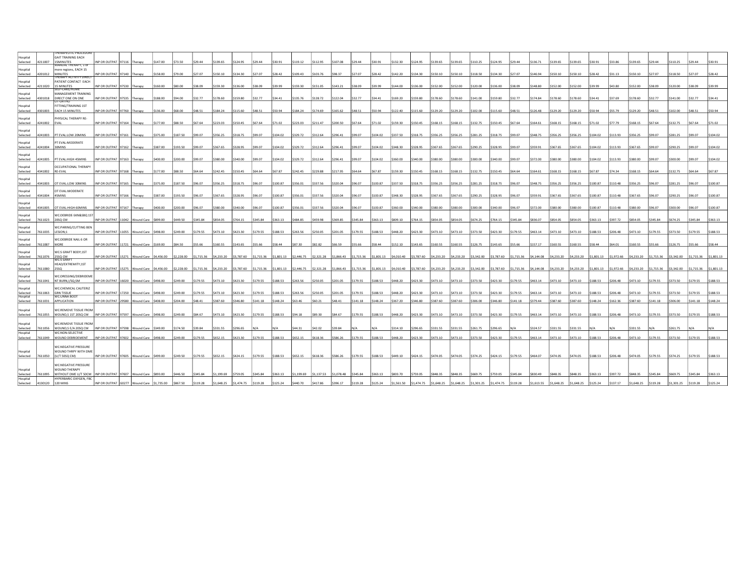| | | | | | | | | | | | | | | | | | | | | | | | | | | | | | | | | | | |
|---|---|---|---|---|---|---|---|---|---|---|---|---|---|---|---|---|---|---|---|---|---|---|---|---|---|---|---|---|---|---|---|---|---|---|
| Hospital Selected | 4211007 | THERAPEUTIC PROCEDURE GAIT TRAINING EACH 15MINUTES | INP OR OUTPAT | 97116 | Therapy | $147.00 | $73.50 | $29.44 | $139.65 | $124.95 | $29.44 | $30.91 | $119.12 | $112.95 | $107.08 | $29.44 | $30.91 | $132.30 | $124.95 | $139.65 | $139.65 | $110.25 | $124.95 | $29.44 | $136.71 | $139.65 | $139.65 | $30.91 | $33.86 | $139.65 | $29.44 | $110.25 | $29.44 | $30.91 |
| Hospital Selected | 4201012 | MANUAL THERAPY, 1 or more regions, EACH 15 MINUTES | INP OR OUTPAT | 97140 | Therapy | $158.00 | $79.00 | $27.07 | $150.10 | $134.30 | $27.07 | $28.42 | $109.43 | $103.76 | $98.37 | $27.07 | $28.42 | $142.20 | $134.30 | $150.10 | $150.10 | $118.50 | $134.30 | $27.07 | $146.94 | $150.10 | $150.10 | $28.42 | $31.13 | $150.10 | $27.07 | $118.50 | $27.07 | $28.42 |
| Hospital Selected | 4211020 | THERAPY ACTIVITY DIRECT PATIENT CONTACT EACH 15 MINUTES | INP OR OUTPAT | 97530 | Therapy | $160.00 | $80.00 | $38.09 | $159.30 | $136.00 | $38.09 | $39.99 | $159.30 | $151.05 | $143.21 | $38.09 | $39.99 | $144.00 | $136.00 | $152.00 | $152.00 | $120.00 | $136.00 | $38.09 | $148.80 | $152.00 | $152.00 | $39.99 | $43.80 | $152.00 | $38.09 | $120.00 | $38.09 | $39.99 |
| Hospital Selected | 4301018 | SELF-CARE/HOME MANAGEMENT TRAINING DIRECT ONE ON ONE | INP OR OUTPAT | 97535 | Therapy | $188.00 | $94.00 | $32.77 | $178.60 | $159.80 | $32.77 | $34.41 | $135.76 | $128.72 | $122.04 | $32.77 | $34.41 | $169.20 | $159.80 | $178.60 | $178.60 | $141.00 | $159.80 | $32.77 | $174.84 | $178.60 | $178.60 | $34.41 | $37.69 | $178.60 | $32.77 | $141.00 | $32.77 | $34.41 |
| Hospital Selected | 4301003 | ORTHOTIC FITTING/TRAINING 1ST EACH 15 MINUTES | INP OR OUTPAT | 97760 | Therapy | $136.00 | $68.00 | $48.51 | $184.24 | $115.60 | $48.51 | $50.94 | $184.24 | $174.69 | $165.62 | $48.51 | $50.94 | $122.40 | $115.60 | $129.20 | $129.20 | $102.00 | $115.60 | $48.51 | $126.48 | $129.20 | $129.20 | $50.94 | $55.79 | $129.20 | $48.51 | $102.00 | $48.51 | $50.94 |
| Hospital Selected | 4241002 | PHYSICAL THERAPY RE-EVAL | INP OR OUTPAT | 97164 | Therapy | $177.00 | $88.50 | $67.64 | $223.03 | $150.45 | $67.64 | $71.02 | $223.03 | $211.47 | $200.50 | $67.64 | $71.02 | $159.30 | $150.45 | $168.15 | $168.15 | $132.75 | $150.45 | $67.64 | $164.61 | $168.15 | $168.15 | $71.02 | $77.79 | $168.15 | $67.64 | $132.75 | $67.64 | $71.02 |
| Hospital Selected | 4241003 | PT EVAL:LOW 20MINS | INP OR OUTPAT | 97161 | Therapy | $375.00 | $187.50 | $99.07 | $356.25 | $318.75 | $99.07 | $104.02 | $329.72 | $312.64 | $296.41 | $99.07 | $104.02 | $337.50 | $318.75 | $356.25 | $356.25 | $281.25 | $318.75 | $99.07 | $348.75 | $356.25 | $356.25 | $104.02 | $113.93 | $356.25 | $99.07 | $281.25 | $99.07 | $104.02 |
| Hospital Selected | 4241004 | PT EVAL:MODERATE 30MINS | INP OR OUTPAT | 97162 | Therapy | $387.00 | $193.50 | $99.07 | $367.65 | $328.95 | $99.07 | $104.02 | $329.72 | $312.64 | $296.41 | $99.07 | $104.02 | $348.30 | $328.95 | $367.65 | $367.65 | $290.25 | $328.95 | $99.07 | $359.91 | $367.65 | $367.65 | $104.02 | $113.93 | $367.65 | $99.07 | $290.25 | $99.07 | $104.02 |
| Hospital Selected | 4241005 | PT EVAL:HIGH 45MINS | INP OR OUTPAT | 97163 | Therapy | $400.00 | $200.00 | $99.07 | $380.00 | $340.00 | $99.07 | $104.02 | $329.72 | $312.64 | $296.41 | $99.07 | $104.02 | $360.00 | $340.00 | $380.00 | $380.00 | $300.00 | $340.00 | $99.07 | $372.00 | $380.00 | $380.00 | $104.02 | $113.93 | $380.00 | $99.07 | $300.00 | $99.07 | $104.02 |
| Hospital Selected | 4341002 | OCCUPATIONAL THERAPY RE-EVAL | INP OR OUTPAT | 97168 | Therapy | $177.00 | $88.50 | $64.64 | $242.45 | $150.45 | $64.64 | $67.87 | $242.45 | $229.88 | $217.95 | $64.64 | $67.87 | $159.30 | $150.45 | $168.15 | $168.15 | $132.75 | $150.45 | $64.64 | $164.61 | $168.15 | $168.15 | $67.87 | $74.34 | $168.15 | $64.64 | $132.75 | $64.64 | $67.87 |
| Hospital Selected | 4341003 | OT EVAL:LOW 30MINS | INP OR OUTPAT | 97165 | Therapy | $375.00 | $187.50 | $96.07 | $356.25 | $318.75 | $96.07 | $100.87 | $356.01 | $337.56 | $320.04 | $96.07 | $100.87 | $337.50 | $318.75 | $356.25 | $356.25 | $281.25 | $318.75 | $96.07 | $348.75 | $356.25 | $356.25 | $100.87 | $110.48 | $356.25 | $96.07 | $281.25 | $96.07 | $100.87 |
| Hospital Selected | 4341004 | OT EVAL:MODERATE 45MINS | INP OR OUTPAT | 97166 | Therapy | $387.00 | $193.50 | $96.07 | $367.65 | $328.95 | $96.07 | $100.87 | $356.01 | $337.56 | $320.04 | $96.07 | $100.87 | $348.30 | $328.95 | $367.65 | $367.65 | $290.25 | $328.95 | $96.07 | $359.91 | $367.65 | $367.65 | $100.87 | $110.48 | $367.65 | $96.07 | $290.25 | $96.07 | $100.87 |
| Hospital Selected | 4341005 | OT EVAL:HIGH 60MINS | INP OR OUTPAT | 97167 | Therapy | $400.00 | $200.00 | $96.07 | $380.00 | $340.00 | $96.07 | $100.87 | $356.01 | $337.56 | $320.04 | $96.07 | $100.87 | $360.00 | $340.00 | $380.00 | $380.00 | $300.00 | $340.00 | $96.07 | $372.00 | $380.00 | $380.00 | $100.87 | $110.48 | $380.00 | $96.07 | $300.00 | $96.07 | $100.87 |
| Hospital Selected | 7611023 | WC:DEBRIDE-SKN&SQ 1ST 20SQ CM | INP OR OUTPAT | 11042 | Wound Care | $899.00 | $449.50 | $345.84 | $854.05 | $764.15 | $345.84 | $363.13 | $484.85 | $459.98 | $369.85 | $345.84 | $363.13 | $809.10 | $764.15 | $854.05 | $854.05 | $674.25 | $764.15 | $345.84 | $836.07 | $854.05 | $854.05 | $363.13 | $397.72 | $854.05 | $345.84 | $674.25 | $345.84 | $363.13 |
| Hospital Selected | 7611035 | WC:PARING/CUTTING BEN LESION;1 | INP OR OUTPAT | 11055 | Wound Care | $498.00 | $249.00 | $179.55 | $473.10 | $423.30 | $179.55 | $188.53 | $263.56 | $250.05 | $201.05 | $179.55 | $188.53 | $448.20 | $423.30 | $473.10 | $473.10 | $373.50 | $423.30 | $179.55 | $463.14 | $473.10 | $473.10 | $188.53 | $206.48 | $473.10 | $179.55 | $373.50 | $179.55 | $188.53 |
| Hospital Selected | 7611087 | WC:DEBRIDE NAIL 6 OR MORE | INP OR OUTPAT | 11721 | Wound Care | $169.00 | $84.50 | $55.66 | $160.55 | $143.65 | $55.66 | $58.44 | $87.30 | $82.82 | $66.59 | $55.66 | $58.44 | $152.10 | $143.65 | $160.55 | $160.55 | $126.75 | $143.65 | $55.66 | $157.17 | $160.55 | $160.55 | $58.44 | $64.01 | $160.55 | $55.66 | $126.75 | $55.66 | $58.44 |
| Hospital Selected | 7611076 | WC:S GRAFT BODY;1ST 25SQ CM | INP OR OUTPAT | 15271 | Wound Care | $4,456.00 | $2,228.00 | $1,715.36 | $4,233.20 | $3,787.60 | $1,715.36 | $1,801.13 | $2,446.75 | $2,321.28 | $1,866.43 | $1,715.36 | $1,801.13 | $4,010.40 | $3,787.60 | $4,233.20 | $4,233.20 | $3,342.00 | $3,787.60 | $1,715.36 | $4,144.08 | $4,233.20 | $4,233.20 | $1,801.13 | $1,972.66 | $4,233.20 | $1,715.36 | $3,342.00 | $1,715.36 | $1,801.13 |
| Hospital Selected | 7611080 | WC:S GRAFT HEAD/EXTREMITY;1ST 25SQ | INP OR OUTPAT | 15275 | Wound Care | $4,456.00 | $2,228.00 | $1,715.36 | $4,233.20 | $3,787.60 | $1,715.36 | $1,801.13 | $2,446.75 | $2,321.28 | $1,866.43 | $1,715.36 | $1,801.13 | $4,010.40 | $3,787.60 | $4,233.20 | $4,233.20 | $3,342.00 | $3,787.60 | $1,715.36 | $4,144.08 | $4,233.20 | $4,233.20 | $1,801.13 | $1,972.66 | $4,233.20 | $1,715.36 | $3,342.00 | $1,715.36 | $1,801.13 |
| Hospital Selected | 7611041 | WC:DRESSING/DEBRIDEMENT BURN,/SQ;SM | INP OR OUTPAT | 16020 | Wound Care | $498.00 | $249.00 | $179.55 | $473.10 | $423.30 | $179.55 | $188.53 | $263.56 | $250.05 | $201.05 | $179.55 | $188.53 | $448.20 | $423.30 | $473.10 | $473.10 | $373.50 | $423.30 | $179.55 | $463.14 | $473.10 | $473.10 | $188.53 | $206.48 | $473.10 | $179.55 | $373.50 | $179.55 | $188.53 |
| Hospital Selected | 7611063 | WC:CHEMICAL CAUTERIZ GRN TISSUE | INP OR OUTPAT | 17250 | Wound Care | $498.00 | $249.00 | $179.55 | $473.10 | $423.30 | $179.55 | $188.53 | $263.56 | $250.05 | $201.05 | $179.55 | $188.53 | $448.20 | $423.30 | $473.10 | $473.10 | $373.50 | $423.30 | $179.55 | $463.14 | $473.10 | $473.10 | $188.53 | $206.48 | $473.10 | $179.55 | $373.50 | $179.55 | $188.53 |
| Hospital Selected | 7611031 | WC:UNNA BOOT APPLICATION | INP OR OUTPAT | 29580 | Wound Care | $408.00 | $204.00 | $48.41 | $387.60 | $346.80 | $141.18 | $148.24 | $63.46 | $60.21 | $48.41 | $141.18 | $148.24 | $367.20 | $346.80 | $387.60 | $387.60 | $306.00 | $346.80 | $141.18 | $379.44 | $387.60 | $387.60 | $148.24 | $162.36 | $387.60 | $141.18 | $306.00 | $141.18 | $148.24 |
| Hospital Selected | 7611055 | WC:REMOVE TISSUE FROM WOUND,S 1ST 20SQ CM | INP OR OUTPAT | 97597 | Wound Care | $498.00 | $249.00 | $84.67 | $473.10 | $423.30 | $179.55 | $188.53 | $94.18 | $89.30 | $84.67 | $179.55 | $188.53 | $448.20 | $423.30 | $473.10 | $473.10 | $373.50 | $423.30 | $179.55 | $463.14 | $473.10 | $473.10 | $188.53 | $206.48 | $473.10 | $179.55 | $373.50 | $179.55 | $188.53 |
| Hospital Selected | 7611056 | WC:REMOVE TISSUE FROM WOUND,S E/A 20SQ CM | INP OR OUTPAT | 97598 | Wound Care | $349.00 | $174.50 | $39.84 | $331.55 | $296.65 | N/A | N/A | $44.31 | $42.02 | $39.84 | N/A | N/A | $314.10 | $296.65 | $331.55 | $331.55 | $261.75 | $296.65 | N/A | $324.57 | $331.55 | $331.55 | N/A | N/A | $331.55 | N/A | $261.75 | N/A | N/A |
| Hospital Selected | 7611049 | WC:NON-SELECTIVE WOUND DEBRIDEMENT | INP OR OUTPAT | 97602 | Wound Care | $498.00 | $249.00 | $179.55 | $652.15 | $423.30 | $179.55 | $188.53 | $652.15 | $618.36 | $586.26 | $179.55 | $188.53 | $448.20 | $423.30 | $473.10 | $473.10 | $373.50 | $423.30 | $179.55 | $463.14 | $473.10 | $473.10 | $188.53 | $206.48 | $473.10 | $179.55 | $373.50 | $179.55 | $188.53 |
| Hospital Selected | 7611050 | WC:NEGATIVE PRESSURE WOUND THRPY WITH DME (U/T 50SQ CM) | INP OR OUTPAT | 97605 | Wound Care | $499.00 | $249.50 | $179.55 | $652.15 | $424.15 | $179.55 | $188.53 | $652.15 | $618.36 | $586.26 | $179.55 | $188.53 | $449.10 | $424.15 | $474.05 | $474.05 | $374.25 | $424.15 | $179.55 | $464.07 | $474.05 | $474.05 | $188.53 | $206.48 | $474.05 | $179.55 | $374.25 | $179.55 | $188.53 |
| Hospital Selected | 7611095 | WC:NEGATIVE PRESSURE WOUND THERAPY WITHOUT DME U/T 50CM | INP OR OUTPAT | 97607 | Wound Care | $893.00 | $446.50 | $345.84 | $1,199.69 | $759.05 | $345.84 | $363.13 | $1,199.69 | $1,137.53 | $1,078.48 | $345.84 | $363.13 | $803.70 | $759.05 | $848.35 | $848.35 | $669.75 | $759.05 | $345.84 | $830.49 | $848.35 | $848.35 | $363.13 | $397.72 | $848.35 | $345.84 | $669.75 | $345.84 | $363.13 |
| Hospital Selected | 4130120 | HYPERBARIC OXYGEN, FBC 120 MINS | INP OR OUTPAT | G0277 | Wound Care | $1,735.00 | $867.50 | $119.28 | $1,648.25 | $1,474.75 | $119.28 | $125.24 | $440.70 | $417.86 | $396.17 | $119.28 | $125.24 | $1,561.50 | $1,474.75 | $1,648.25 | $1,648.25 | $1,301.25 | $1,474.75 | $119.28 | $1,613.55 | $1,648.25 | $1,648.25 | $125.24 | $137.17 | $1,648.25 | $119.28 | $1,301.25 | $119.28 | $125.24 |